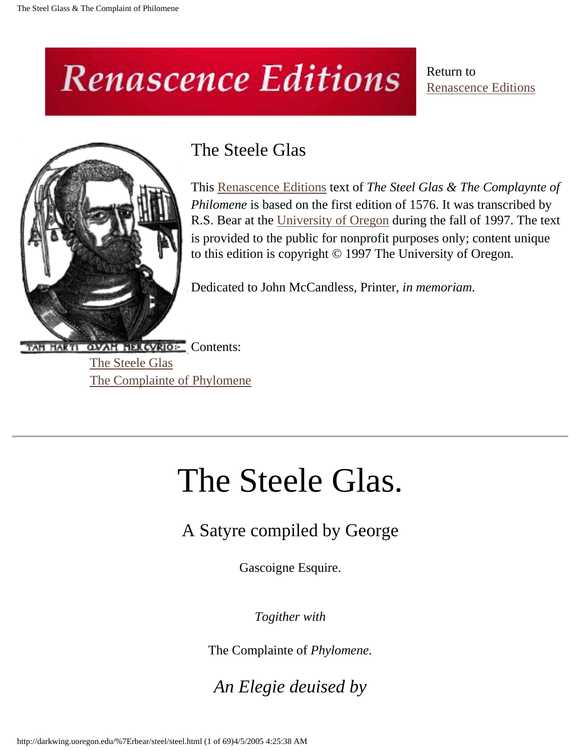Renascence Editions

Return to
Renascence Editions

## The Steele Glas

This Renascence Editions text of *The Steel Glas & The Complaynte of Philomene* is based on the first edition of 1576. It was transcribed by R.S. Bear at the University of Oregon during the fall of 1997. The text is provided to the public for nonprofit purposes only; content unique to this edition is copyright © 1997 The University of Oregon.

Dedicated to John McCandless, Printer, *in memoriam.*

TAM MARTI QVAM MERCVRIO:-

Contents:
The Steele Glas
The Complainte of Phylomene

---

# The Steele Glas.

## A Satyre compiled by George

Gascoigne Esquire.

*Togither with*

The Complainte of *Phylomene.*

### *An Elegie deuised by*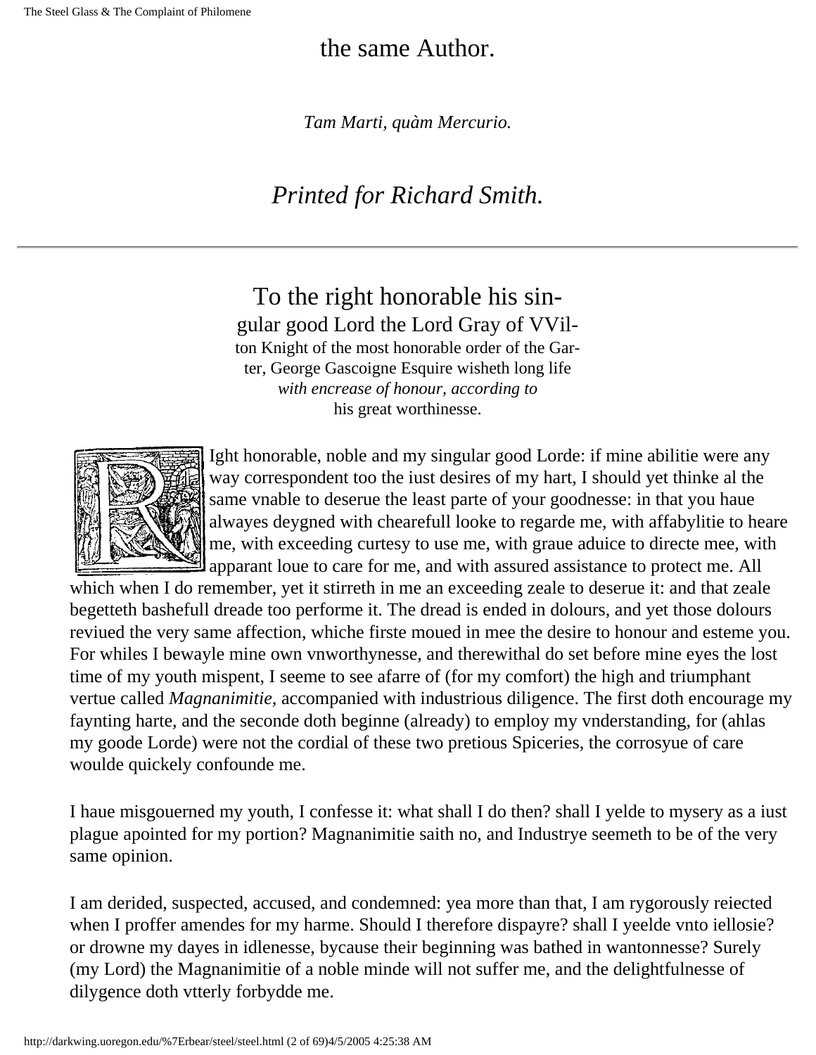the same Author.

*Tam Marti, quàm Mercurio.*

*Printed for Richard Smith.*

---

## To the right honorable his singular good Lord the Lord Gray of VVilton Knight of the most honorable order of the Garter, George Gascoigne Esquire wisheth long life *with encrease of honour, according to* his great worthinesse.

Right honorable, noble and my singular good Lorde: if mine abilitie were any way correspondent too the iust desires of my hart, I should yet thinke al the same vnable to deserue the least parte of your goodnesse: in that you haue alwayes deygned with chearefull looke to regarde me, with affabylitie to heare me, with exceeding curtesy to use me, with graue aduice to directe mee, with apparant loue to care for me, and with assured assistance to protect me. All which when I do remember, yet it stirreth in me an exceeding zeale to deserue it: and that zeale begetteth bashefull dreade too performe it. The dread is ended in dolours, and yet those dolours reviued the very same affection, whiche firste moued in mee the desire to honour and esteme you. For whiles I bewayle mine own vnworthynesse, and therewithal do set before mine eyes the lost time of my youth mispent, I seeme to see afarre of (for my comfort) the high and triumphant vertue called *Magnanimitie,* accompanied with industrious diligence. The first doth encourage my faynting harte, and the seconde doth beginne (already) to employ my vnderstanding, for (ahlas my goode Lorde) were not the cordial of these two pretious Spiceries, the corrosyue of care woulde quickely confounde me.

I haue misgouerned my youth, I confesse it: what shall I do then? shall I yelde to mysery as a iust plague apointed for my portion? Magnanimitie saith no, and Industrye seemeth to be of the very same opinion.

I am derided, suspected, accused, and condemned: yea more than that, I am rygorously reiected when I proffer amendes for my harme. Should I therefore dispayre? shall I yeelde vnto iellosie? or drowne my dayes in idlenesse, bycause their beginning was bathed in wantonnesse? Surely (my Lord) the Magnanimitie of a noble minde will not suffer me, and the delightfulnesse of dilygence doth vtterly forbydde me.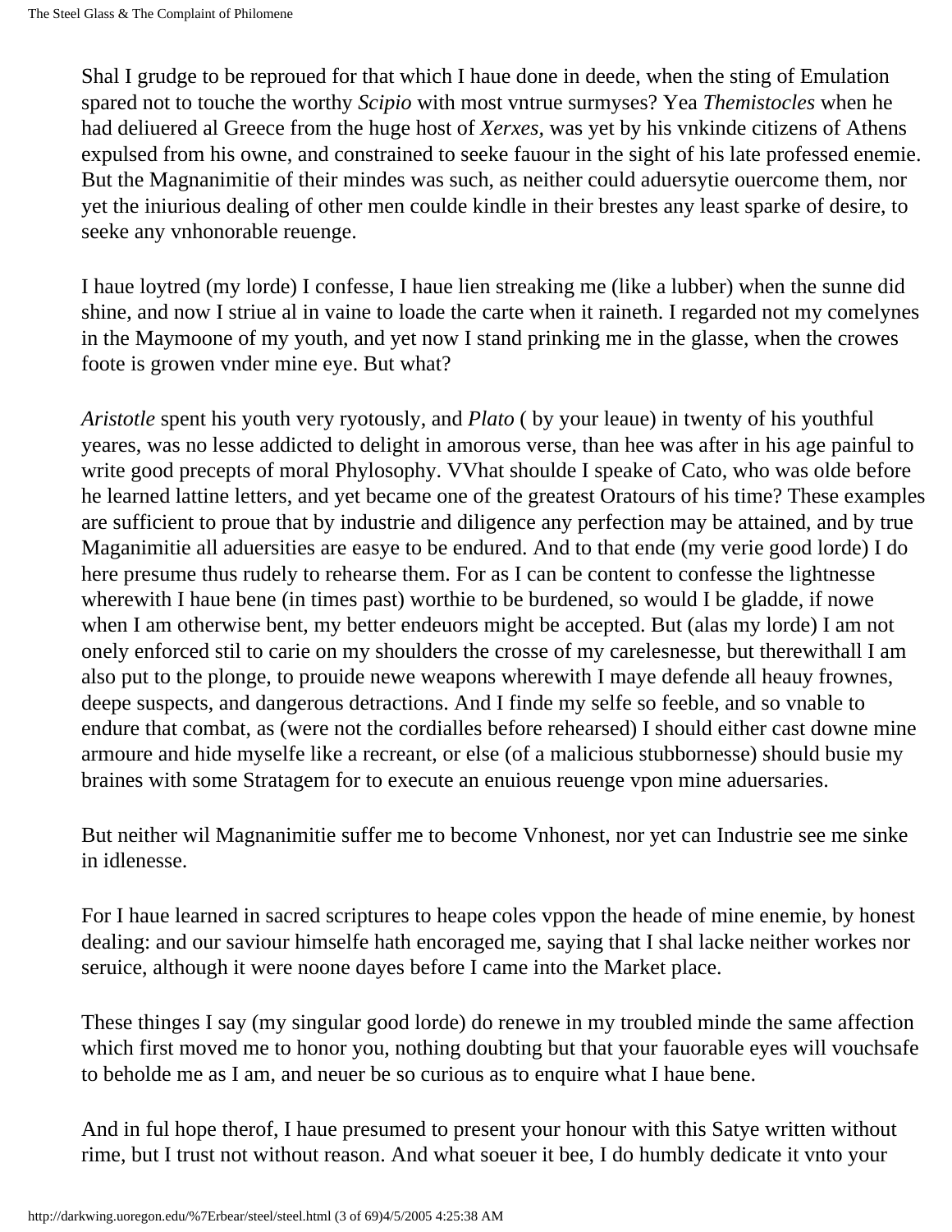Shal I grudge to be reproued for that which I haue done in deede, when the sting of Emulation spared not to touche the worthy *Scipio* with most vntrue surmyses? Yea *Themistocles* when he had deliuered al Greece from the huge host of *Xerxes*, was yet by his vnkinde citizens of Athens expulsed from his owne, and constrained to seeke fauour in the sight of his late professed enemie. But the Magnanimitie of their mindes was such, as neither could aduersytie ouercome them, nor yet the iniurious dealing of other men coulde kindle in their brestes any least sparke of desire, to seeke any vnhonorable reuenge.

I haue loytred (my lorde) I confesse, I haue lien streaking me (like a lubber) when the sunne did shine, and now I striue al in vaine to loade the carte when it raineth. I regarded not my comelynes in the Maymoone of my youth, and yet now I stand prinking me in the glasse, when the crowes foote is growen vnder mine eye. But what?

*Aristotle* spent his youth very ryotously, and *Plato* ( by your leaue) in twenty of his youthful yeares, was no lesse addicted to delight in amorous verse, than hee was after in his age painful to write good precepts of moral Phylosophy. VVhat shoulde I speake of Cato, who was olde before he learned lattine letters, and yet became one of the greatest Oratours of his time? These examples are sufficient to proue that by industrie and diligence any perfection may be attained, and by true Maganimitie all aduersities are easye to be endured. And to that ende (my verie good lorde) I do here presume thus rudely to rehearse them. For as I can be content to confesse the lightnesse wherewith I haue bene (in times past) worthie to be burdened, so would I be gladde, if nowe when I am otherwise bent, my better endeuors might be accepted. But (alas my lorde) I am not onely enforced stil to carie on my shoulders the crosse of my carelesnesse, but therewithall I am also put to the plonge, to prouide newe weapons wherewith I maye defende all heauy frownes, deepe suspects, and dangerous detractions. And I finde my selfe so feeble, and so vnable to endure that combat, as (were not the cordialles before rehearsed) I should either cast downe mine armoure and hide myselfe like a recreant, or else (of a malicious stubbornesse) should busie my braines with some Stratagem for to execute an enuious reuenge vpon mine aduersaries.

But neither wil Magnanimitie suffer me to become Vnhonest, nor yet can Industrie see me sinke in idlenesse.

For I haue learned in sacred scriptures to heape coles vppon the heade of mine enemie, by honest dealing: and our saviour himselfe hath encoraged me, saying that I shal lacke neither workes nor seruice, although it were noone dayes before I came into the Market place.

These thinges I say (my singular good lorde) do renewe in my troubled minde the same affection which first moved me to honor you, nothing doubting but that your fauorable eyes will vouchsafe to beholde me as I am, and neuer be so curious as to enquire what I haue bene.

And in ful hope therof, I haue presumed to present your honour with this Satye written without rime, but I trust not without reason. And what soeuer it bee, I do humbly dedicate it vnto your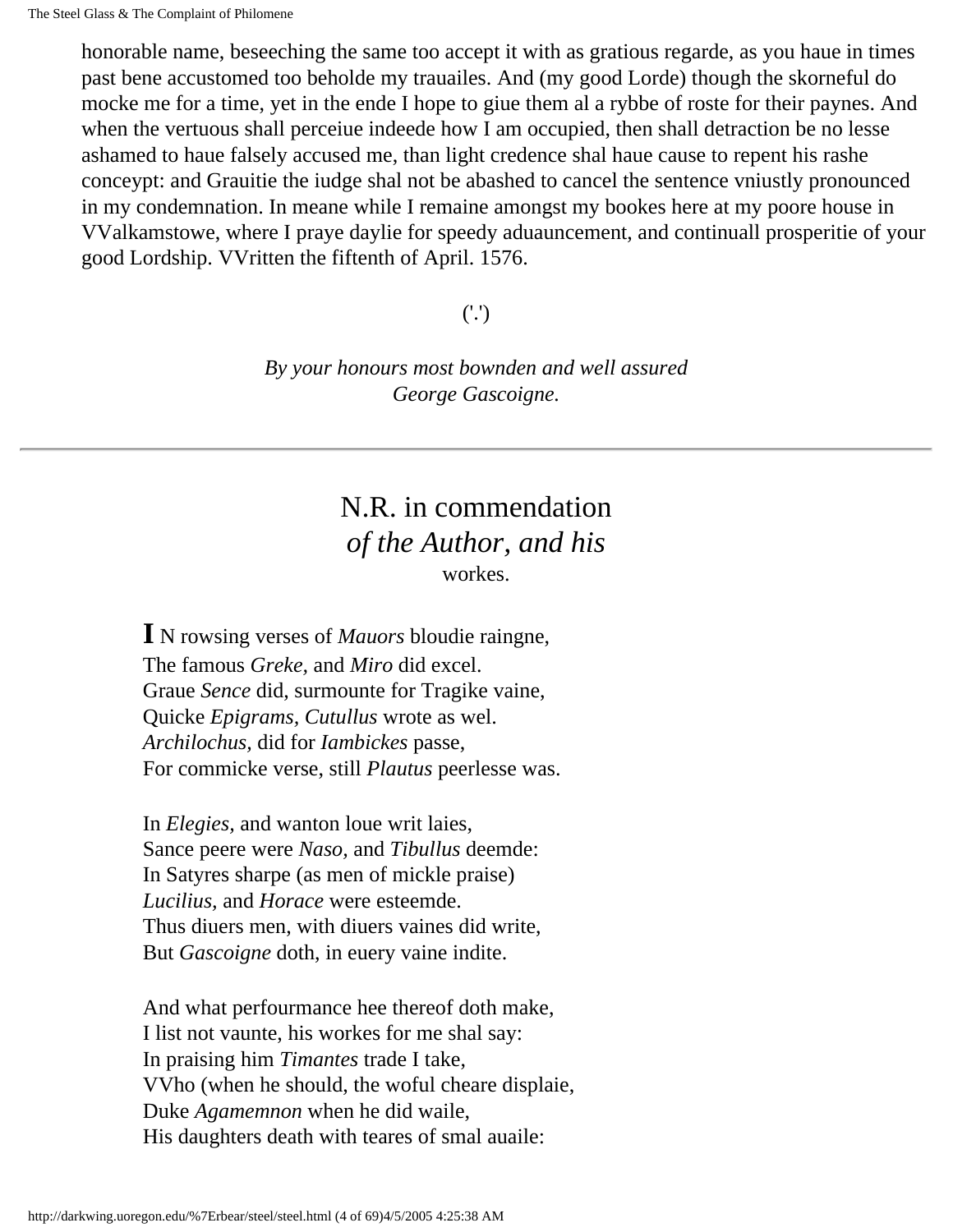honorable name, beseeching the same too accept it with as gratious regarde, as you haue in times past bene accustomed too beholde my trauailes. And (my good Lorde) though the skorneful do mocke me for a time, yet in the ende I hope to giue them al a rybbe of roste for their paynes. And when the vertuous shall perceiue indeede how I am occupied, then shall detraction be no lesse ashamed to haue falsely accused me, than light credence shal haue cause to repent his rashe conceypt: and Grauitie the iudge shal not be abashed to cancel the sentence vniustly pronounced in my condemnation. In meane while I remaine amongst my bookes here at my poore house in VValkamstowe, where I praye daylie for speedy aduauncement, and continuall prosperitie of your good Lordship. VVritten the fiftenth of April. 1576.

('.')

*By your honours most bownden and well assured*
*George Gascoigne.*

---

## N.R. in commendation *of the Author, and his* workes.

**I** N rowsing verses of *Mauors* bloudie raingne,
The famous *Greke,* and *Miro* did excel.
Graue *Sence* did, surmounte for Tragike vaine,
Quicke *Epigrams, Cutullus* wrote as wel.
*Archilochus,* did for *Iambickes* passe,
For commicke verse, still *Plautus* peerlesse was.

In *Elegies,* and wanton loue writ laies,
Sance peere were *Naso,* and *Tibullus* deemde:
In Satyres sharpe (as men of mickle praise)
*Lucilius,* and *Horace* were esteemde.
Thus diuers men, with diuers vaines did write,
But *Gascoigne* doth, in euery vaine indite.

And what perfourmance hee thereof doth make,
I list not vaunte, his workes for me shal say:
In praising him *Timantes* trade I take,
VVho (when he should, the woful cheare displaie,
Duke *Agamemnon* when he did waile,
His daughters death with teares of smal auaile: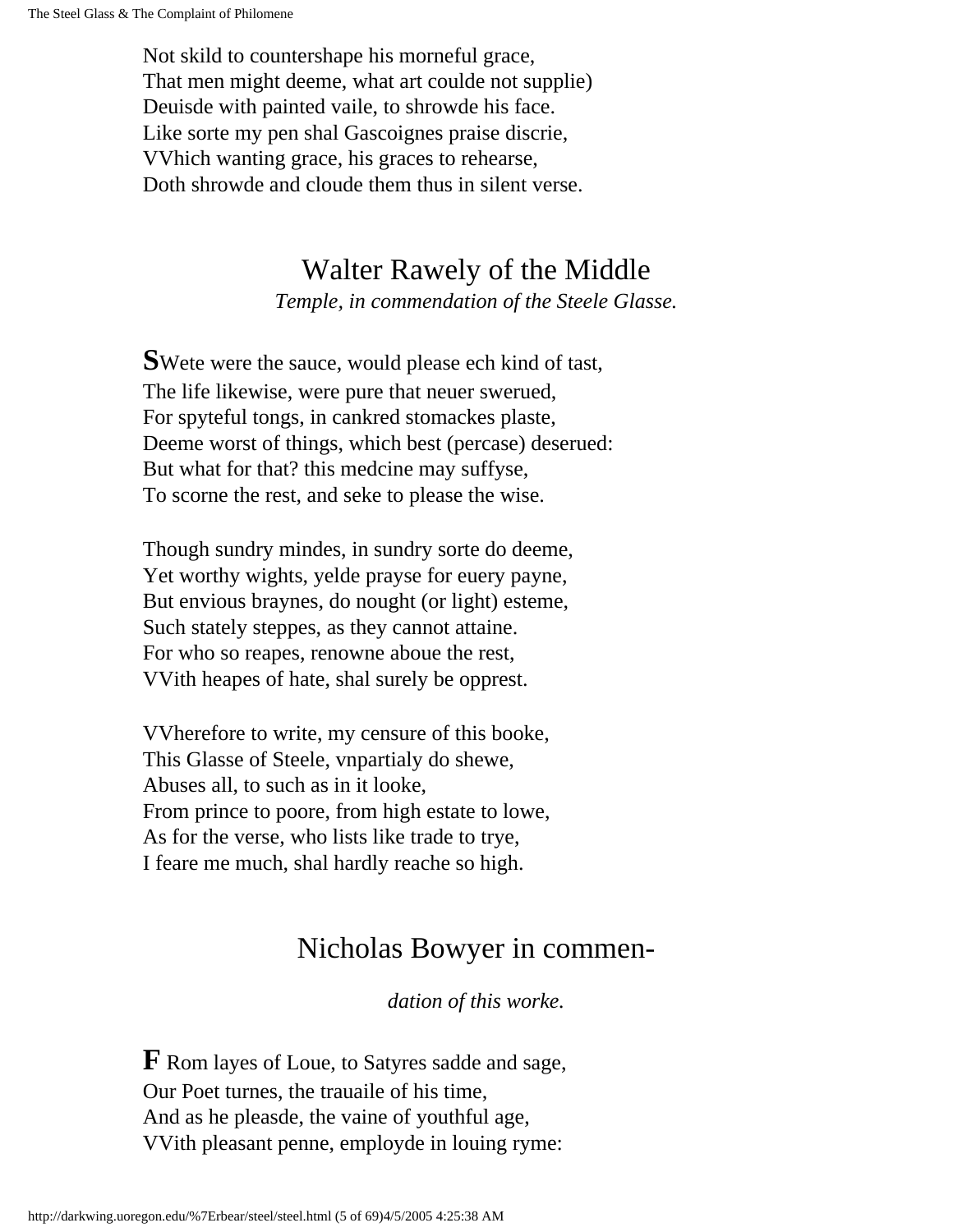Not skild to countershape his morneful grace,
That men might deeme, what art coulde not supplie)
Deuisde with painted vaile, to shrowde his face.
Like sorte my pen shal Gascoignes praise discrie,
VVhich wanting grace, his graces to rehearse,
Doth shrowde and cloude them thus in silent verse.

## Walter Rawely of the Middle

*Temple, in commendation of the Steele Glasse.*

**S**Wete were the sauce, would please ech kind of tast,
The life likewise, were pure that neuer swerued,
For spyteful tongs, in cankred stomackes plaste,
Deeme worst of things, which best (percase) deserued:
But what for that? this medcine may suffyse,
To scorne the rest, and seke to please the wise.

Though sundry mindes, in sundry sorte do deeme,
Yet worthy wights, yelde prayse for euery payne,
But envious braynes, do nought (or light) esteme,
Such stately steppes, as they cannot attaine.
For who so reapes, renowne aboue the rest,
VVith heapes of hate, shal surely be opprest.

VVherefore to write, my censure of this booke,
This Glasse of Steele, vnpartialy do shewe,
Abuses all, to such as in it looke,
From prince to poore, from high estate to lowe,
As for the verse, who lists like trade to trye,
I feare me much, shal hardly reache so high.

## Nicholas Bowyer in commen-

*dation of this worke.*

**F** Rom layes of Loue, to Satyres sadde and sage,
Our Poet turnes, the trauaile of his time,
And as he pleasde, the vaine of youthful age,
VVith pleasant penne, employde in louing ryme: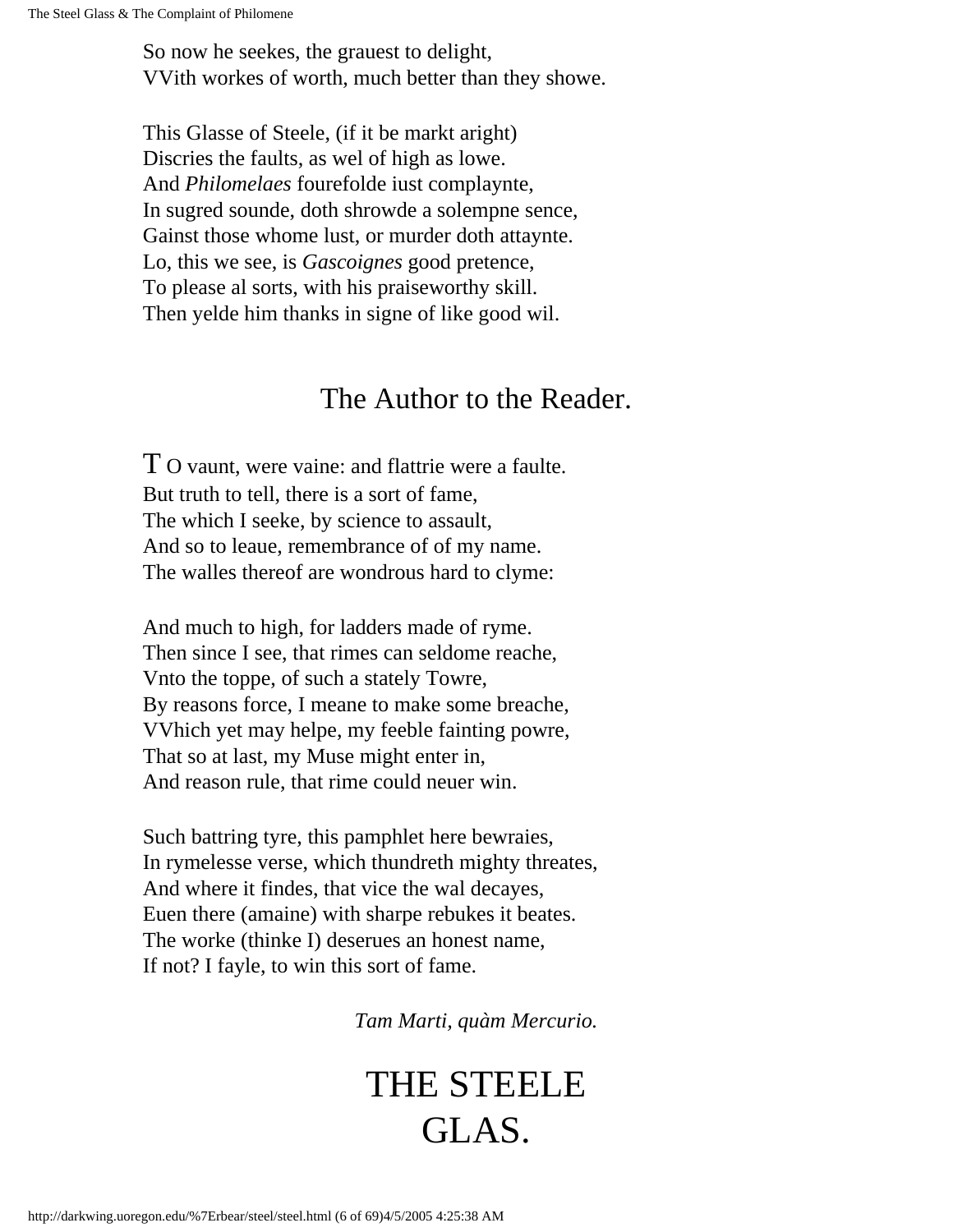So now he seekes, the grauest to delight,  
VVith workes of worth, much better than they showe.

This Glasse of Steele, (if it be markt aright)  
Discries the faults, as wel of high as lowe.  
And *Philomelaes* fourefolde iust complaynte,  
In sugred sounde, doth shrowde a solempne sence,  
Gainst those whome lust, or murder doth attaynte.  
Lo, this we see, is *Gascoignes* good pretence,  
To please al sorts, with his praiseworthy skill.  
Then yelde him thanks in signe of like good wil.

## The Author to the Reader.

TO vaunt, were vaine: and flattrie were a faulte.  
But truth to tell, there is a sort of fame,  
The which I seeke, by science to assault,  
And so to leaue, remembrance of of my name.  
The walles thereof are wondrous hard to clyme:

And much to high, for ladders made of ryme.  
Then since I see, that rimes can seldome reache,  
Vnto the toppe, of such a stately Towre,  
By reasons force, I meane to make some breache,  
VVhich yet may helpe, my feeble fainting powre,  
That so at last, my Muse might enter in,  
And reason rule, that rime could neuer win.

Such battring tyre, this pamphlet here bewraies,  
In rymelesse verse, which thundreth mighty threates,  
And where it findes, that vice the wal decayes,  
Euen there (amaine) with sharpe rebukes it beates.  
The worke (thinke I) deserues an honest name,  
If not? I fayle, to win this sort of fame.

*Tam Marti, quàm Mercurio.*

# THE STEELE GLAS.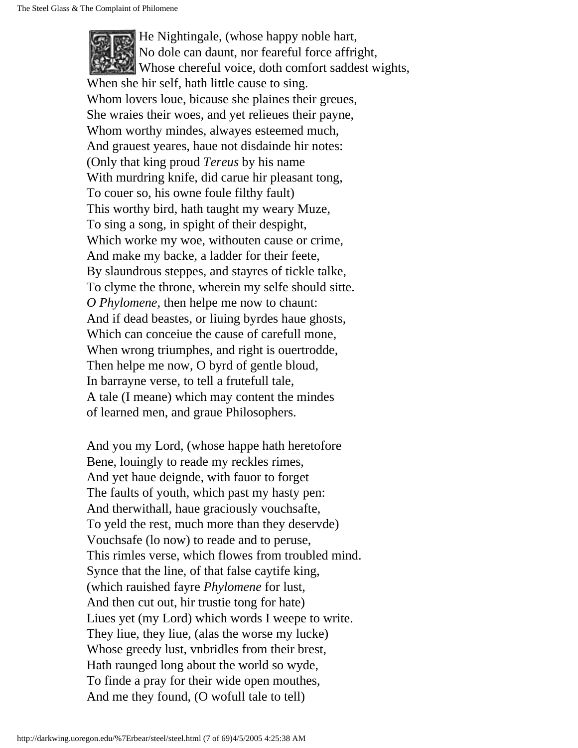THe Nightingale, (whose happy noble hart,
No dole can daunt, nor feareful force affright,
Whose chereful voice, doth comfort saddest wights,
When she hir self, hath little cause to sing.
Whom lovers loue, bicause she plaines their greues,
She wraies their woes, and yet relieues their payne,
Whom worthy mindes, alwayes esteemed much,
And grauest yeares, haue not disdainde hir notes:
(Only that king proud *Tereus* by his name
With murdring knife, did carue hir pleasant tong,
To couer so, his owne foule filthy fault)
This worthy bird, hath taught my weary Muze,
To sing a song, in spight of their despight,
Which worke my woe, withouten cause or crime,
And make my backe, a ladder for their feete,
By slaundrous steppes, and stayres of tickle talke,
To clyme the throne, wherein my selfe should sitte.
*O Phylomene,* then helpe me now to chaunt:
And if dead beastes, or liuing byrdes haue ghosts,
Which can conceiue the cause of carefull mone,
When wrong triumphes, and right is ouertrodde,
Then helpe me now, O byrd of gentle bloud,
In barrayne verse, to tell a frutefull tale,
A tale (I meane) which may content the mindes
of learned men, and graue Philosophers.

And you my Lord, (whose happe hath heretofore
Bene, louingly to reade my reckles rimes,
And yet haue deignde, with fauor to forget
The faults of youth, which past my hasty pen:
And therwithall, haue graciously vouchsafte,
To yeld the rest, much more than they deservde)
Vouchsafe (lo now) to reade and to peruse,
This rimles verse, which flowes from troubled mind.
Synce that the line, of that false caytife king,
(which rauished fayre *Phylomene* for lust,
And then cut out, hir trustie tong for hate)
Liues yet (my Lord) which words I weepe to write.
They liue, they liue, (alas the worse my lucke)
Whose greedy lust, vnbridles from their brest,
Hath raunged long about the world so wyde,
To finde a pray for their wide open mouthes,
And me they found, (O wofull tale to tell)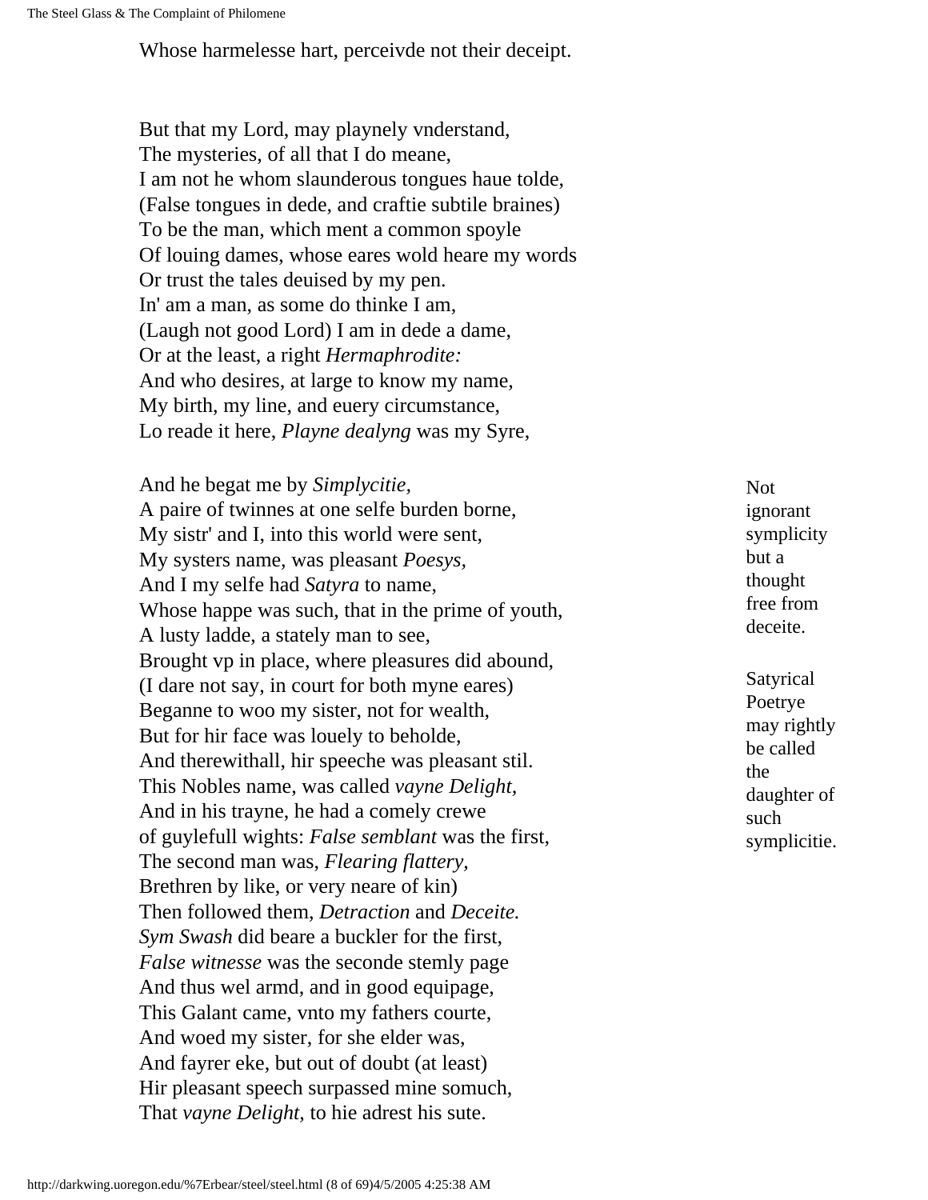Whose harmelesse hart, perceivde not their deceipt.

But that my Lord, may playnely vnderstand,  
The mysteries, of all that I do meane,  
I am not he whom slaunderous tongues haue tolde,  
(False tongues in dede, and craftie subtile braines)  
To be the man, which ment a common spoyle  
Of louing dames, whose eares wold heare my words  
Or trust the tales deuised by my pen.  
In' am a man, as some do thinke I am,  
(Laugh not good Lord) I am in dede a dame,  
Or at the least, a right *Hermaphrodite:*  
And who desires, at large to know my name,  
My birth, my line, and euery circumstance,  
Lo reade it here, *Playne dealyng* was my Syre,

And he begat me by *Simplycitie,*  
A paire of twinnes at one selfe burden borne,  
My sistr' and I, into this world were sent,  
My systers name, was pleasant *Poesys,*  
And I my selfe had *Satyra* to name,  
Whose happe was such, that in the prime of youth,  
A lusty ladde, a stately man to see,  
Brought vp in place, where pleasures did abound,  
(I dare not say, in court for both myne eares)  
Beganne to woo my sister, not for wealth,  
But for hir face was louely to beholde,  
And therewithall, hir speeche was pleasant stil.  
This Nobles name, was called *vayne Delight,*  
And in his trayne, he had a comely crewe  
of guylefull wights: *False semblant* was the first,  
The second man was, *Flearing flattery,*  
Brethren by like, or very neare of kin)  
Then followed them, *Detraction* and *Deceite.*  
*Sym Swash* did beare a buckler for the first,  
*False witnesse* was the seconde stemly page  
And thus wel armd, and in good equipage,  
This Galant came, vnto my fathers courte,  
And woed my sister, for she elder was,  
And fayrer eke, but out of doubt (at least)  
Hir pleasant speech surpassed mine somuch,  
That *vayne Delight,* to hie adrest his sute.

Not ignorant symplicity but a thought free from deceite.

Satyrical Poetrye may rightly be called the daughter of such symplicitie.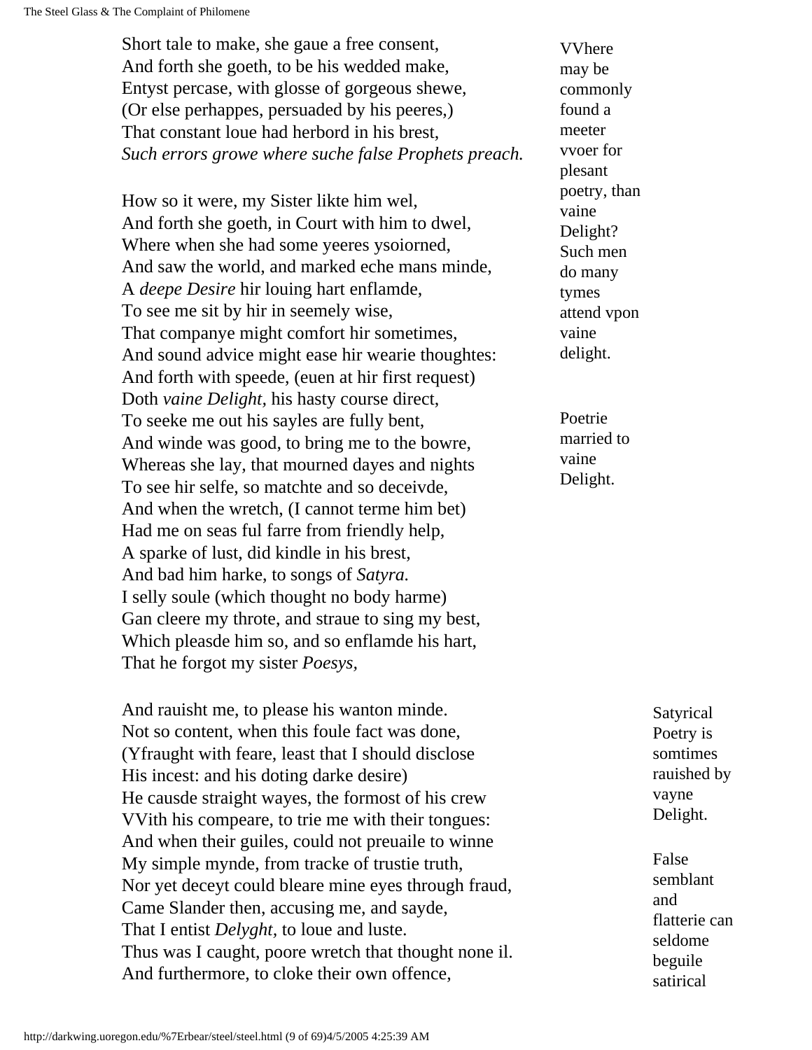Short tale to make, she gaue a free consent,
And forth she goeth, to be his wedded make,
Entyst percase, with glosse of gorgeous shewe,
(Or else perhappes, persuaded by his peeres,)
That constant loue had herbord in his brest,
*Such errors growe where suche false Prophets preach.*

VVhere may be commonly found a meeter vvoer for plesant poetry, than vaine Delight? Such men do many tymes attend vpon vaine delight.

How so it were, my Sister likte him wel,
And forth she goeth, in Court with him to dwel,
Where when she had some yeeres ysoiorned,
And saw the world, and marked eche mans minde,
A *deepe Desire* hir louing hart enflamde,
To see me sit by hir in seemely wise,
That companye might comfort hir sometimes,
And sound advice might ease hir wearie thoughtes:
And forth with speede, (euen at hir first request)
Doth *vaine Delight*, his hasty course direct,
To seeke me out his sayles are fully bent,
And winde was good, to bring me to the bowre,
Whereas she lay, that mourned dayes and nights
To see hir selfe, so matchte and so deceivde,
And when the wretch, (I cannot terme him bet)
Had me on seas ful farre from friendly help,
A sparke of lust, did kindle in his brest,
And bad him harke, to songs of *Satyra.*
I selly soule (which thought no body harme)
Gan cleere my throte, and straue to sing my best,
Which pleasde him so, and so enflamde his hart,
That he forgot my sister *Poesys*,

Poetrie married to vaine Delight.

And rauisht me, to please his wanton minde.
Not so content, when this foule fact was done,
(Yfraught with feare, least that I should disclose
His incest: and his doting darke desire)
He causde straight wayes, the formost of his crew
VVith his compeare, to trie me with their tongues:
And when their guiles, could not preuaile to winne
My simple mynde, from tracke of trustie truth,
Nor yet deceyt could bleare mine eyes through fraud,
Came Slander then, accusing me, and sayde,
That I entist *Delyght*, to loue and luste.
Thus was I caught, poore wretch that thought none il.
And furthermore, to cloke their own offence,

Satyrical Poetry is somtimes rauished by vayne Delight.

False semblant and flatterie can seldome beguile satirical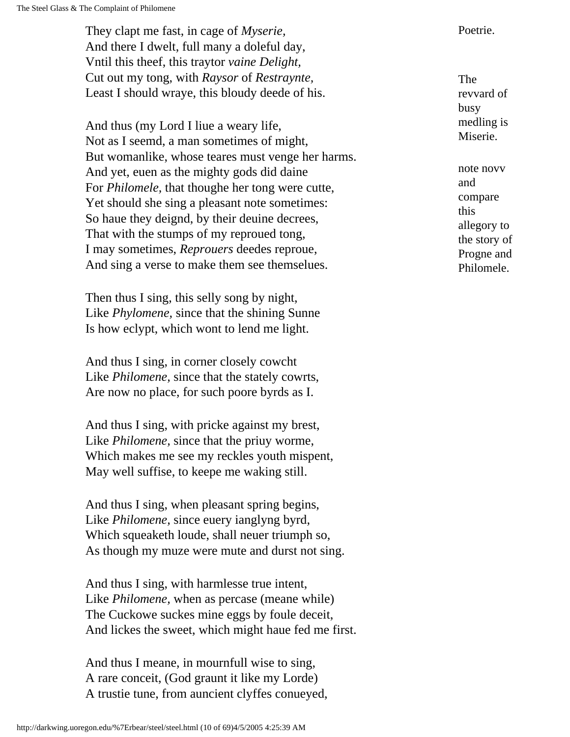They clapt me fast, in cage of *Myserie,*
And there I dwelt, full many a doleful day,
Vntil this theef, this traytor *vaine Delight,*
Cut out my tong, with *Raysor* of *Restraynte,*
Least I should wraye, this bloudy deede of his.

Poetrie.

The revvard of busy medling is Miserie.

And thus (my Lord I liue a weary life,
Not as I seemd, a man sometimes of might,
But womanlike, whose teares must venge her harms.
And yet, euen as the mighty gods did daine
For *Philomele,* that thoughe her tong were cutte,
Yet should she sing a pleasant note sometimes:
So haue they deignd, by their deuine decrees,
That with the stumps of my reproued tong,
I may sometimes, *Reprouers* deedes reproue,
And sing a verse to make them see themselues.

note novv and compare this allegory to the story of Progne and Philomele.

Then thus I sing, this selly song by night,
Like *Phylomene,* since that the shining Sunne
Is how eclypt, which wont to lend me light.

And thus I sing, in corner closely cowcht
Like *Philomene,* since that the stately cowrts,
Are now no place, for such poore byrds as I.

And thus I sing, with pricke against my brest,
Like *Philomene,* since that the priuy worme,
Which makes me see my reckles youth mispent,
May well suffise, to keepe me waking still.

And thus I sing, when pleasant spring begins,
Like *Philomene,* since euery ianglyng byrd,
Which squeaketh loude, shall neuer triumph so,
As though my muze were mute and durst not sing.

And thus I sing, with harmlesse true intent,
Like *Philomene,* when as percase (meane while)
The Cuckowe suckes mine eggs by foule deceit,
And lickes the sweet, which might haue fed me first.

And thus I meane, in mournfull wise to sing,
A rare conceit, (God graunt it like my Lorde)
A trustie tune, from auncient clyffes conueyed,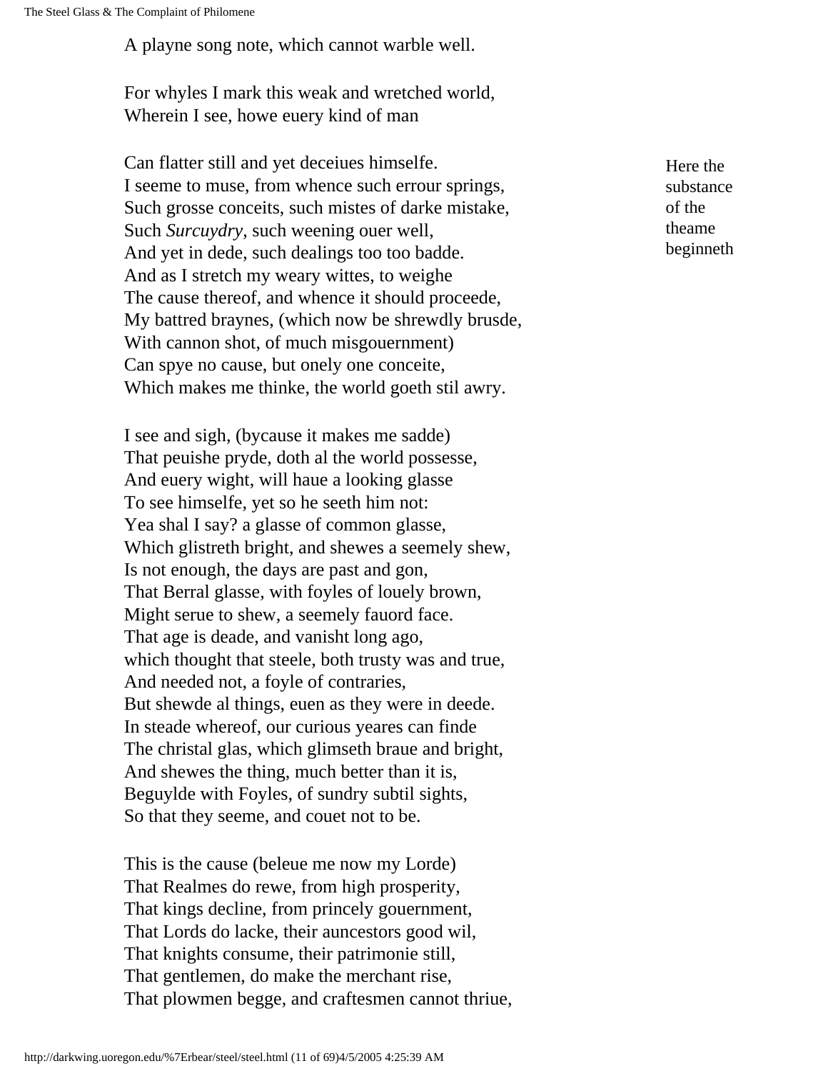A playne song note, which cannot warble well.

For whyles I mark this weak and wretched world,
Wherein I see, howe euery kind of man

Can flatter still and yet deceiues himselfe.
I seeme to muse, from whence such errour springs,
Such grosse conceits, such mistes of darke mistake,
Such *Surcuydry,* such weening ouer well,
And yet in dede, such dealings too too badde.
And as I stretch my weary wittes, to weighe
The cause thereof, and whence it should proceede,
My battred braynes, (which now be shrewdly brusde,
With cannon shot, of much misgouernment)
Can spye no cause, but onely one conceite,
Which makes me thinke, the world goeth stil awry.

Here the substance of the theame beginneth

I see and sigh, (bycause it makes me sadde)
That peuishe pryde, doth al the world possesse,
And euery wight, will haue a looking glasse
To see himselfe, yet so he seeth him not:
Yea shal I say? a glasse of common glasse,
Which glistreth bright, and shewes a seemely shew,
Is not enough, the days are past and gon,
That Berral glasse, with foyles of louely brown,
Might serue to shew, a seemely fauord face.
That age is deade, and vanisht long ago,
which thought that steele, both trusty was and true,
And needed not, a foyle of contraries,
But shewde al things, euen as they were in deede.
In steade whereof, our curious yeares can finde
The christal glas, which glimseth braue and bright,
And shewes the thing, much better than it is,
Beguylde with Foyles, of sundry subtil sights,
So that they seeme, and couet not to be.

This is the cause (beleue me now my Lorde)
That Realmes do rewe, from high prosperity,
That kings decline, from princely gouernment,
That Lords do lacke, their auncestors good wil,
That knights consume, their patrimonie still,
That gentlemen, do make the merchant rise,
That plowmen begge, and craftesmen cannot thriue,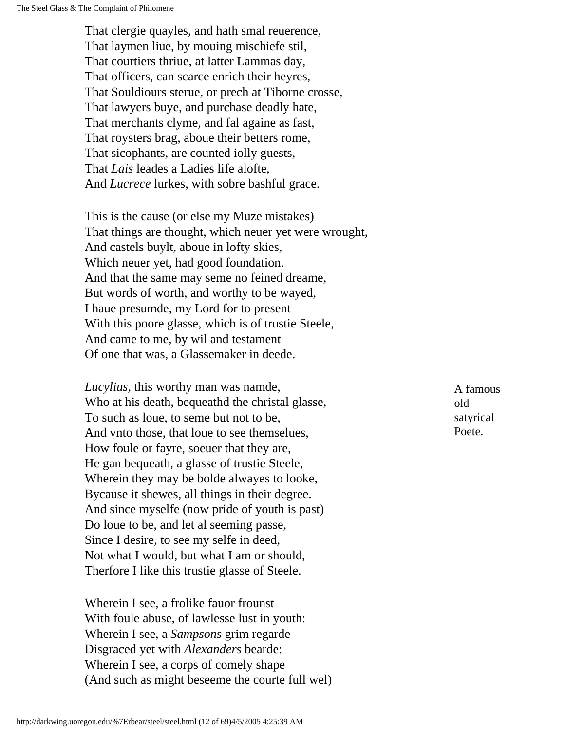That clergie quayles, and hath smal reuerence,
That laymen liue, by mouing mischiefe stil,
That courtiers thriue, at latter Lammas day,
That officers, can scarce enrich their heyres,
That Souldiours sterue, or prech at Tiborne crosse,
That lawyers buye, and purchase deadly hate,
That merchants clyme, and fal againe as fast,
That roysters brag, aboue their betters rome,
That sicophants, are counted iolly guests,
That *Lais* leades a Ladies life alofte,
And *Lucrece* lurkes, with sobre bashful grace.

This is the cause (or else my Muze mistakes)
That things are thought, which neuer yet were wrought,
And castels buylt, aboue in lofty skies,
Which neuer yet, had good foundation.
And that the same may seme no feined dreame,
But words of worth, and worthy to be wayed,
I haue presumde, my Lord for to present
With this poore glasse, which is of trustie Steele,
And came to me, by wil and testament
Of one that was, a Glassemaker in deede.

*Lucylius*, this worthy man was namde,
Who at his death, bequeathd the christal glasse,
To such as loue, to seme but not to be,
And vnto those, that loue to see themselues,
How foule or fayre, soeuer that they are,
He gan bequeath, a glasse of trustie Steele,
Wherein they may be bolde alwayes to looke,
Bycause it shewes, all things in their degree.
And since myselfe (now pride of youth is past)
Do loue to be, and let al seeming passe,
Since I desire, to see my selfe in deed,
Not what I would, but what I am or should,
Therfore I like this trustie glasse of Steele.

A famous old satyrical Poete.

Wherein I see, a frolike fauor frounst
With foule abuse, of lawlesse lust in youth:
Wherein I see, a *Sampsons* grim regarde
Disgraced yet with *Alexanders* bearde:
Wherein I see, a corps of comely shape
(And such as might beseeme the courte full wel)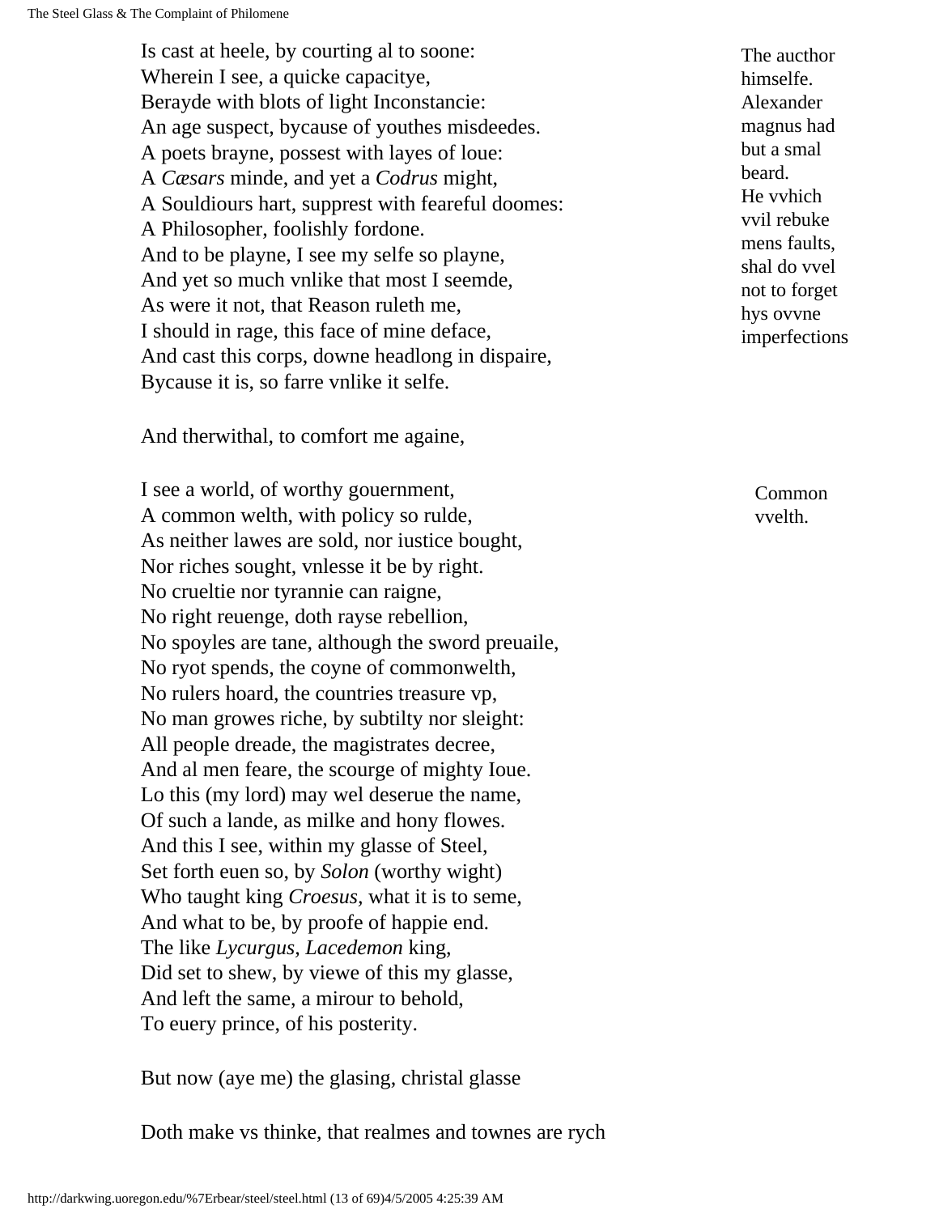Is cast at heele, by courting al to soone:
Wherein I see, a quicke capacitye,
Berayde with blots of light Inconstancie:
An age suspect, bycause of youthes misdeedes.
A poets brayne, possest with layes of loue:
A *Cæsars* minde, and yet a *Codrus* might,
A Souldiours hart, supprest with feareful doomes:
A Philosopher, foolishly fordone.
And to be playne, I see my selfe so playne,
And yet so much vnlike that most I seemde,
As were it not, that Reason ruleth me,
I should in rage, this face of mine deface,
And cast this corps, downe headlong in dispaire,
Bycause it is, so farre vnlike it selfe.

The aucthor himselfe. Alexander magnus had but a smal beard. He vvhich vvil rebuke mens faults, shal do vvel not to forget hys ovvne imperfections

And therwithal, to comfort me againe,

I see a world, of worthy gouernment,
A common welth, with policy so rulde,
As neither lawes are sold, nor iustice bought,
Nor riches sought, vnlesse it be by right.
No crueltie nor tyrannie can raigne,
No right reuenge, doth rayse rebellion,
No spoyles are tane, although the sword preuaile,
No ryot spends, the coyne of commonwelth,
No rulers hoard, the countries treasure vp,
No man growes riche, by subtilty nor sleight:
All people dreade, the magistrates decree,
And al men feare, the scourge of mighty Ioue.
Lo this (my lord) may wel deserue the name,
Of such a lande, as milke and hony flowes.
And this I see, within my glasse of Steel,
Set forth euen so, by *Solon* (worthy wight)
Who taught king *Croesus*, what it is to seme,
And what to be, by proofe of happie end.
The like *Lycurgus*, *Lacedemon* king,
Did set to shew, by viewe of this my glasse,
And left the same, a mirour to behold,
To euery prince, of his posterity.

Common vvelth.

But now (aye me) the glasing, christal glasse

Doth make vs thinke, that realmes and townes are rych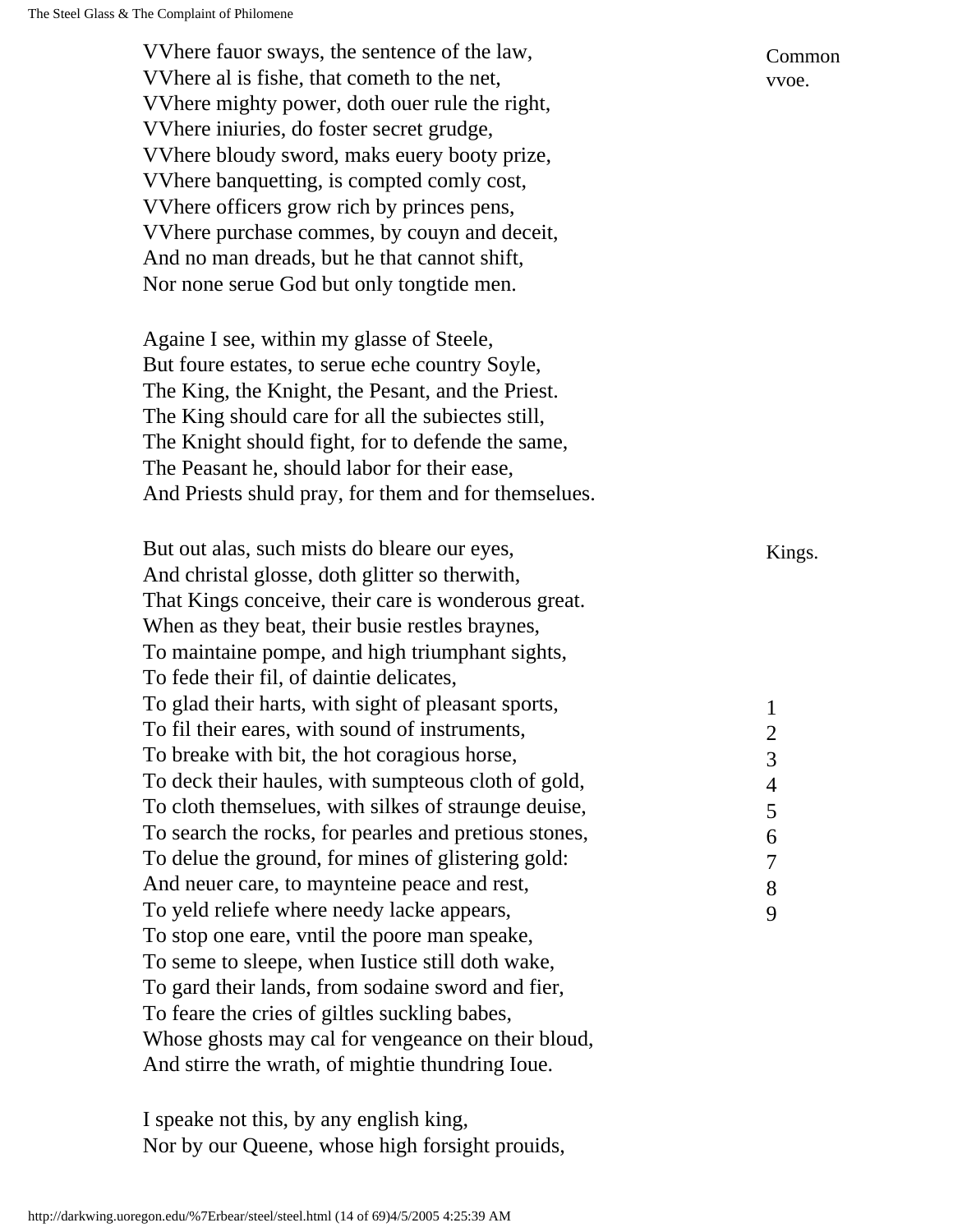VVhere fauor sways, the sentence of the law,
VVhere al is fishe, that cometh to the net,
VVhere mighty power, doth ouer rule the right,
VVhere iniuries, do foster secret grudge,
VVhere bloudy sword, maks euery booty prize,
VVhere banquetting, is compted comly cost,
VVhere officers grow rich by princes pens,
VVhere purchase commes, by couyn and deceit,
And no man dreads, but he that cannot shift,
Nor none serue God but only tongtide men.

*Common vvoe.*

Againe I see, within my glasse of Steele,
But foure estates, to serue eche country Soyle,
The King, the Knight, the Pesant, and the Priest.
The King should care for all the subiectes still,
The Knight should fight, for to defende the same,
The Peasant he, should labor for their ease,
And Priests shuld pray, for them and for themselues.

*Kings.*

But out alas, such mists do bleare our eyes,
And christal glosse, doth glitter so therwith,
That Kings conceive, their care is wonderous great.
When as they beat, their busie restles braynes,
To maintaine pompe, and high triumphant sights,
To fede their fil, of daintie delicates,
To glad their harts, with sight of pleasant sports, 1
To fil their eares, with sound of instruments, 2
To breake with bit, the hot coragious horse, 3
To deck their haules, with sumpteous cloth of gold, 4
To cloth themselues, with silkes of straunge deuise, 5
To search the rocks, for pearles and pretious stones, 6
To delue the ground, for mines of glistering gold: 7
And neuer care, to maynteine peace and rest, 8
To yeld reliefe where needy lacke appears, 9
To stop one eare, vntil the poore man speake,
To seme to sleepe, when Iustice still doth wake,
To gard their lands, from sodaine sword and fier,
To feare the cries of giltles suckling babes,
Whose ghosts may cal for vengeance on their bloud,
And stirre the wrath, of mightie thundring Ioue.

I speake not this, by any english king,
Nor by our Queene, whose high forsight prouids,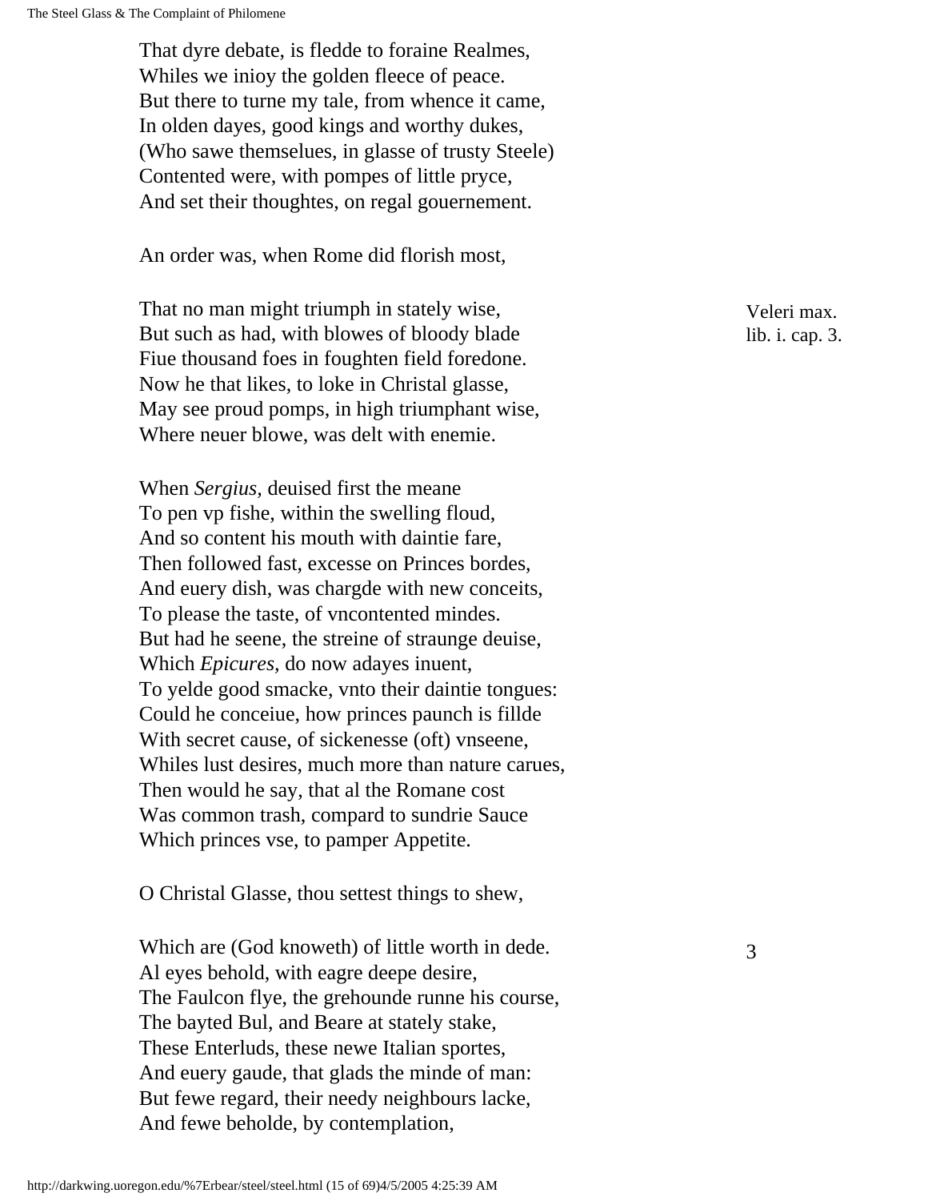That dyre debate, is fledde to foraine Realmes,  
Whiles we inioy the golden fleece of peace.  
But there to turne my tale, from whence it came,  
In olden dayes, good kings and worthy dukes,  
(Who sawe themselues, in glasse of trusty Steele)  
Contented were, with pompes of little pryce,  
And set their thoughtes, on regal gouernement.

An order was, when Rome did florish most,

That no man might triumph in stately wise,  
But such as had, with blowes of bloody blade  
Fiue thousand foes in foughten field foredone.  
Now he that likes, to loke in Christal glasse,  
May see proud pomps, in high triumphant wise,  
Where neuer blowe, was delt with enemie.

Veleri max. lib. i. cap. 3.

When *Sergius,* deuised first the meane  
To pen vp fishe, within the swelling floud,  
And so content his mouth with daintie fare,  
Then followed fast, excesse on Princes bordes,  
And euery dish, was chargde with new conceits,  
To please the taste, of vncontented mindes.  
But had he seene, the streine of straunge deuise,  
Which *Epicures,* do now adayes inuent,  
To yelde good smacke, vnto their daintie tongues:  
Could he conceiue, how princes paunch is fillde  
With secret cause, of sickenesse (oft) vnseene,  
Whiles lust desires, much more than nature carues,  
Then would he say, that al the Romane cost  
Was common trash, compard to sundrie Sauce  
Which princes vse, to pamper Appetite.

O Christal Glasse, thou settest things to shew,

Which are (God knoweth) of little worth in dede.  
Al eyes behold, with eagre deepe desire,  
The Faulcon flye, the grehounde runne his course,  
The bayted Bul, and Beare at stately stake,  
These Enterluds, these newe Italian sportes,  
And euery gaude, that glads the minde of man:  
But fewe regard, their needy neighbours lacke,  
And fewe beholde, by contemplation,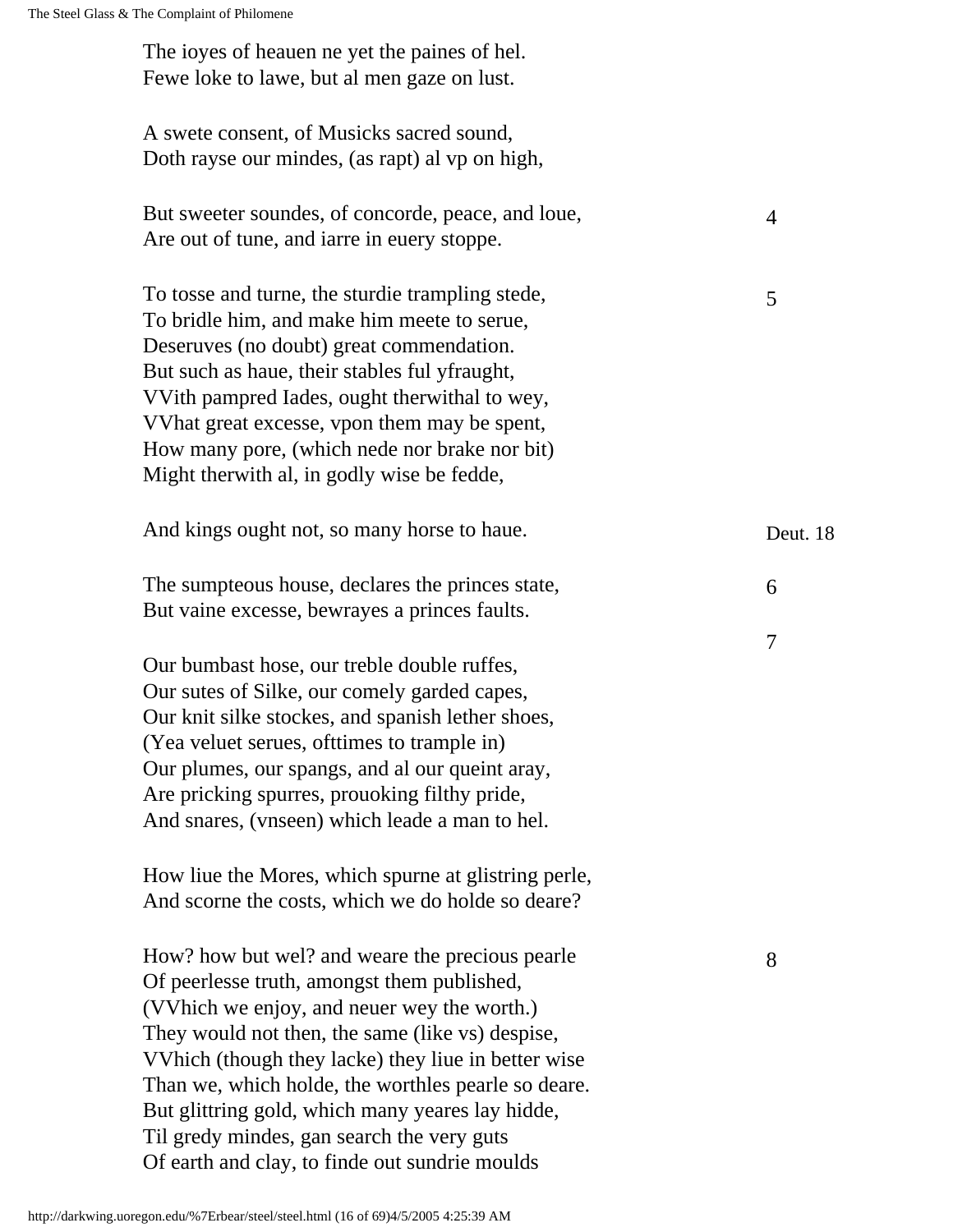The ioyes of heauen ne yet the paines of hel.
Fewe loke to lawe, but al men gaze on lust.

A swete consent, of Musicks sacred sound,
Doth rayse our mindes, (as rapt) al vp on high,

But sweeter soundes, of concorde, peace, and loue, 4
Are out of tune, and iarre in euery stoppe.

To tosse and turne, the sturdie trampling stede, 5
To bridle him, and make him meete to serue,
Deseruves (no doubt) great commendation.
But such as haue, their stables ful yfraught,
VVith pampred Iades, ought therwithal to wey,
VVhat great excesse, vpon them may be spent,
How many pore, (which nede nor brake nor bit)
Might therwith al, in godly wise be fedde,

And kings ought not, so many horse to haue. Deut. 18

The sumpteous house, declares the princes state, 6
But vaine excesse, bewrayes a princes faults.

7

Our bumbast hose, our treble double ruffes,
Our sutes of Silke, our comely garded capes,
Our knit silke stockes, and spanish lether shoes,
(Yea veluet serues, ofttimes to trample in)
Our plumes, our spangs, and al our queint aray,
Are pricking spurres, prouoking filthy pride,
And snares, (vnseen) which leade a man to hel.

How liue the Mores, which spurne at glistring perle,
And scorne the costs, which we do holde so deare?

How? how but wel? and weare the precious pearle 8
Of peerlesse truth, amongst them published,
(VVhich we enjoy, and neuer wey the worth.)
They would not then, the same (like vs) despise,
VVhich (though they lacke) they liue in better wise
Than we, which holde, the worthles pearle so deare.
But glittring gold, which many yeares lay hidde,
Til gredy mindes, gan search the very guts
Of earth and clay, to finde out sundrie moulds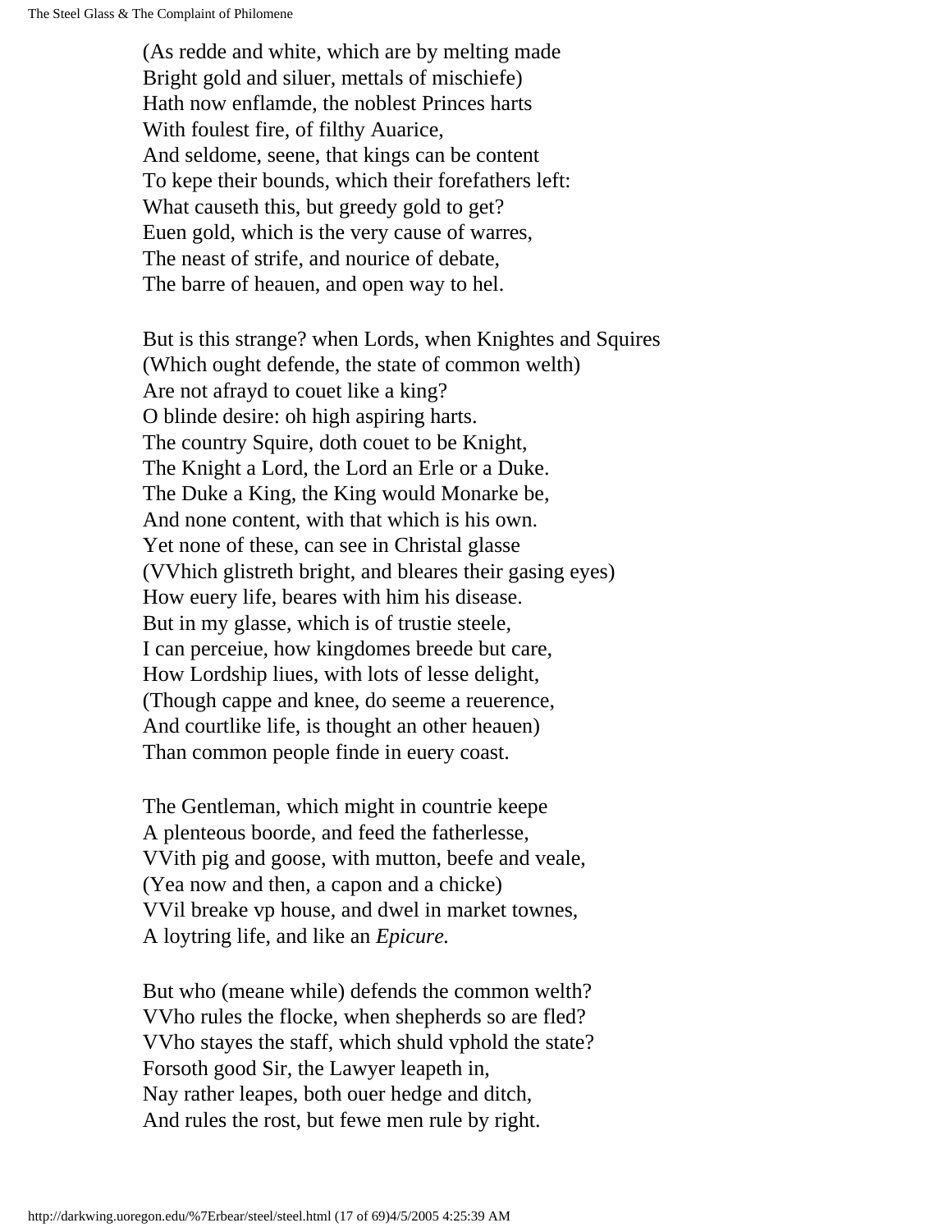(As redde and white, which are by melting made  
Bright gold and siluer, mettals of mischiefe)  
Hath now enflamde, the noblest Princes harts  
With foulest fire, of filthy Auarice,  
And seldome, seene, that kings can be content  
To kepe their bounds, which their forefathers left:  
What causeth this, but greedy gold to get?  
Euen gold, which is the very cause of warres,  
The neast of strife, and nourice of debate,  
The barre of heauen, and open way to hel.

But is this strange? when Lords, when Knightes and Squires  
(Which ought defende, the state of common welth)  
Are not afrayd to couet like a king?  
O blinde desire: oh high aspiring harts.  
The country Squire, doth couet to be Knight,  
The Knight a Lord, the Lord an Erle or a Duke.  
The Duke a King, the King would Monarke be,  
And none content, with that which is his own.  
Yet none of these, can see in Christal glasse  
(VVhich glistreth bright, and bleares their gasing eyes)  
How euery life, beares with him his disease.  
But in my glasse, which is of trustie steele,  
I can perceiue, how kingdomes breede but care,  
How Lordship liues, with lots of lesse delight,  
(Though cappe and knee, do seeme a reuerence,  
And courtlike life, is thought an other heauen)  
Than common people finde in euery coast.

The Gentleman, which might in countrie keepe  
A plenteous boorde, and feed the fatherlesse,  
VVith pig and goose, with mutton, beefe and veale,  
(Yea now and then, a capon and a chicke)  
VVil breake vp house, and dwel in market townes,  
A loytring life, and like an *Epicure.*

But who (meane while) defends the common welth?  
VVho rules the flocke, when shepherds so are fled?  
VVho stayes the staff, which shuld vphold the state?  
Forsoth good Sir, the Lawyer leapeth in,  
Nay rather leapes, both ouer hedge and ditch,  
And rules the rost, but fewe men rule by right.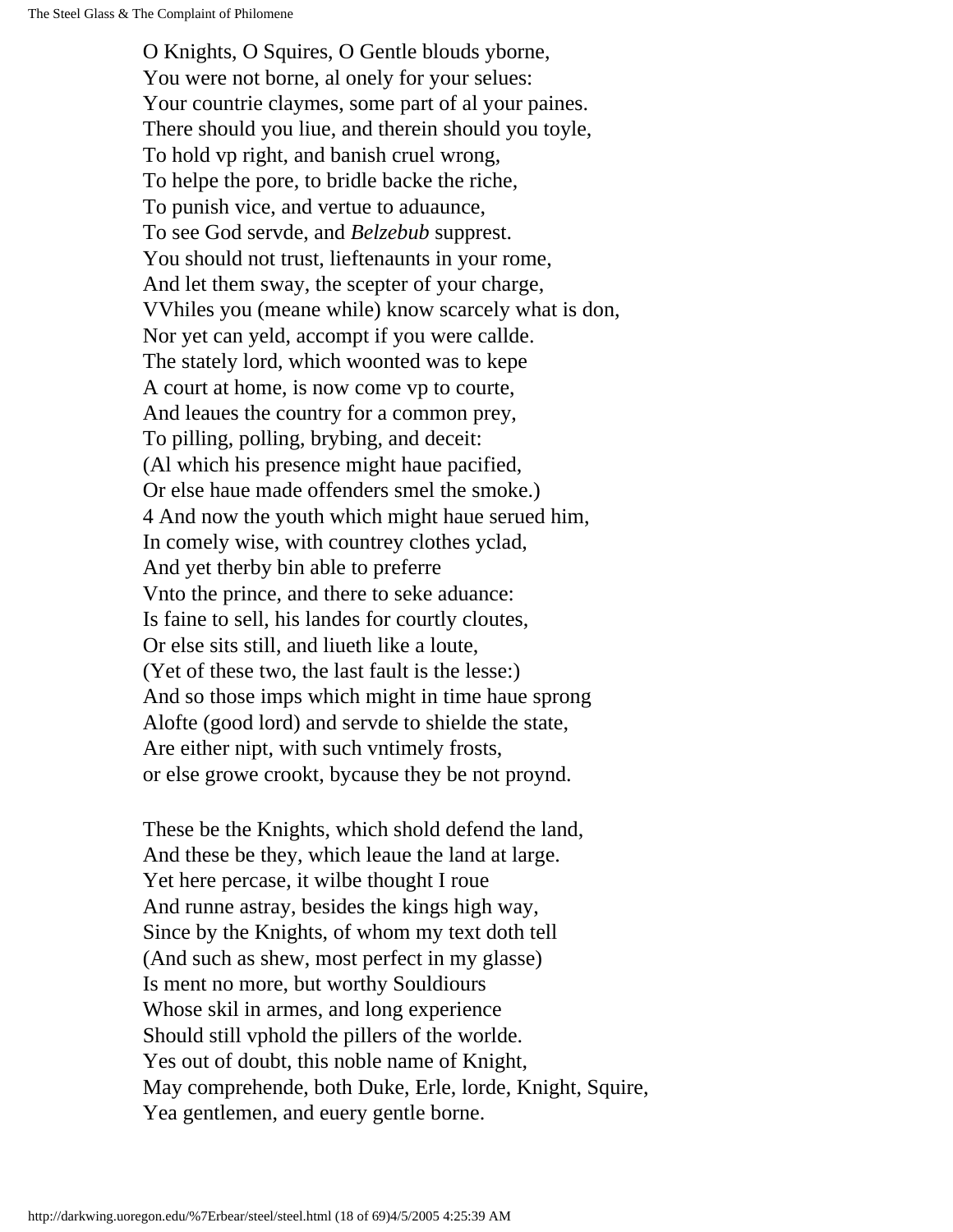O Knights, O Squires, O Gentle blouds yborne,  
You were not borne, al onely for your selues:  
Your countrie claymes, some part of al your paines.  
There should you liue, and therein should you toyle,  
To hold vp right, and banish cruel wrong,  
To helpe the pore, to bridle backe the riche,  
To punish vice, and vertue to aduaunce,  
To see God servde, and *Belzebub* supprest.  
You should not trust, lieftenaunts in your rome,  
And let them sway, the scepter of your charge,  
VVhiles you (meane while) know scarcely what is don,  
Nor yet can yeld, accompt if you were callde.  
The stately lord, which woonted was to kepe  
A court at home, is now come vp to courte,  
And leaues the country for a common prey,  
To pilling, polling, brybing, and deceit:  
(Al which his presence might haue pacified,  
Or else haue made offenders smel the smoke.)  
4 And now the youth which might haue serued him,  
In comely wise, with countrey clothes yclad,  
And yet therby bin able to preferre  
Vnto the prince, and there to seke aduance:  
Is faine to sell, his landes for courtly cloutes,  
Or else sits still, and liueth like a loute,  
(Yet of these two, the last fault is the lesse:)  
And so those imps which might in time haue sprong  
Alofte (good lord) and servde to shielde the state,  
Are either nipt, with such vntimely frosts,  
or else growe crookt, bycause they be not proynd.

These be the Knights, which shold defend the land,  
And these be they, which leaue the land at large.  
Yet here percase, it wilbe thought I roue  
And runne astray, besides the kings high way,  
Since by the Knights, of whom my text doth tell  
(And such as shew, most perfect in my glasse)  
Is ment no more, but worthy Souldiours  
Whose skil in armes, and long experience  
Should still vphold the pillers of the worlde.  
Yes out of doubt, this noble name of Knight,  
May comprehende, both Duke, Erle, lorde, Knight, Squire,  
Yea gentlemen, and euery gentle borne.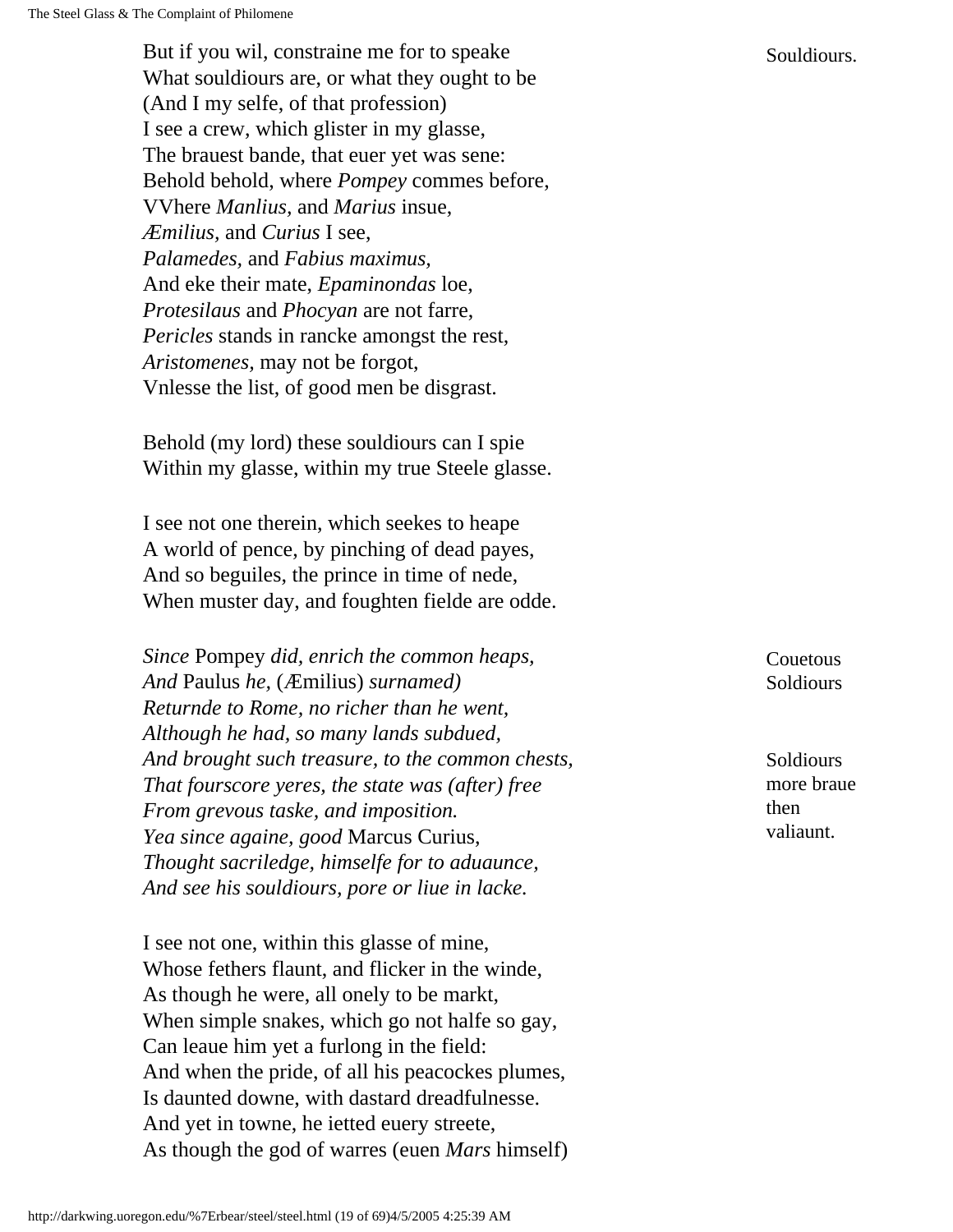But if you wil, constraine me for to speake
What souldiours are, or what they ought to be
(And I my selfe, of that profession)
I see a crew, which glister in my glasse,
The brauest bande, that euer yet was sene:
Behold behold, where *Pompey* commes before,
VVhere *Manlius,* and *Marius* insue,
*Æmilius*, and *Curius* I see,
*Palamedes,* and *Fabius maximus,*
And eke their mate, *Epaminondas* loe,
*Protesilaus* and *Phocyan* are not farre,
*Pericles* stands in rancke amongst the rest,
*Aristomenes,* may not be forgot,
Vnlesse the list, of good men be disgrast.

Souldiours.

Behold (my lord) these souldiours can I spie
Within my glasse, within my true Steele glasse.

I see not one therein, which seekes to heape
A world of pence, by pinching of dead payes,
And so beguiles, the prince in time of nede,
When muster day, and foughten fielde are odde.

*Since* Pompey *did, enrich the common heaps,*
*And* Paulus *he,* (Æmilius) *surnamed)*
*Returnde to Rome, no richer than he went,*
*Although he had, so many lands subdued,*
*And brought such treasure, to the common chests,*
*That fourscore yeres, the state was (after) free*
*From grevous taske, and imposition.*
*Yea since againe, good* Marcus Curius,
*Thought sacriledge, himselfe for to aduaunce,*
*And see his souldiours, pore or liue in lacke.*

Couetous Soldiours

Soldiours more braue then valiaunt.

I see not one, within this glasse of mine,
Whose fethers flaunt, and flicker in the winde,
As though he were, all onely to be markt,
When simple snakes, which go not halfe so gay,
Can leaue him yet a furlong in the field:
And when the pride, of all his peacockes plumes,
Is daunted downe, with dastard dreadfulnesse.
And yet in towne, he ietted euery streete,
As though the god of warres (euen *Mars* himself)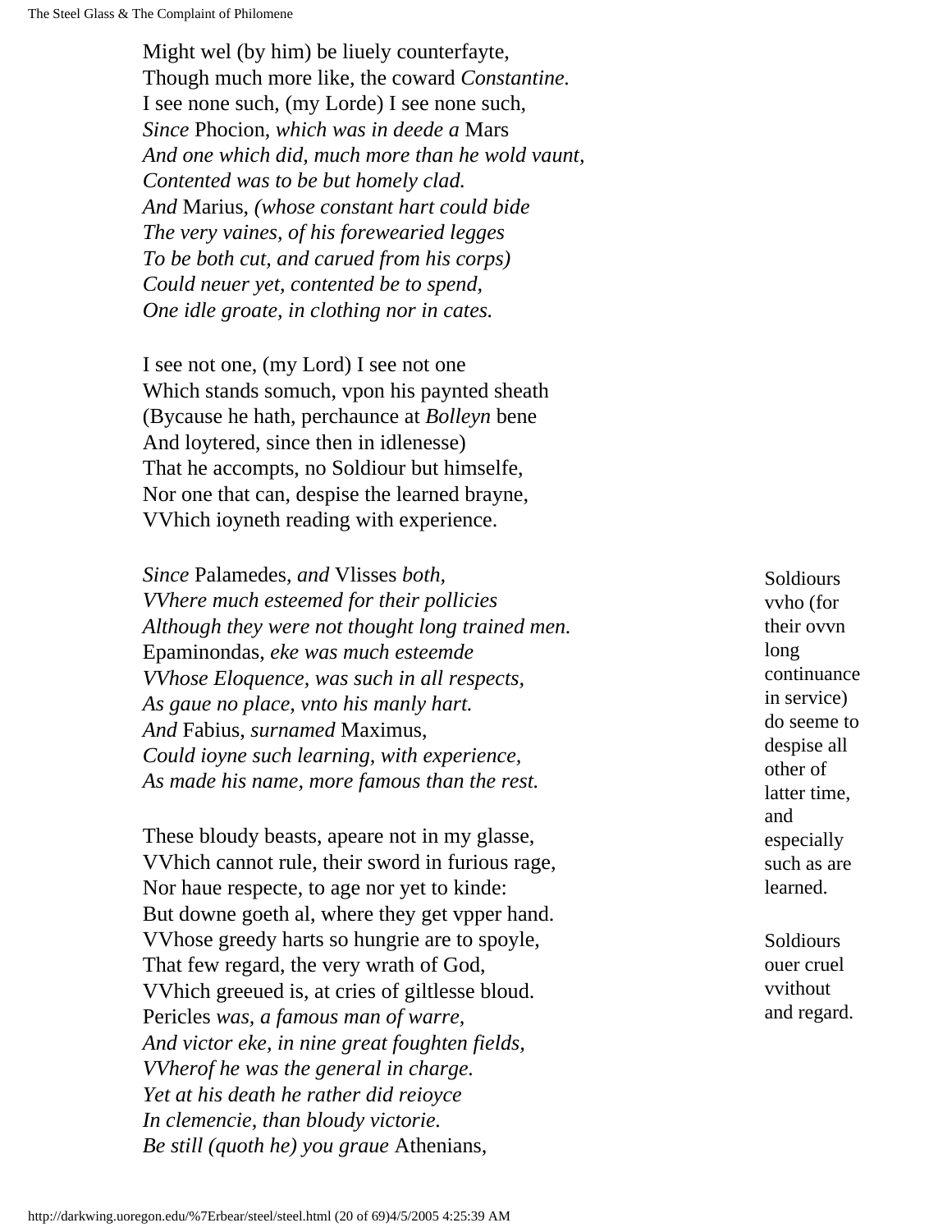Might wel (by him) be liuely counterfayte,
Though much more like, the coward *Constantine.*
I see none such, (my Lorde) I see none such,
*Since* Phocion, *which was in deede a* Mars
*And one which did, much more than he wold vaunt,*
*Contented was to be but homely clad.*
*And* Marius, *(whose constant hart could bide*
*The very vaines, of his forewearied legges*
*To be both cut, and carued from his corps)*
*Could neuer yet, contented be to spend,*
*One idle groate, in clothing nor in cates.*

I see not one, (my Lord) I see not one
Which stands somuch, vpon his paynted sheath
(Bycause he hath, perchaunce at *Bolleyn* bene
And loytered, since then in idlenesse)
That he accompts, no Soldiour but himselfe,
Nor one that can, despise the learned brayne,
VVhich ioyneth reading with experience.

*Since* Palamedes, *and* Vlisses *both,*
*VVhere much esteemed for their pollicies*
*Although they were not thought long trained men.*
Epaminondas, *eke was much esteemde*
*VVhose Eloquence, was such in all respects,*
*As gaue no place, vnto his manly hart.*
*And* Fabius, *surnamed* Maximus,
*Could ioyne such learning, with experience,*
*As made his name, more famous than the rest.*

Soldiours vvho (for their ovvn long continuance in service) do seeme to despise all other of latter time, and especially such as are learned.

These bloudy beasts, apeare not in my glasse,
VVhich cannot rule, their sword in furious rage,
Nor haue respecte, to age nor yet to kinde:
But downe goeth al, where they get vpper hand.
VVhose greedy harts so hungrie are to spoyle,
That few regard, the very wrath of God,
VVhich greeued is, at cries of giltlesse bloud.
Pericles *was, a famous man of warre,*
*And victor eke, in nine great foughten fields,*
*VVherof he was the general in charge.*
*Yet at his death he rather did reioyce*
*In clemencie, than bloudy victorie.*
*Be still (quoth he) you graue* Athenians,

Soldiours ouer cruel vvithout and regard.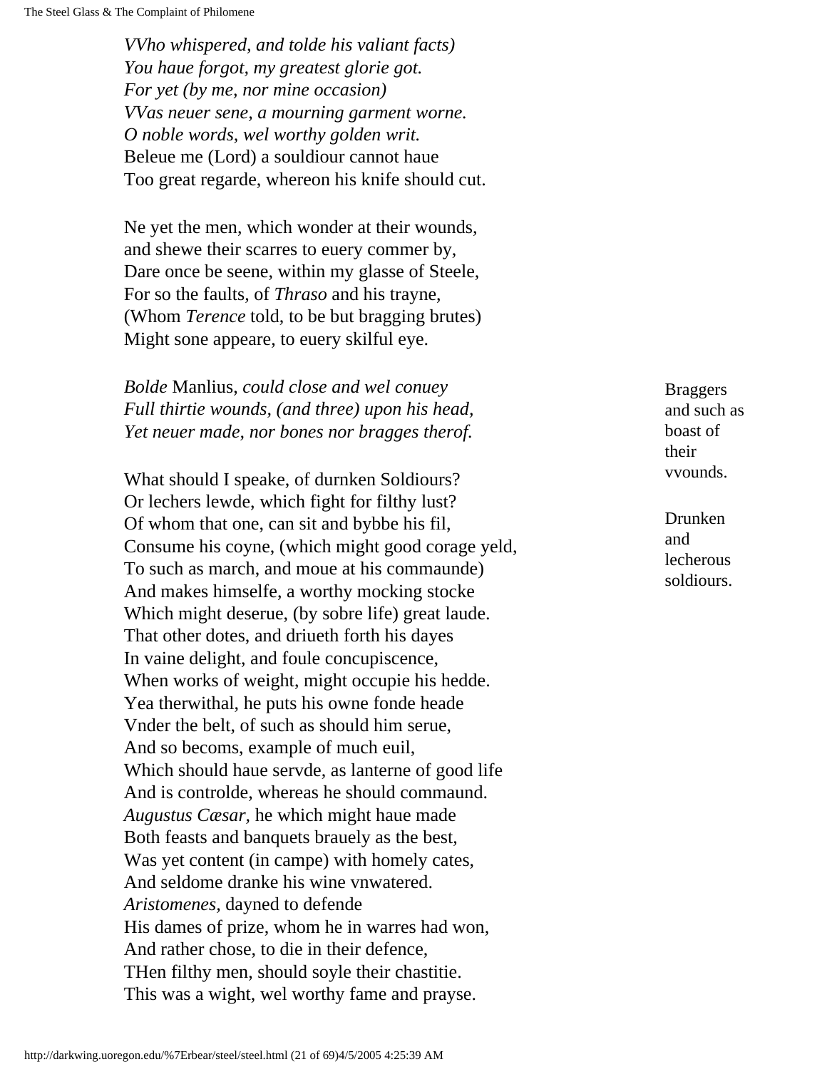*VVho whispered, and tolde his valiant facts)*
*You haue forgot, my greatest glorie got.*
*For yet (by me, nor mine occasion)*
*VVas neuer sene, a mourning garment worne.*
*O noble words, wel worthy golden writ.*
Beleue me (Lord) a souldiour cannot haue
Too great regarde, whereon his knife should cut.

Ne yet the men, which wonder at their wounds,
and shewe their scarres to euery commer by,
Dare once be seene, within my glasse of Steele,
For so the faults, of *Thraso* and his trayne,
(Whom *Terence* told, to be but bragging brutes)
Might sone appeare, to euery skilful eye.

Braggers and such as boast of their vvounds.

*Bolde* Manlius, *could close and wel conuey*
*Full thirtie wounds, (and three) upon his head,*
*Yet neuer made, nor bones nor bragges therof.*

Drunken and lecherous soldiours.

What should I speake, of durnken Soldiours?
Or lechers lewde, which fight for filthy lust?
Of whom that one, can sit and bybbe his fil,
Consume his coyne, (which might good corage yeld,
To such as march, and moue at his commaunde)
And makes himselfe, a worthy mocking stocke
Which might deserue, (by sobre life) great laude.
That other dotes, and driueth forth his dayes
In vaine delight, and foule concupiscence,
When works of weight, might occupie his hedde.
Yea therwithal, he puts his owne fonde heade
Vnder the belt, of such as should him serue,
And so becoms, example of much euil,
Which should haue servde, as lanterne of good life
And is controlde, whereas he should commaund.
*Augustus Cæsar,* he which might haue made
Both feasts and banquets brauely as the best,
Was yet content (in campe) with homely cates,
And seldome dranke his wine vnwatered.
*Aristomenes,* dayned to defende
His dames of prize, whom he in warres had won,
And rather chose, to die in their defence,
THen filthy men, should soyle their chastitie.
This was a wight, wel worthy fame and prayse.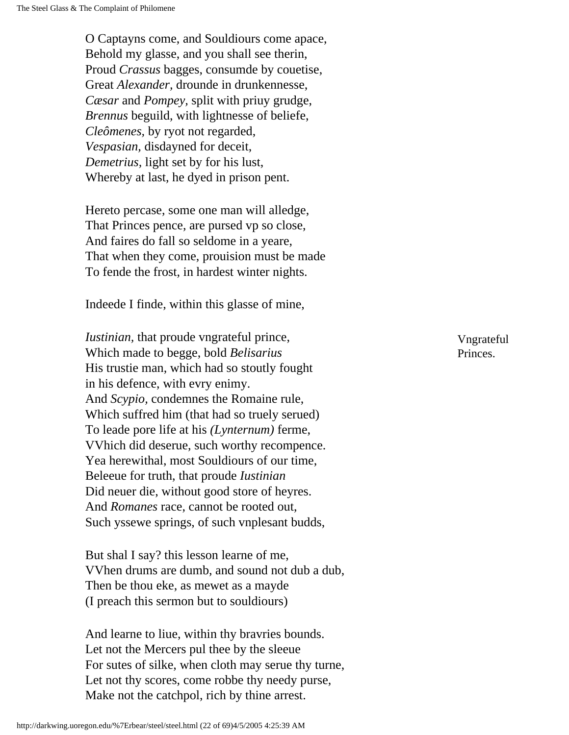O Captayns come, and Souldiours come apace,  
Behold my glasse, and you shall see therin,  
Proud *Crassus* bagges, consumde by couetise,  
Great *Alexander,* drounde in drunkennesse,  
*Cæsar* and *Pompey,* split with priuy grudge,  
*Brennus* beguild, with lightnesse of beliefe,  
*Cleômenes,* by ryot not regarded,  
*Vespasian,* disdayned for deceit,  
*Demetrius,* light set by for his lust,  
Whereby at last, he dyed in prison pent.

Hereto percase, some one man will alledge,  
That Princes pence, are pursed vp so close,  
And faires do fall so seldome in a yeare,  
That when they come, prouision must be made  
To fende the frost, in hardest winter nights.

Indeede I finde, within this glasse of mine,

Vngrateful Princes.

*Iustinian,* that proude vngrateful prince,  
Which made to begge, bold *Belisarius*  
His trustie man, which had so stoutly fought  
in his defence, with evry enimy.  
And *Scypio,* condemnes the Romaine rule,  
Which suffred him (that had so truely serued)  
To leade pore life at his *(Lynternum)* ferme,  
VVhich did deserue, such worthy recompence.  
Yea herewithal, most Souldiours of our time,  
Beleeue for truth, that proude *Iustinian*  
Did neuer die, without good store of heyres.  
And *Romanes* race, cannot be rooted out,  
Such yssewe springs, of such vnplesant budds,

But shal I say? this lesson learne of me,  
VVhen drums are dumb, and sound not dub a dub,  
Then be thou eke, as mewet as a mayde  
(I preach this sermon but to souldiours)

And learne to liue, within thy bravries bounds.  
Let not the Mercers pul thee by the sleeue  
For sutes of silke, when cloth may serue thy turne,  
Let not thy scores, come robbe thy needy purse,  
Make not the catchpol, rich by thine arrest.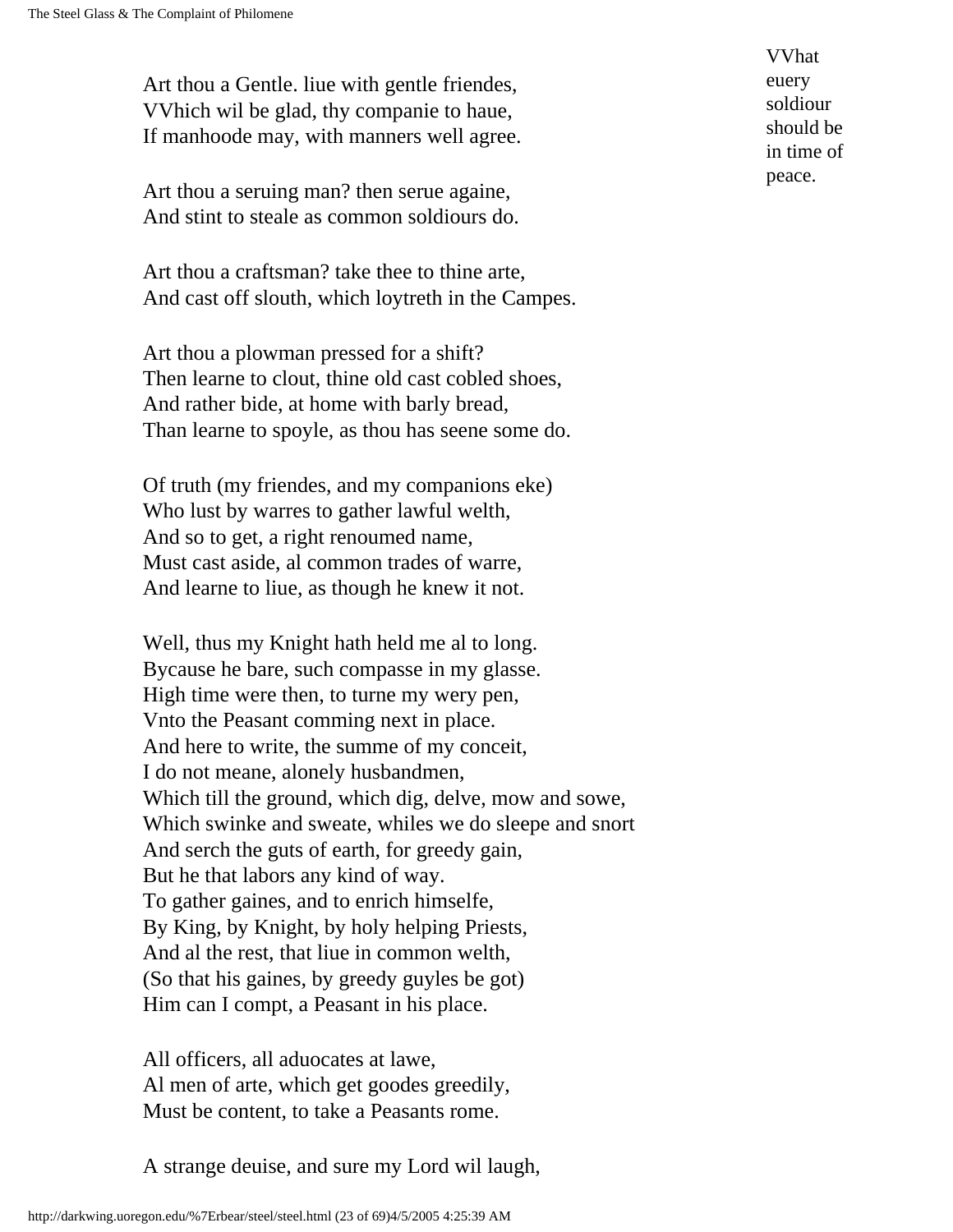Art thou a Gentle. liue with gentle friendes,
VVhich wil be glad, thy companie to haue,
If manhoode may, with manners well agree.

VVhat euery soldiour should be in time of peace.

Art thou a seruing man? then serue againe,
And stint to steale as common soldiours do.

Art thou a craftsman? take thee to thine arte,
And cast off slouth, which loytreth in the Campes.

Art thou a plowman pressed for a shift?
Then learne to clout, thine old cast cobled shoes,
And rather bide, at home with barly bread,
Than learne to spoyle, as thou has seene some do.

Of truth (my friendes, and my companions eke)
Who lust by warres to gather lawful welth,
And so to get, a right renoumed name,
Must cast aside, al common trades of warre,
And learne to liue, as though he knew it not.

Well, thus my Knight hath held me al to long.
Bycause he bare, such compasse in my glasse.
High time were then, to turne my wery pen,
Vnto the Peasant comming next in place.
And here to write, the summe of my conceit,
I do not meane, alonely husbandmen,
Which till the ground, which dig, delve, mow and sowe,
Which swinke and sweate, whiles we do sleepe and snort
And serch the guts of earth, for greedy gain,
But he that labors any kind of way.
To gather gaines, and to enrich himselfe,
By King, by Knight, by holy helping Priests,
And al the rest, that liue in common welth,
(So that his gaines, by greedy guyles be got)
Him can I compt, a Peasant in his place.

All officers, all aduocates at lawe,
Al men of arte, which get goodes greedily,
Must be content, to take a Peasants rome.

A strange deuise, and sure my Lord wil laugh,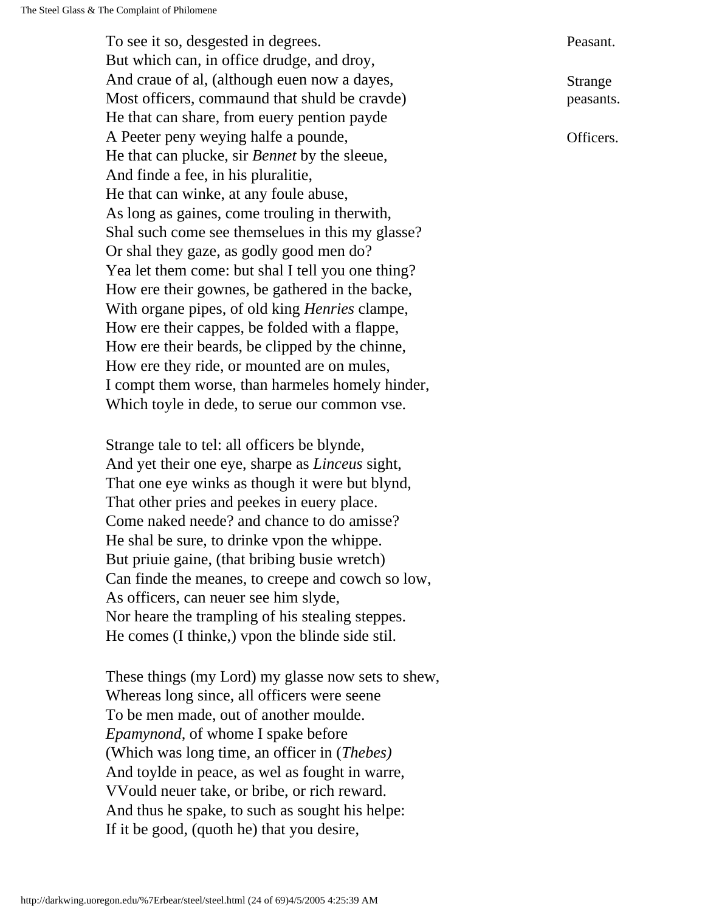To see it so, desgested in degrees.
But which can, in office drudge, and droy,
And craue of al, (although euen now a dayes,
Most officers, commaund that shuld be cravde)
He that can share, from euery pention payde
A Peeter peny weying halfe a pounde,
He that can plucke, sir *Bennet* by the sleeue,
And finde a fee, in his pluralitie,
He that can winke, at any foule abuse,
As long as gaines, come trouling in therwith,
Shal such come see themselues in this my glasse?
Or shal they gaze, as godly good men do?
Yea let them come: but shal I tell you one thing?
How ere their gownes, be gathered in the backe,
With organe pipes, of old king *Henries* clampe,
How ere their cappes, be folded with a flappe,
How ere their beards, be clipped by the chinne,
How ere they ride, or mounted are on mules,
I compt them worse, than harmeles homely hinder,
Which toyle in dede, to serue our common vse.

Peasant.

Strange peasants.

Officers.

Strange tale to tel: all officers be blynde,
And yet their one eye, sharpe as *Linceus* sight,
That one eye winks as though it were but blynd,
That other pries and peekes in euery place.
Come naked neede? and chance to do amisse?
He shal be sure, to drinke vpon the whippe.
But priuie gaine, (that bribing busie wretch)
Can finde the meanes, to creepe and cowch so low,
As officers, can neuer see him slyde,
Nor heare the trampling of his stealing steppes.
He comes (I thinke,) vpon the blinde side stil.

These things (my Lord) my glasse now sets to shew,
Whereas long since, all officers were seene
To be men made, out of another moulde.
*Epamynond,* of whome I spake before
(Which was long time, an officer in (*Thebes)*
And toylde in peace, as wel as fought in warre,
VVould neuer take, or bribe, or rich reward.
And thus he spake, to such as sought his helpe:
If it be good, (quoth he) that you desire,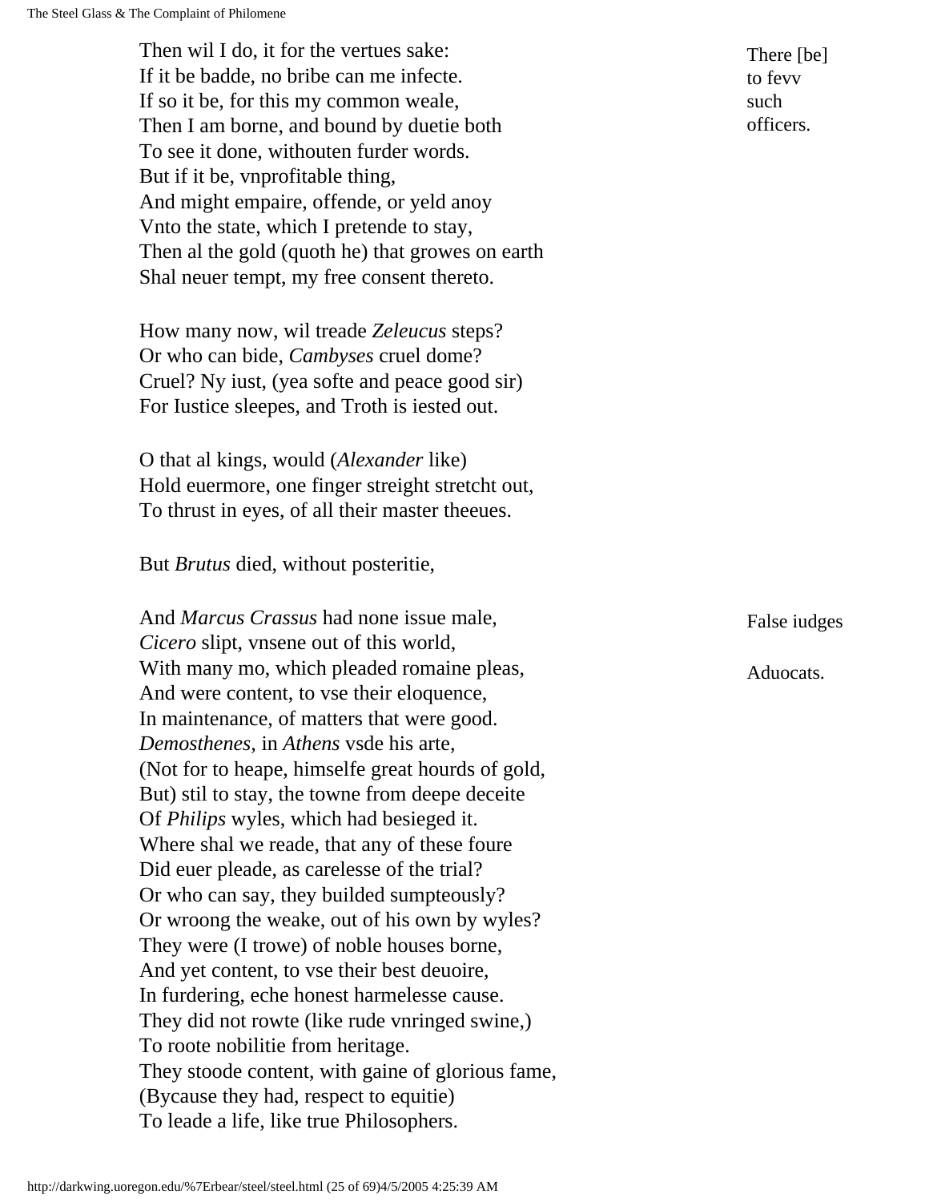Then wil I do, it for the vertues sake:
If it be badde, no bribe can me infecte.
If so it be, for this my common weale,
Then I am borne, and bound by duetie both
To see it done, withouten furder words.
But if it be, vnprofitable thing,
And might empaire, offende, or yeld anoy
Vnto the state, which I pretende to stay,
Then al the gold (quoth he) that growes on earth
Shal neuer tempt, my free consent thereto.

There [be] to fevv such officers.

How many now, wil treade *Zeleucus* steps?
Or who can bide, *Cambyses* cruel dome?
Cruel? Ny iust, (yea softe and peace good sir)
For Iustice sleepes, and Troth is iested out.

O that al kings, would (*Alexander* like)
Hold euermore, one finger streight stretcht out,
To thrust in eyes, of all their master theeues.

But *Brutus* died, without posteritie,

False iudges

And *Marcus Crassus* had none issue male,
*Cicero* slipt, vnsene out of this world,
With many mo, which pleaded romaine pleas,
And were content, to vse their eloquence,
In maintenance, of matters that were good.
*Demosthenes*, in *Athens* vsde his arte,
(Not for to heape, himselfe great hourds of gold,
But) stil to stay, the towne from deepe deceite
Of *Philips* wyles, which had besieged it.
Where shal we reade, that any of these foure
Did euer pleade, as carelesse of the trial?
Or who can say, they builded sumpteously?
Or wroong the weake, out of his own by wyles?
They were (I trowe) of noble houses borne,
And yet content, to vse their best deuoire,
In furdering, eche honest harmelesse cause.
They did not rowte (like rude vnringed swine,)
To roote nobilitie from heritage.
They stoode content, with gaine of glorious fame,
(Bycause they had, respect to equitie)
To leade a life, like true Philosophers.

Aduocats.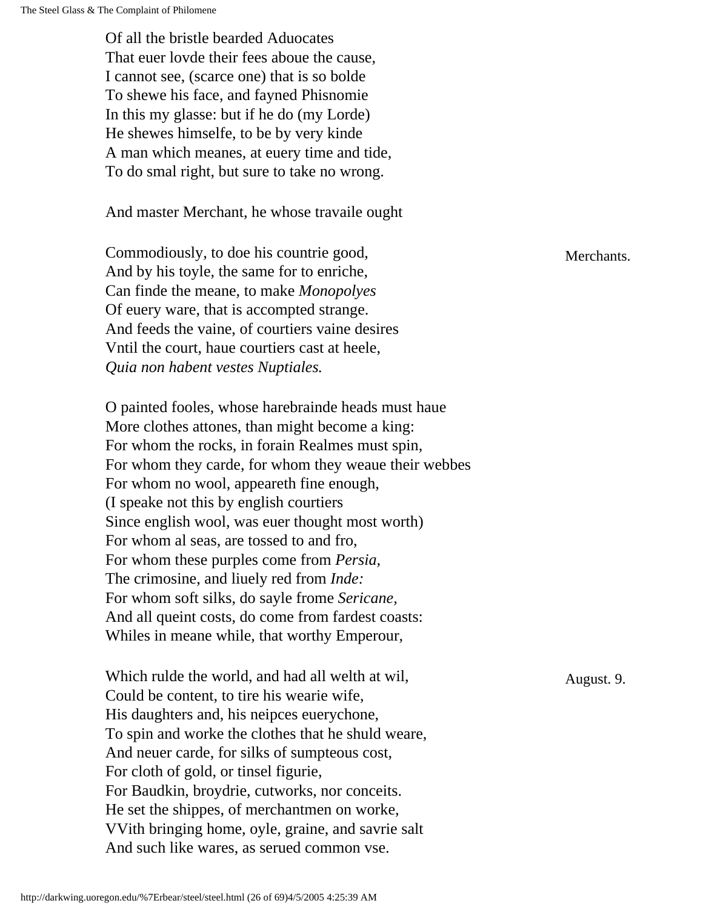Of all the bristle bearded Aduocates
That euer lovde their fees aboue the cause,
I cannot see, (scarce one) that is so bolde
To shewe his face, and fayned Phisnomie
In this my glasse: but if he do (my Lorde)
He shewes himselfe, to be by very kinde
A man which meanes, at euery time and tide,
To do smal right, but sure to take no wrong.

And master Merchant, he whose travaile ought

Merchants.

Commodiously, to doe his countrie good,
And by his toyle, the same for to enriche,
Can finde the meane, to make *Monopolyes*
Of euery ware, that is accompted strange.
And feeds the vaine, of courtiers vaine desires
Vntil the court, haue courtiers cast at heele,
*Quia non habent vestes Nuptiales.*

O painted fooles, whose harebrainde heads must haue
More clothes attones, than might become a king:
For whom the rocks, in forain Realmes must spin,
For whom they carde, for whom they weaue their webbes
For whom no wool, appeareth fine enough,
(I speake not this by english courtiers
Since english wool, was euer thought most worth)
For whom al seas, are tossed to and fro,
For whom these purples come from *Persia,*
The crimosine, and liuely red from *Inde:*
For whom soft silks, do sayle frome *Sericane,*
And all queint costs, do come from fardest coasts:
Whiles in meane while, that worthy Emperour,

August. 9.

Which rulde the world, and had all welth at wil,
Could be content, to tire his wearie wife,
His daughters and, his neipces euerychone,
To spin and worke the clothes that he shuld weare,
And neuer carde, for silks of sumpteous cost,
For cloth of gold, or tinsel figurie,
For Baudkin, broydrie, cutworks, nor conceits.
He set the shippes, of merchantmen on worke,
VVith bringing home, oyle, graine, and savrie salt
And such like wares, as serued common vse.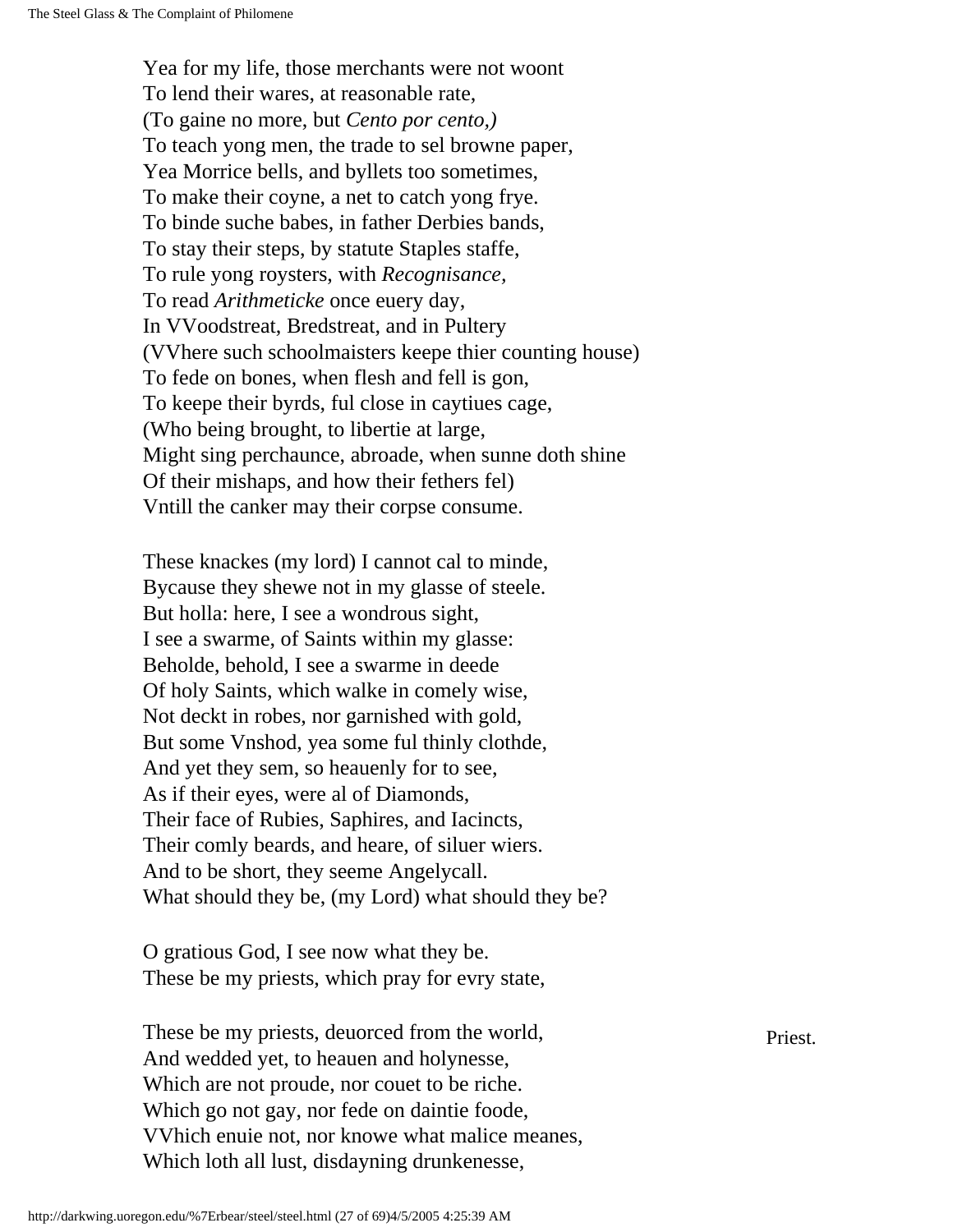Yea for my life, those merchants were not woont
To lend their wares, at reasonable rate,
(To gaine no more, but *Cento por cento,)*
To teach yong men, the trade to sel browne paper,
Yea Morrice bells, and byllets too sometimes,
To make their coyne, a net to catch yong frye.
To binde suche babes, in father Derbies bands,
To stay their steps, by statute Staples staffe,
To rule yong roysters, with *Recognisance,*
To read *Arithmeticke* once euery day,
In VVoodstreat, Bredstreat, and in Pultery
(VVhere such schoolmaisters keepe thier counting house)
To fede on bones, when flesh and fell is gon,
To keepe their byrds, ful close in caytiues cage,
(Who being brought, to libertie at large,
Might sing perchaunce, abroade, when sunne doth shine
Of their mishaps, and how their fethers fel)
Vntill the canker may their corpse consume.

These knackes (my lord) I cannot cal to minde,
Bycause they shewe not in my glasse of steele.
But holla: here, I see a wondrous sight,
I see a swarme, of Saints within my glasse:
Beholde, behold, I see a swarme in deede
Of holy Saints, which walke in comely wise,
Not deckt in robes, nor garnished with gold,
But some Vnshod, yea some ful thinly clothde,
And yet they sem, so heauenly for to see,
As if their eyes, were al of Diamonds,
Their face of Rubies, Saphires, and Iacincts,
Their comly beards, and heare, of siluer wiers.
And to be short, they seeme Angelycall.
What should they be, (my Lord) what should they be?

O gratious God, I see now what they be.
These be my priests, which pray for evry state,

Priest.

These be my priests, deuorced from the world,
And wedded yet, to heauen and holynesse,
Which are not proude, nor couet to be riche.
Which go not gay, nor fede on daintie foode,
VVhich enuie not, nor knowe what malice meanes,
Which loth all lust, disdayning drunkenesse,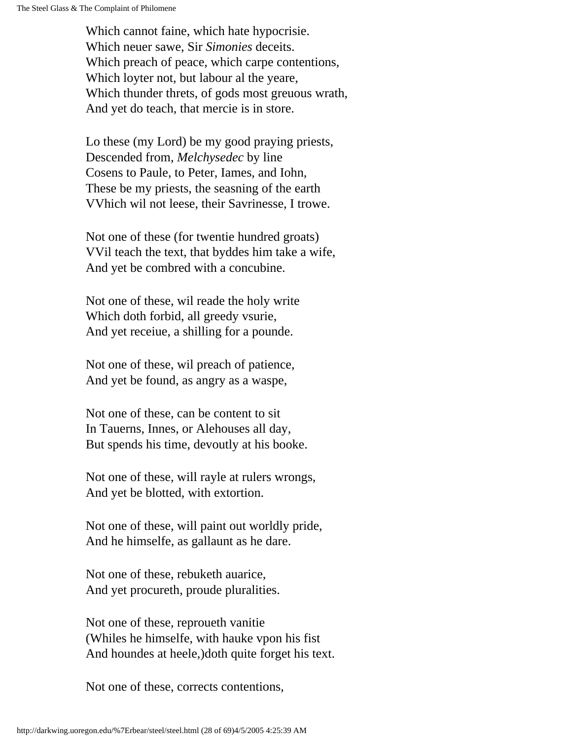Which cannot faine, which hate hypocrisie.
Which neuer sawe, Sir *Simonies* deceits.
Which preach of peace, which carpe contentions,
Which loyter not, but labour al the yeare,
Which thunder threts, of gods most greuous wrath,
And yet do teach, that mercie is in store.

Lo these (my Lord) be my good praying priests,
Descended from, *Melchysedec* by line
Cosens to Paule, to Peter, Iames, and Iohn,
These be my priests, the seasning of the earth
VVhich wil not leese, their Savrinesse, I trowe.

Not one of these (for twentie hundred groats)
VVil teach the text, that byddes him take a wife,
And yet be combred with a concubine.

Not one of these, wil reade the holy write
Which doth forbid, all greedy vsurie,
And yet receiue, a shilling for a pounde.

Not one of these, wil preach of patience,
And yet be found, as angry as a waspe,

Not one of these, can be content to sit
In Tauerns, Innes, or Alehouses all day,
But spends his time, devoutly at his booke.

Not one of these, will rayle at rulers wrongs,
And yet be blotted, with extortion.

Not one of these, will paint out worldly pride,
And he himselfe, as gallaunt as he dare.

Not one of these, rebuketh auarice,
And yet procureth, proude pluralities.

Not one of these, reproueth vanitie
(Whiles he himselfe, with hauke vpon his fist
And houndes at heele,)doth quite forget his text.

Not one of these, corrects contentions,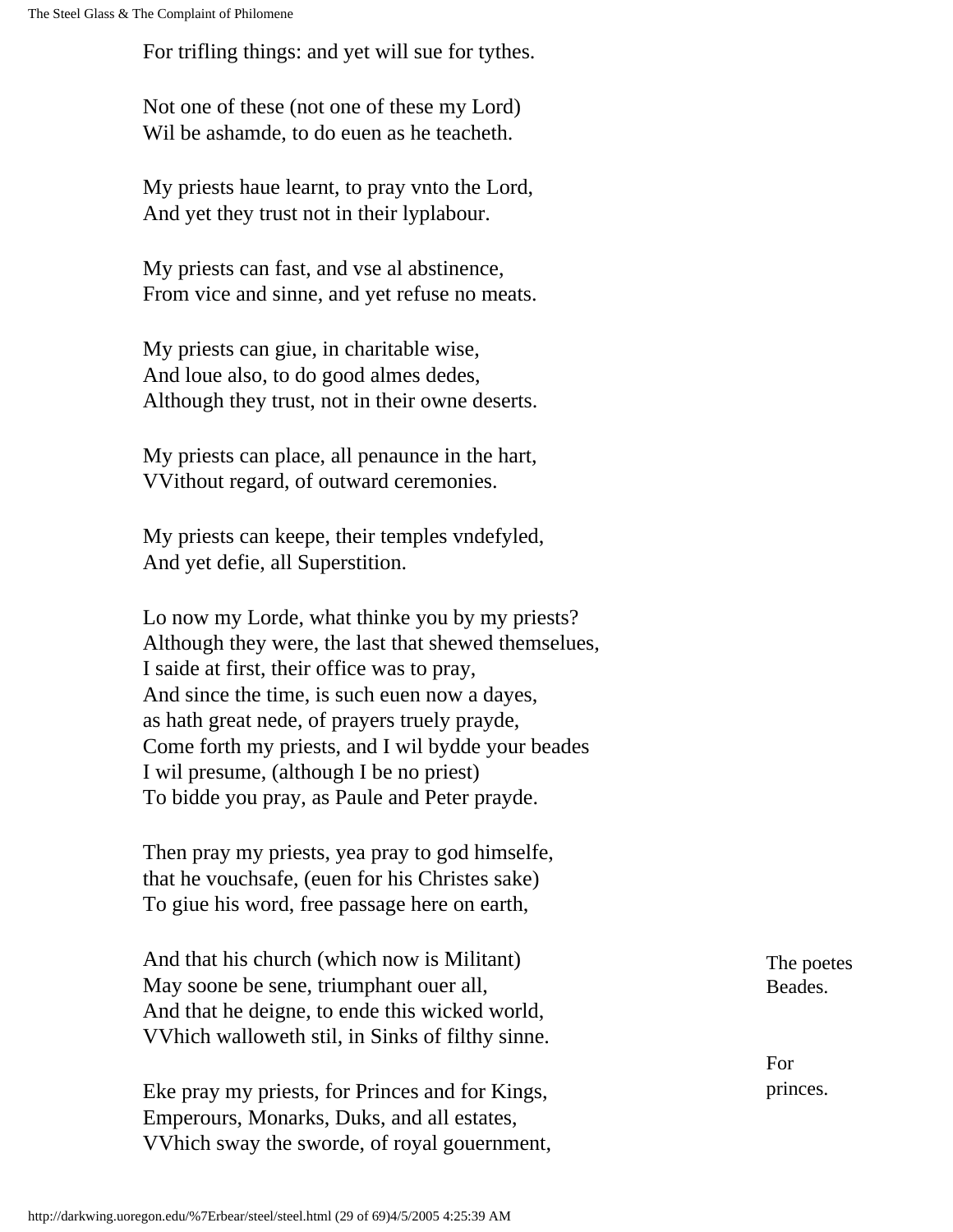For trifling things: and yet will sue for tythes.

Not one of these (not one of these my Lord)
Wil be ashamde, to do euen as he teacheth.

My priests haue learnt, to pray vnto the Lord,
And yet they trust not in their lyplabour.

My priests can fast, and vse al abstinence,
From vice and sinne, and yet refuse no meats.

My priests can giue, in charitable wise,
And loue also, to do good almes dedes,
Although they trust, not in their owne deserts.

My priests can place, all penaunce in the hart,
VVithout regard, of outward ceremonies.

My priests can keepe, their temples vndefyled,
And yet defie, all Superstition.

Lo now my Lorde, what thinke you by my priests?
Although they were, the last that shewed themselues,
I saide at first, their office was to pray,
And since the time, is such euen now a dayes,
as hath great nede, of prayers truely prayde,
Come forth my priests, and I wil bydde your beades
I wil presume, (although I be no priest)
To bidde you pray, as Paule and Peter prayde.

Then pray my priests, yea pray to god himselfe,
that he vouchsafe, (euen for his Christes sake)
To giue his word, free passage here on earth,

*The poetes Beades.*

And that his church (which now is Militant)
May soone be sene, triumphant ouer all,
And that he deigne, to ende this wicked world,
VVhich walloweth stil, in Sinks of filthy sinne.

*For princes.*

Eke pray my priests, for Princes and for Kings,
Emperours, Monarks, Duks, and all estates,
VVhich sway the sworde, of royal gouernment,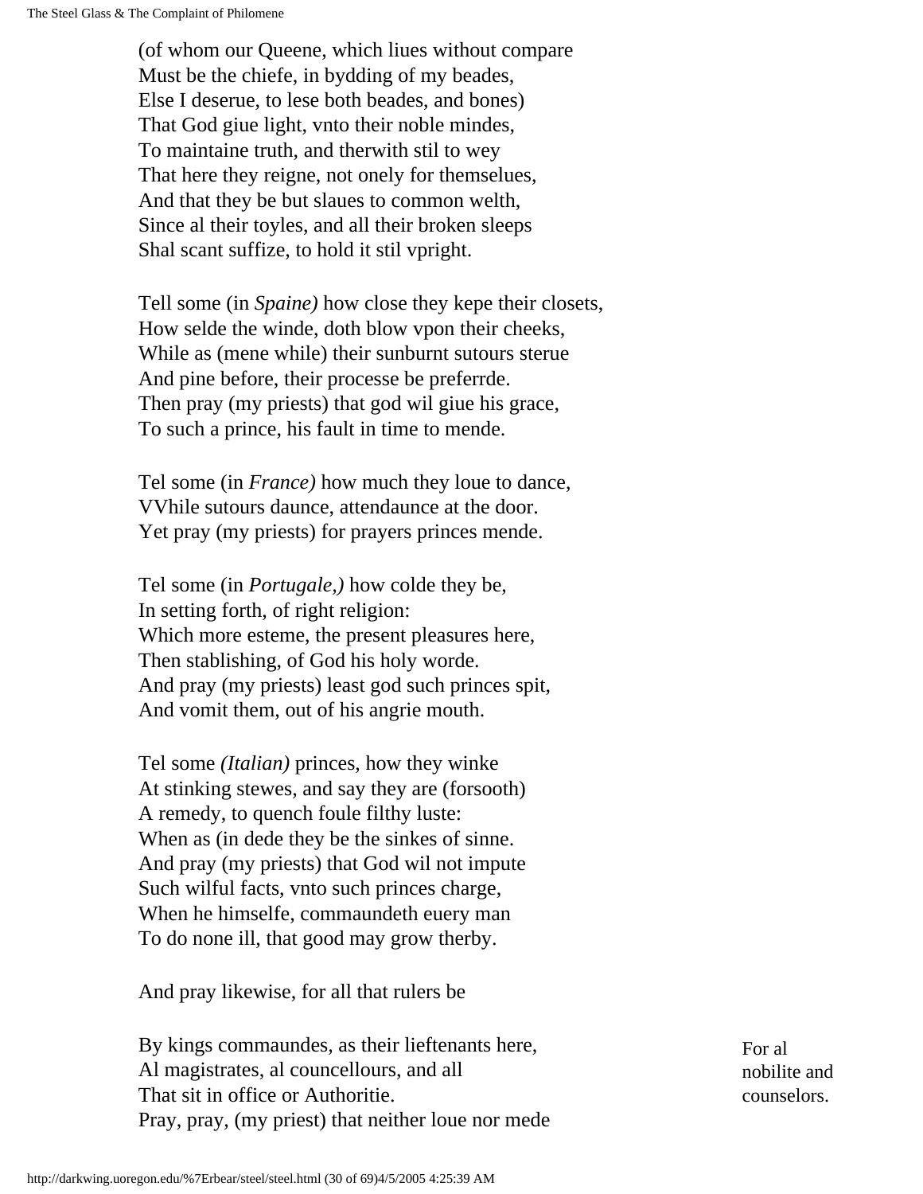(of whom our Queene, which liues without compare
Must be the chiefe, in bydding of my beades,
Else I deserue, to lese both beades, and bones)
That God giue light, vnto their noble mindes,
To maintaine truth, and therwith stil to wey
That here they reigne, not onely for themselues,
And that they be but slaues to common welth,
Since al their toyles, and all their broken sleeps
Shal scant suffize, to hold it stil vpright.

Tell some (in *Spaine)* how close they kepe their closets,
How selde the winde, doth blow vpon their cheeks,
While as (mene while) their sunburnt sutours sterue
And pine before, their processe be preferrde.
Then pray (my priests) that god wil giue his grace,
To such a prince, his fault in time to mende.

Tel some (in *France)* how much they loue to dance,
VVhile sutours daunce, attendaunce at the door.
Yet pray (my priests) for prayers princes mende.

Tel some (in *Portugale,)* how colde they be,
In setting forth, of right religion:
Which more esteme, the present pleasures here,
Then stablishing, of God his holy worde.
And pray (my priests) least god such princes spit,
And vomit them, out of his angrie mouth.

Tel some *(Italian)* princes, how they winke
At stinking stewes, and say they are (forsooth)
A remedy, to quench foule filthy luste:
When as (in dede they be the sinkes of sinne.
And pray (my priests) that God wil not impute
Such wilful facts, vnto such princes charge,
When he himselfe, commaundeth euery man
To do none ill, that good may grow therby.

And pray likewise, for all that rulers be

For al nobilite and counselors.

By kings commaundes, as their lieftenants here,
Al magistrates, al councellours, and all
That sit in office or Authoritie.
Pray, pray, (my priest) that neither loue nor mede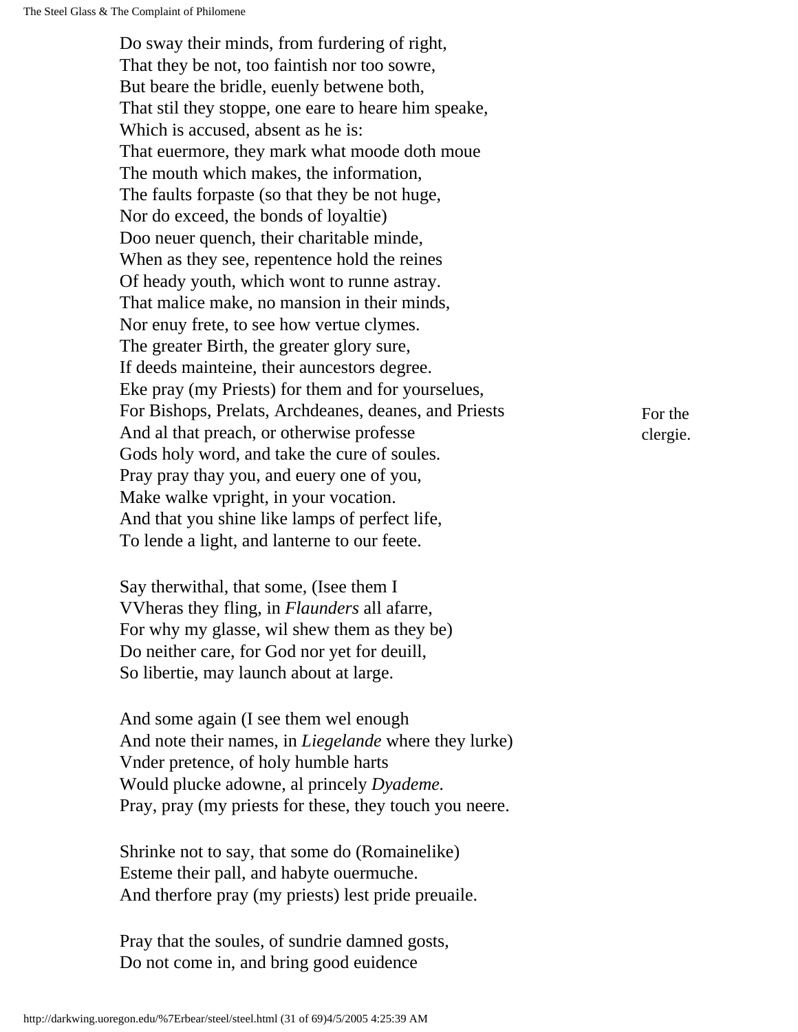Do sway their minds, from furdering of right,
That they be not, too faintish nor too sowre,
But beare the bridle, euenly betwene both,
That stil they stoppe, one eare to heare him speake,
Which is accused, absent as he is:
That euermore, they mark what moode doth moue
The mouth which makes, the information,
The faults forpaste (so that they be not huge,
Nor do exceed, the bonds of loyaltie)
Doo neuer quench, their charitable minde,
When as they see, repentence hold the reines
Of heady youth, which wont to runne astray.
That malice make, no mansion in their minds,
Nor enuy frete, to see how vertue clymes.
The greater Birth, the greater glory sure,
If deeds mainteine, their auncestors degree.
Eke pray (my Priests) for them and for yourselues,
For Bishops, Prelats, Archdeanes, deanes, and Priests — For the clergie.
And al that preach, or otherwise professe
Gods holy word, and take the cure of soules.
Pray pray thay you, and euery one of you,
Make walke vpright, in your vocation.
And that you shine like lamps of perfect life,
To lende a light, and lanterne to our feete.

Say therwithal, that some, (Isee them I
VVheras they fling, in *Flaunders* all afarre,
For why my glasse, wil shew them as they be)
Do neither care, for God nor yet for deuill,
So libertie, may launch about at large.

And some again (I see them wel enough
And note their names, in *Liegelande* where they lurke)
Vnder pretence, of holy humble harts
Would plucke adowne, al princely *Dyademe.*
Pray, pray (my priests for these, they touch you neere.

Shrinke not to say, that some do (Romainelike)
Esteme their pall, and habyte ouermuche.
And therfore pray (my priests) lest pride preuaile.

Pray that the soules, of sundrie damned gosts,
Do not come in, and bring good euidence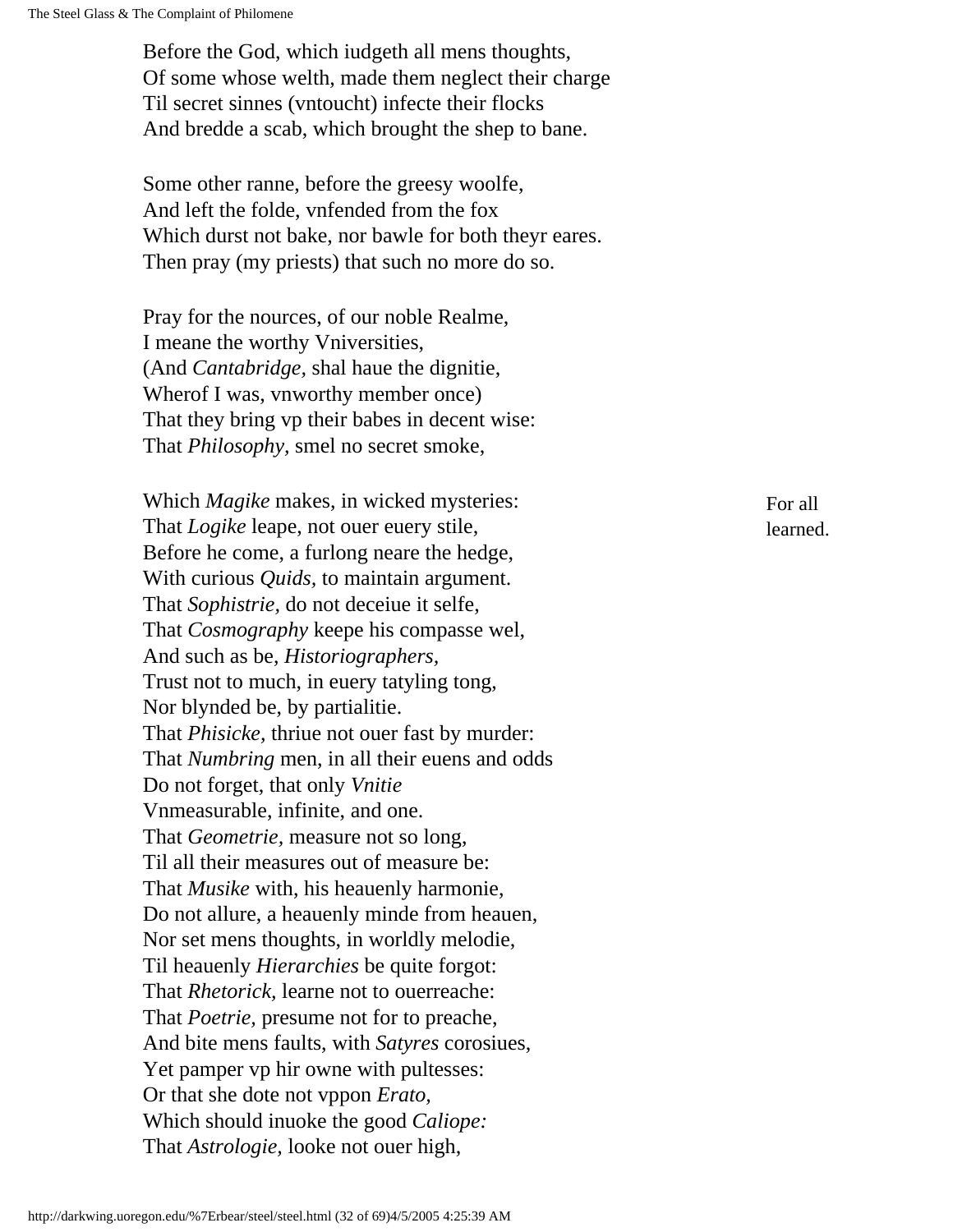Before the God, which iudgeth all mens thoughts,
Of some whose welth, made them neglect their charge
Til secret sinnes (vntoucht) infecte their flocks
And bredde a scab, which brought the shep to bane.

Some other ranne, before the greesy woolfe,
And left the folde, vnfended from the fox
Which durst not bake, nor bawle for both theyr eares.
Then pray (my priests) that such no more do so.

Pray for the nources, of our noble Realme,
I meane the worthy Vniversities,
(And *Cantabridge,* shal haue the dignitie,
Wherof I was, vnworthy member once)
That they bring vp their babes in decent wise:
That *Philosophy,* smel no secret smoke,

For all learned.

Which *Magike* makes, in wicked mysteries:
That *Logike* leape, not ouer euery stile,
Before he come, a furlong neare the hedge,
With curious *Quids*, to maintain argument.
That *Sophistrie,* do not deceiue it selfe,
That *Cosmography* keepe his compasse wel,
And such as be, *Historiographers,*
Trust not to much, in euery tatyling tong,
Nor blynded be, by partialitie.
That *Phisicke,* thriue not ouer fast by murder:
That *Numbring* men, in all their euens and odds
Do not forget, that only *Vnitie*
Vnmeasurable, infinite, and one.
That *Geometrie,* measure not so long,
Til all their measures out of measure be:
That *Musike* with, his heauenly harmonie,
Do not allure, a heauenly minde from heauen,
Nor set mens thoughts, in worldly melodie,
Til heauenly *Hierarchies* be quite forgot:
That *Rhetorick,* learne not to ouerreache:
That *Poetrie,* presume not for to preache,
And bite mens faults, with *Satyres* corosiues,
Yet pamper vp hir owne with pultesses:
Or that she dote not vppon *Erato,*
Which should inuoke the good *Caliope:*
That *Astrologie,* looke not ouer high,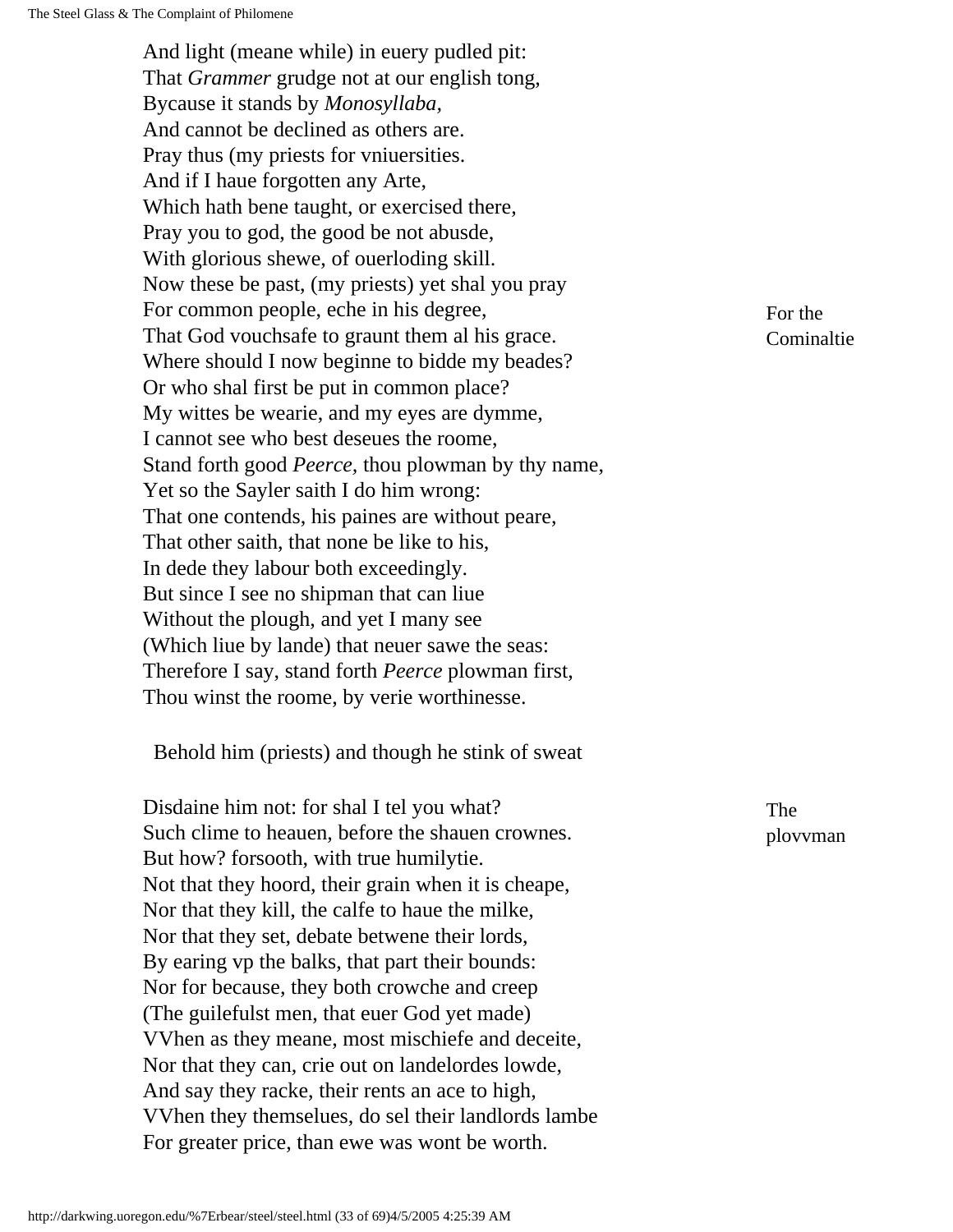And light (meane while) in euery pudled pit:  
That *Grammer* grudge not at our english tong,  
Bycause it stands by *Monosyllaba,*  
And cannot be declined as others are.  
Pray thus (my priests for vniuersities.  
And if I haue forgotten any Arte,  
Which hath bene taught, or exercised there,  
Pray you to god, the good be not abusde,  
With glorious shewe, of ouerloding skill.  
Now these be past, (my priests) yet shal you pray  
For common people, eche in his degree,  
That God vouchsafe to graunt them al his grace.  
Where should I now beginne to bidde my beades?  
Or who shal first be put in common place?  
My wittes be wearie, and my eyes are dymme,  
I cannot see who best deseues the roome,  
Stand forth good *Peerce,* thou plowman by thy name,  
Yet so the Sayler saith I do him wrong:  
That one contends, his paines are without peare,  
That other saith, that none be like to his,  
In dede they labour both exceedingly.  
But since I see no shipman that can liue  
Without the plough, and yet I many see  
(Which liue by lande) that neuer sawe the seas:  
Therefore I say, stand forth *Peerce* plowman first,  
Thou winst the roome, by verie worthinesse.

For the Cominaltie

Behold him (priests) and though he stink of sweat

Disdaine him not: for shal I tel you what?  
Such clime to heauen, before the shauen crownes.  
But how? forsooth, with true humilytie.  
Not that they hoord, their grain when it is cheape,  
Nor that they kill, the calfe to haue the milke,  
Nor that they set, debate betwene their lords,  
By earing vp the balks, that part their bounds:  
Nor for because, they both crowche and creep  
(The guilefulst men, that euer God yet made)  
VVhen as they meane, most mischiefe and deceite,  
Nor that they can, crie out on landelordes lowde,  
And say they racke, their rents an ace to high,  
VVhen they themselues, do sel their landlords lambe  
For greater price, than ewe was wont be worth.

The plovvman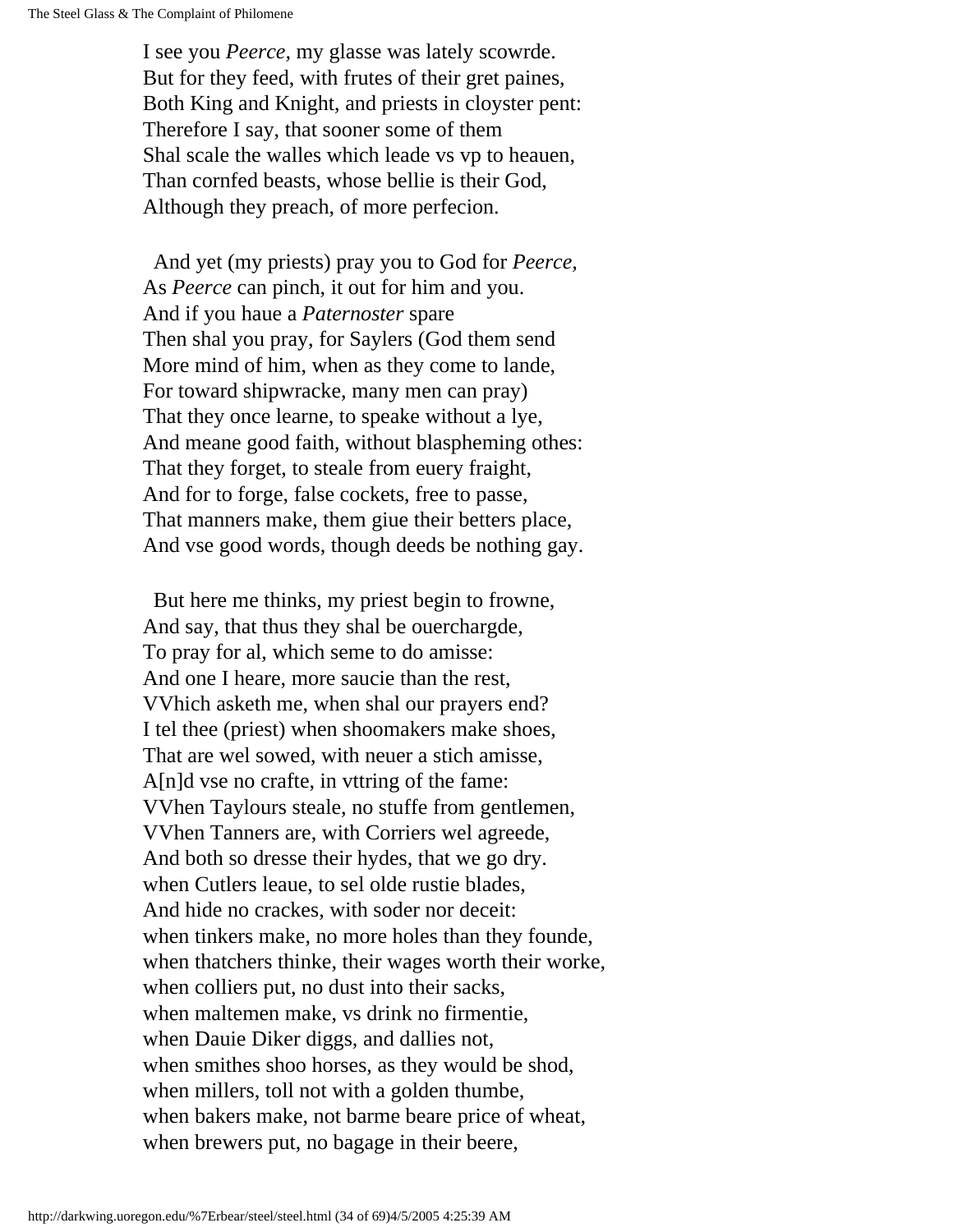I see you *Peerce,* my glasse was lately scowrde.
But for they feed, with frutes of their gret paines,
Both King and Knight, and priests in cloyster pent:
Therefore I say, that sooner some of them
Shal scale the walles which leade vs vp to heauen,
Than cornfed beasts, whose bellie is their God,
Although they preach, of more perfecion.

And yet (my priests) pray you to God for *Peerce,*
As *Peerce* can pinch, it out for him and you.
And if you haue a *Paternoster* spare
Then shal you pray, for Saylers (God them send
More mind of him, when as they come to lande,
For toward shipwracke, many men can pray)
That they once learne, to speake without a lye,
And meane good faith, without blaspheming othes:
That they forget, to steale from euery fraight,
And for to forge, false cockets, free to passe,
That manners make, them giue their betters place,
And vse good words, though deeds be nothing gay.

But here me thinks, my priest begin to frowne,
And say, that thus they shal be ouerchargde,
To pray for al, which seme to do amisse:
And one I heare, more saucie than the rest,
VVhich asketh me, when shal our prayers end?
I tel thee (priest) when shoomakers make shoes,
That are wel sowed, with neuer a stich amisse,
A[n]d vse no crafte, in vttring of the fame:
VVhen Taylours steale, no stuffe from gentlemen,
VVhen Tanners are, with Corriers wel agreede,
And both so dresse their hydes, that we go dry.
when Cutlers leaue, to sel olde rustie blades,
And hide no crackes, with soder nor deceit:
when tinkers make, no more holes than they founde,
when thatchers thinke, their wages worth their worke,
when colliers put, no dust into their sacks,
when maltemen make, vs drink no firmentie,
when Dauie Diker diggs, and dallies not,
when smithes shoo horses, as they would be shod,
when millers, toll not with a golden thumbe,
when bakers make, not barme beare price of wheat,
when brewers put, no bagage in their beere,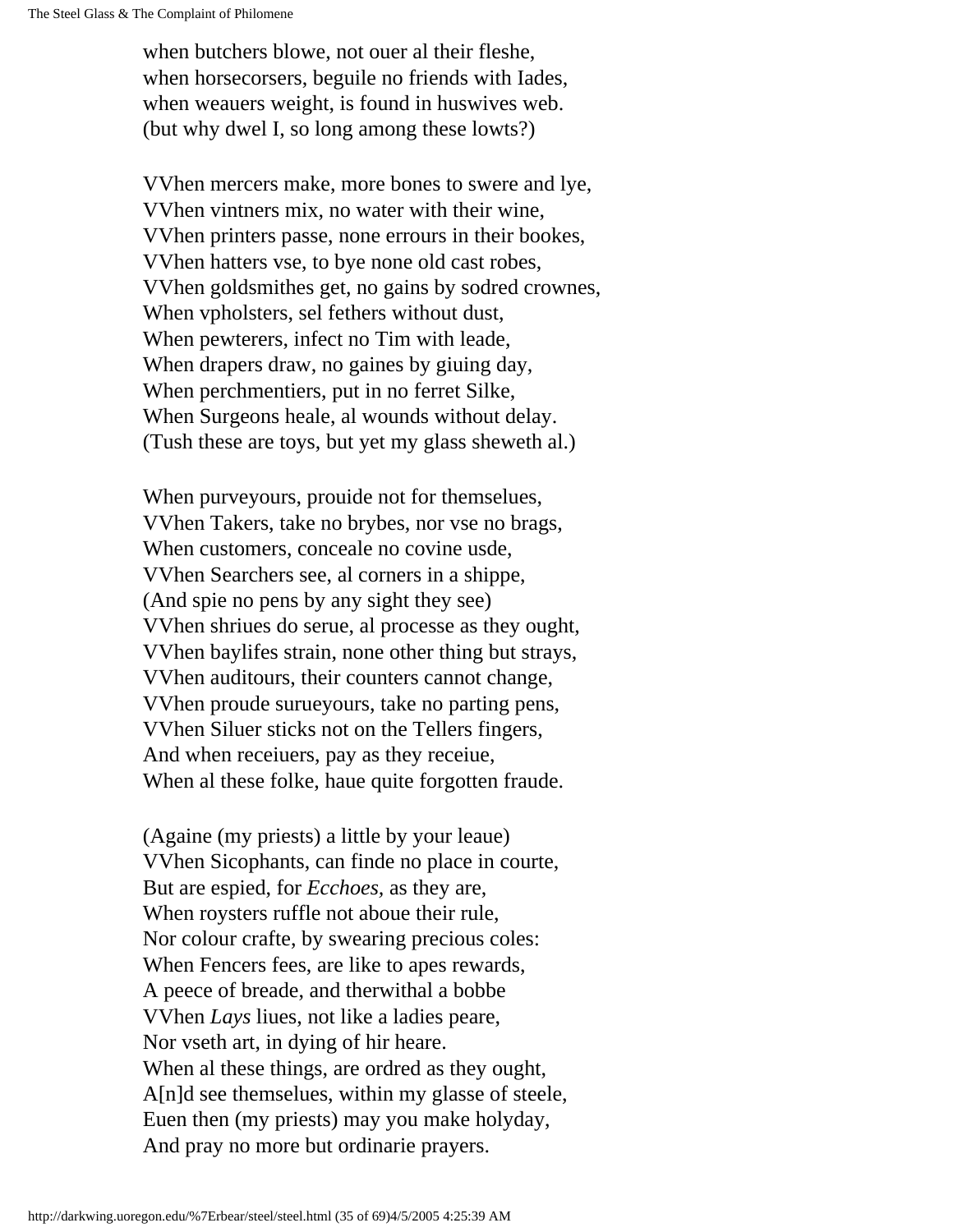when butchers blowe, not ouer al their fleshe,
when horsecorsers, beguile no friends with Iades,
when weauers weight, is found in huswives web.
(but why dwel I, so long among these lowts?)

VVhen mercers make, more bones to swere and lye,
VVhen vintners mix, no water with their wine,
VVhen printers passe, none errours in their bookes,
VVhen hatters vse, to bye none old cast robes,
VVhen goldsmithes get, no gains by sodred crownes,
When vpholsters, sel fethers without dust,
When pewterers, infect no Tim with leade,
When drapers draw, no gaines by giuing day,
When perchmentiers, put in no ferret Silke,
When Surgeons heale, al wounds without delay.
(Tush these are toys, but yet my glass sheweth al.)

When purveyours, prouide not for themselues,
VVhen Takers, take no brybes, nor vse no brags,
When customers, conceale no covine usde,
VVhen Searchers see, al corners in a shippe,
(And spie no pens by any sight they see)
VVhen shriues do serue, al processe as they ought,
VVhen baylifes strain, none other thing but strays,
VVhen auditours, their counters cannot change,
VVhen proude surueyours, take no parting pens,
VVhen Siluer sticks not on the Tellers fingers,
And when receiuers, pay as they receiue,
When al these folke, haue quite forgotten fraude.

(Againe (my priests) a little by your leaue)
VVhen Sicophants, can finde no place in courte,
But are espied, for *Ecchoes*, as they are,
When roysters ruffle not aboue their rule,
Nor colour crafte, by swearing precious coles:
When Fencers fees, are like to apes rewards,
A peece of breade, and therwithal a bobbe
VVhen *Lays* liues, not like a ladies peare,
Nor vseth art, in dying of hir heare.
When al these things, are ordred as they ought,
A[n]d see themselues, within my glasse of steele,
Euen then (my priests) may you make holyday,
And pray no more but ordinarie prayers.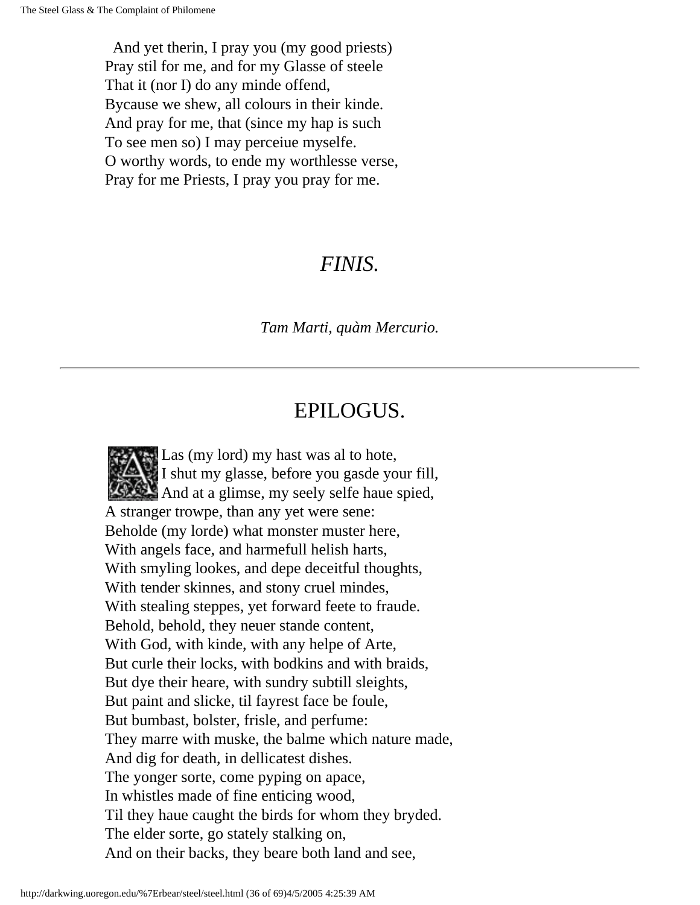And yet therin, I pray you (my good priests)
Pray stil for me, and for my Glasse of steele
That it (nor I) do any minde offend,
Bycause we shew, all colours in their kinde.
And pray for me, that (since my hap is such
To see men so) I may perceiue myselfe.
O worthy words, to ende my worthlesse verse,
Pray for me Priests, I pray you pray for me.

*FINIS.*

*Tam Marti, quàm Mercurio.*

---

# EPILOGUS.

ALas (my lord) my hast was al to hote,
I shut my glasse, before you gasde your fill,
And at a glimse, my seely selfe haue spied,
A stranger trowpe, than any yet were sene:
Beholde (my lorde) what monster muster here,
With angels face, and harmefull helish harts,
With smyling lookes, and depe deceitful thoughts,
With tender skinnes, and stony cruel mindes,
With stealing steppes, yet forward feete to fraude.
Behold, behold, they neuer stande content,
With God, with kinde, with any helpe of Arte,
But curle their locks, with bodkins and with braids,
But dye their heare, with sundry subtill sleights,
But paint and slicke, til fayrest face be foule,
But bumbast, bolster, frisle, and perfume:
They marre with muske, the balme which nature made,
And dig for death, in dellicatest dishes.
The yonger sorte, come pyping on apace,
In whistles made of fine enticing wood,
Til they haue caught the birds for whom they bryded.
The elder sorte, go stately stalking on,
And on their backs, they beare both land and see,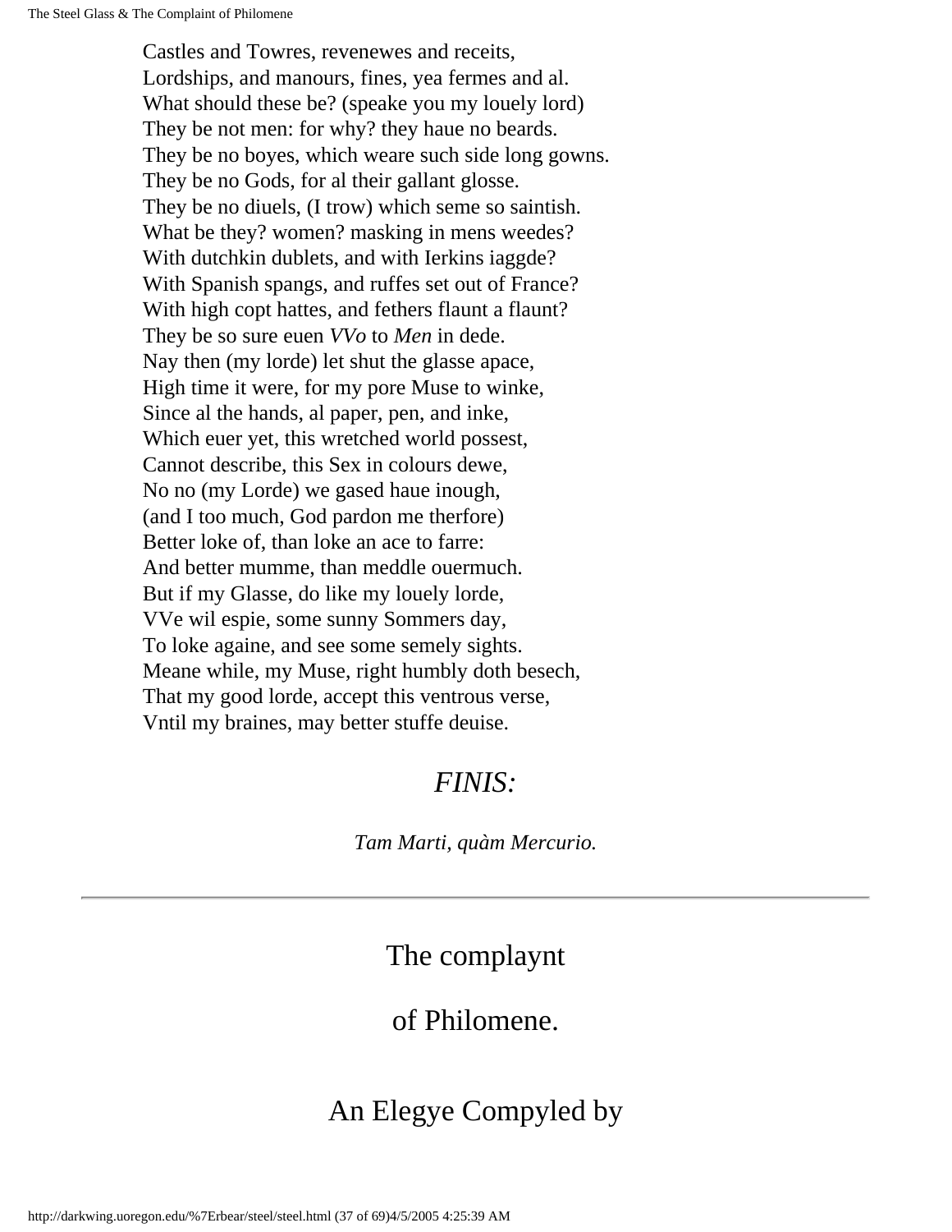Castles and Towres, reuenewes and receits,  
Lordships, and manours, fines, yea fermes and al.  
What should these be? (speake you my louely lord)  
They be not men: for why? they haue no beards.  
They be no boyes, which weare such side long gowns.  
They be no Gods, for al their gallant glosse.  
They be no diuels, (I trow) which seme so saintish.  
What be they? women? masking in mens weedes?  
With dutchkin dublets, and with Ierkins iaggde?  
With Spanish spangs, and ruffes set out of France?  
With high copt hattes, and fethers flaunt a flaunt?  
They be so sure euen *VVo* to *Men* in dede.  
Nay then (my lorde) let shut the glasse apace,  
High time it were, for my pore Muse to winke,  
Since al the hands, al paper, pen, and inke,  
Which euer yet, this wretched world possest,  
Cannot describe, this Sex in colours dewe,  
No no (my Lorde) we gased haue inough,  
(and I too much, God pardon me therfore)  
Better loke of, than loke an ace to farre:  
And better mumme, than meddle ouermuch.  
But if my Glasse, do like my louely lorde,  
VVe wil espie, some sunny Sommers day,  
To loke againe, and see some semely sights.  
Meane while, my Muse, right humbly doth besech,  
That my good lorde, accept this ventrous verse,  
Vntil my braines, may better stuffe deuise.

*FINIS:*

*Tam Marti, quàm Mercurio.*

---

# The complaynt

# of Philomene.

## An Elegye Compyled by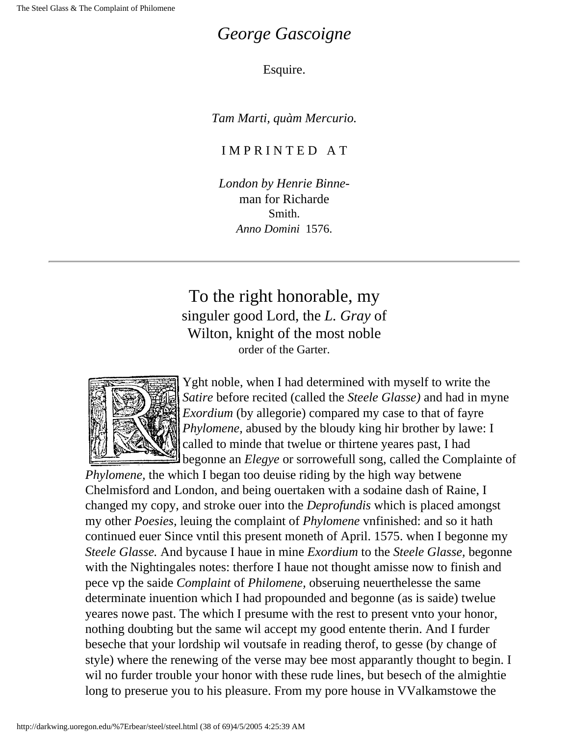# *George Gascoigne*

Esquire.

*Tam Marti, quàm Mercurio.*

IMPRINTED AT

*London by Henrie Binne-*
man for Richarde
Smith.
*Anno Domini* 1576.

---

## To the right honorable, my singuler good Lord, the *L. Gray* of Wilton, knight of the most noble order of the Garter.

RYght noble, when I had determined with myself to write the *Satire* before recited (called the *Steele Glasse)* and had in myne *Exordium* (by allegorie) compared my case to that of fayre *Phylomene,* abused by the bloudy king hir brother by lawe: I called to minde that twelue or thirtene yeares past, I had begonne an *Elegye* or sorrowefull song, called the Complainte of *Phylomene,* the which I began too deuise riding by the high way betwene Chelmisford and London, and being ouertaken with a sodaine dash of Raine, I changed my copy, and stroke ouer into the *Deprofundis* which is placed amongst my other *Poesies,* leuing the complaint of *Phylomene* vnfinished: and so it hath continued euer Since vntil this present moneth of April. 1575. when I begonne my *Steele Glasse.* And bycause I haue in mine *Exordium* to the *Steele Glasse,* begonne with the Nightingales notes: therfore I haue not thought amisse now to finish and pece vp the saide *Complaint* of *Philomene,* obseruing neuerthelesse the same determinate inuention which I had propounded and begonne (as is saide) twelue yeares nowe past. The which I presume with the rest to present vnto your honor, nothing doubting but the same wil accept my good entente therin. And I furder beseche that your lordship wil voutsafe in reading therof, to gesse (by change of style) where the renewing of the verse may bee most apparantly thought to begin. I wil no furder trouble your honor with these rude lines, but besech of the almightie long to preserue you to his pleasure. From my pore house in VValkamstowe the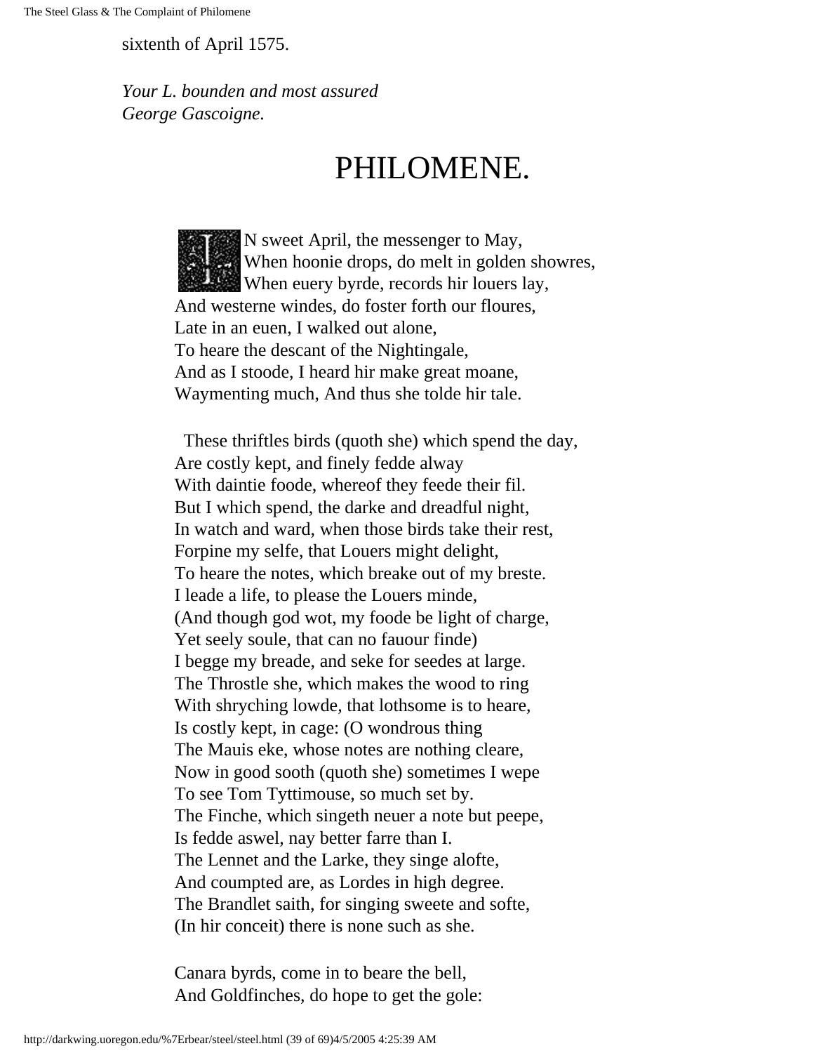sixtenth of April 1575.

*Your L. bounden and most assured*
*George Gascoigne.*

# PHILOMENE.

IN sweet April, the messenger to May,
When hoonie drops, do melt in golden showres,
When euery byrde, records hir louers lay,
And westerne windes, do foster forth our floures,
Late in an euen, I walked out alone,
To heare the descant of the Nightingale,
And as I stoode, I heard hir make great moane,
Waymenting much, And thus she tolde hir tale.

These thriftles birds (quoth she) which spend the day,
Are costly kept, and finely fedde alway
With daintie foode, whereof they feede their fil.
But I which spend, the darke and dreadful night,
In watch and ward, when those birds take their rest,
Forpine my selfe, that Louers might delight,
To heare the notes, which breake out of my breste.
I leade a life, to please the Louers minde,
(And though god wot, my foode be light of charge,
Yet seely soule, that can no fauour finde)
I begge my breade, and seke for seedes at large.
The Throstle she, which makes the wood to ring
With shryching lowde, that lothsome is to heare,
Is costly kept, in cage: (O wondrous thing
The Mauis eke, whose notes are nothing cleare,
Now in good sooth (quoth she) sometimes I wepe
To see Tom Tyttimouse, so much set by.
The Finche, which singeth neuer a note but peepe,
Is fedde aswel, nay better farre than I.
The Lennet and the Larke, they singe alofte,
And coumpted are, as Lordes in high degree.
The Brandlet saith, for singing sweete and softe,
(In hir conceit) there is none such as she.

Canara byrds, come in to beare the bell,
And Goldfinches, do hope to get the gole: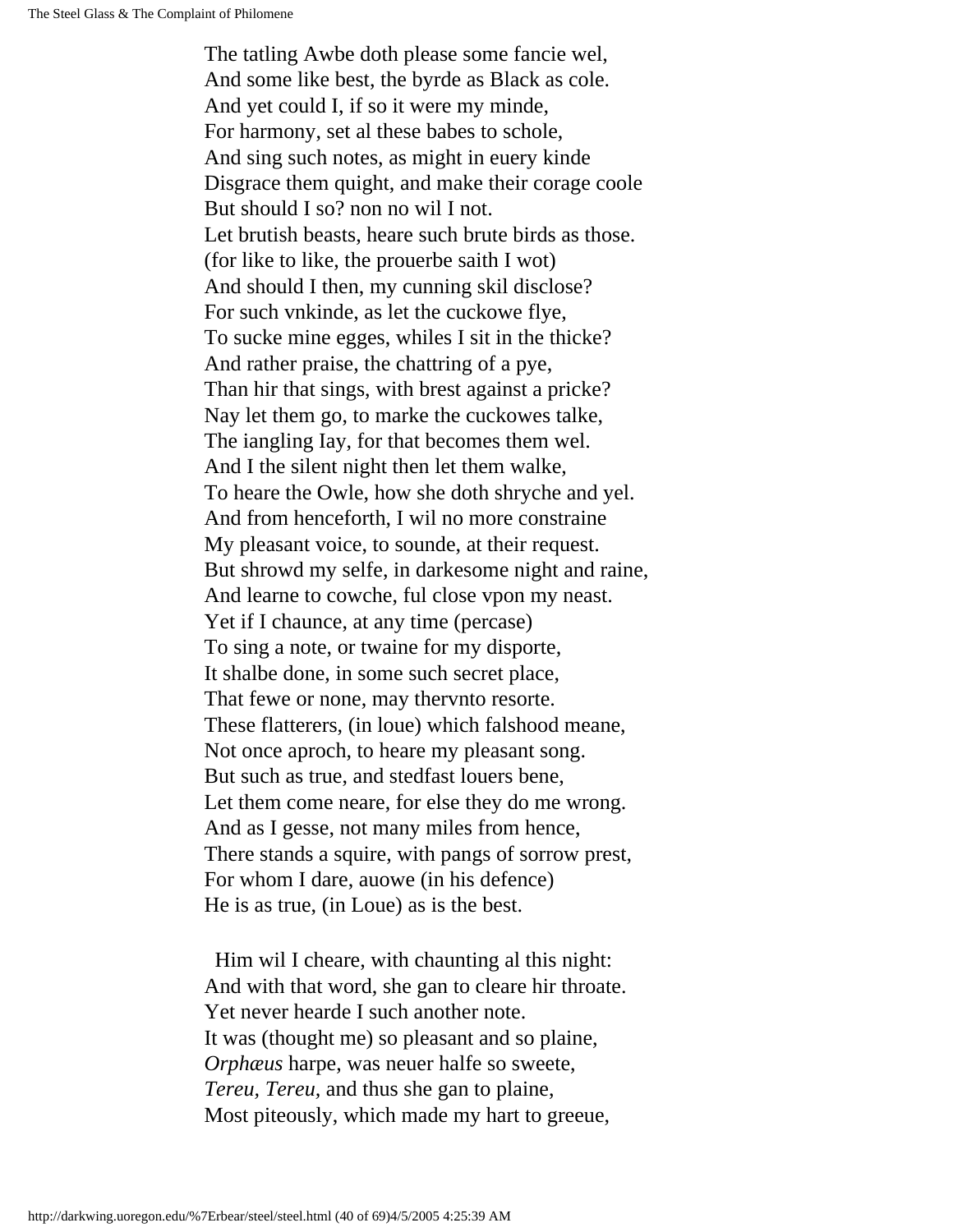The tatling Awbe doth please some fancie wel,  
And some like best, the byrde as Black as cole.  
And yet could I, if so it were my minde,  
For harmony, set al these babes to schole,  
And sing such notes, as might in euery kinde  
Disgrace them quight, and make their corage coole  
But should I so? non no wil I not.  
Let brutish beasts, heare such brute birds as those.  
(for like to like, the prouerbe saith I wot)  
And should I then, my cunning skil disclose?  
For such vnkinde, as let the cuckowe flye,  
To sucke mine egges, whiles I sit in the thicke?  
And rather praise, the chattring of a pye,  
Than hir that sings, with brest against a pricke?  
Nay let them go, to marke the cuckowes talke,  
The iangling Iay, for that becomes them wel.  
And I the silent night then let them walke,  
To heare the Owle, how she doth shryche and yel.  
And from henceforth, I wil no more constraine  
My pleasant voice, to sounde, at their request.  
But shrowd my selfe, in darkesome night and raine,  
And learne to cowche, ful close vpon my neast.  
Yet if I chaunce, at any time (percase)  
To sing a note, or twaine for my disporte,  
It shalbe done, in some such secret place,  
That fewe or none, may thervnto resorte.  
These flatterers, (in loue) which falshood meane,  
Not once aproch, to heare my pleasant song.  
But such as true, and stedfast louers bene,  
Let them come neare, for else they do me wrong.  
And as I gesse, not many miles from hence,  
There stands a squire, with pangs of sorrow prest,  
For whom I dare, auowe (in his defence)  
He is as true, (in Loue) as is the best.

Him wil I cheare, with chaunting al this night:  
And with that word, she gan to cleare hir throate.  
Yet never hearde I such another note.  
It was (thought me) so pleasant and so plaine,  
*Orphæus* harpe, was neuer halfe so sweete,  
*Tereu, Tereu,* and thus she gan to plaine,  
Most piteously, which made my hart to greeue,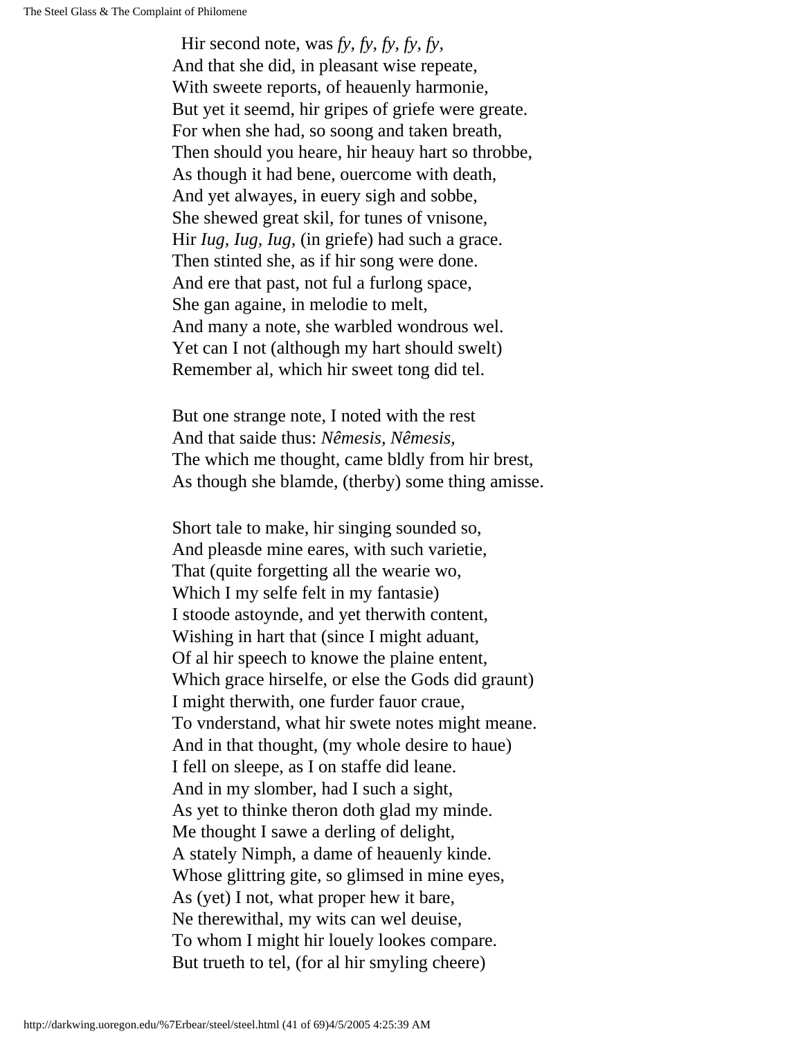Hir second note, was *fy, fy, fy, fy, fy,*  
And that she did, in pleasant wise repeate,  
With sweete reports, of heauenly harmonie,  
But yet it seemd, hir gripes of griefe were greate.  
For when she had, so soong and taken breath,  
Then should you heare, hir heauy hart so throbbe,  
As though it had bene, ouercome with death,  
And yet alwayes, in euery sigh and sobbe,  
She shewed great skil, for tunes of vnisone,  
Hir *Iug, Iug, Iug,* (in griefe) had such a grace.  
Then stinted she, as if hir song were done.  
And ere that past, not ful a furlong space,  
She gan againe, in melodie to melt,  
And many a note, she warbled wondrous wel.  
Yet can I not (although my hart should swelt)  
Remember al, which hir sweet tong did tel.

But one strange note, I noted with the rest  
And that saide thus: *Nêmesis, Nêmesis,*  
The which me thought, came bldly from hir brest,  
As though she blamde, (therby) some thing amisse.

Short tale to make, hir singing sounded so,  
And pleasde mine eares, with such varietie,  
That (quite forgetting all the wearie wo,  
Which I my selfe felt in my fantasie)  
I stoode astoynde, and yet therwith content,  
Wishing in hart that (since I might aduant,  
Of al hir speech to knowe the plaine entent,  
Which grace hirselfe, or else the Gods did graunt)  
I might therwith, one furder fauor craue,  
To vnderstand, what hir swete notes might meane.  
And in that thought, (my whole desire to haue)  
I fell on sleepe, as I on staffe did leane.  
And in my slomber, had I such a sight,  
As yet to thinke theron doth glad my minde.  
Me thought I sawe a derling of delight,  
A stately Nimph, a dame of heauenly kinde.  
Whose glittring gite, so glimsed in mine eyes,  
As (yet) I not, what proper hew it bare,  
Ne therewithal, my wits can wel deuise,  
To whom I might hir louely lookes compare.  
But trueth to tel, (for al hir smyling cheere)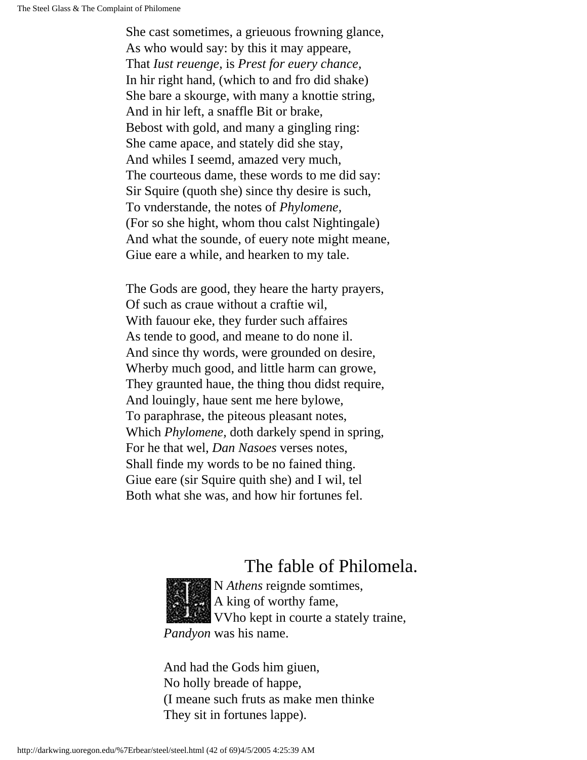She cast sometimes, a grieuous frowning glance,  
As who would say: by this it may appeare,  
That *Iust reuenge,* is *Prest for euery chance,*  
In hir right hand, (which to and fro did shake)  
She bare a skourge, with many a knottie string,  
And in hir left, a snaffle Bit or brake,  
Bebost with gold, and many a gingling ring:  
She came apace, and stately did she stay,  
And whiles I seemd, amazed very much,  
The courteous dame, these words to me did say:  
Sir Squire (quoth she) since thy desire is such,  
To vnderstande, the notes of *Phylomene,*  
(For so she hight, whom thou calst Nightingale)  
And what the sounde, of euery note might meane,  
Giue eare a while, and hearken to my tale.

The Gods are good, they heare the harty prayers,  
Of such as craue without a craftie wil,  
With fauour eke, they furder such affaires  
As tende to good, and meane to do none il.  
And since thy words, were grounded on desire,  
Wherby much good, and little harm can growe,  
They graunted haue, the thing thou didst require,  
And louingly, haue sent me here bylowe,  
To paraphrase, the piteous pleasant notes,  
Which *Phylomene,* doth darkely spend in spring,  
For he that wel, *Dan Nasoes* verses notes,  
Shall finde my words to be no fained thing.  
Giue eare (sir Squire quith she) and I wil, tel  
Both what she was, and how hir fortunes fel.

## The fable of Philomela.

IN *Athens* reignde somtimes,  
A king of worthy fame,  
VVho kept in courte a stately traine,  
*Pandyon* was his name.

And had the Gods him giuen,  
No holly breade of happe,  
(I meane such fruts as make men thinke  
They sit in fortunes lappe).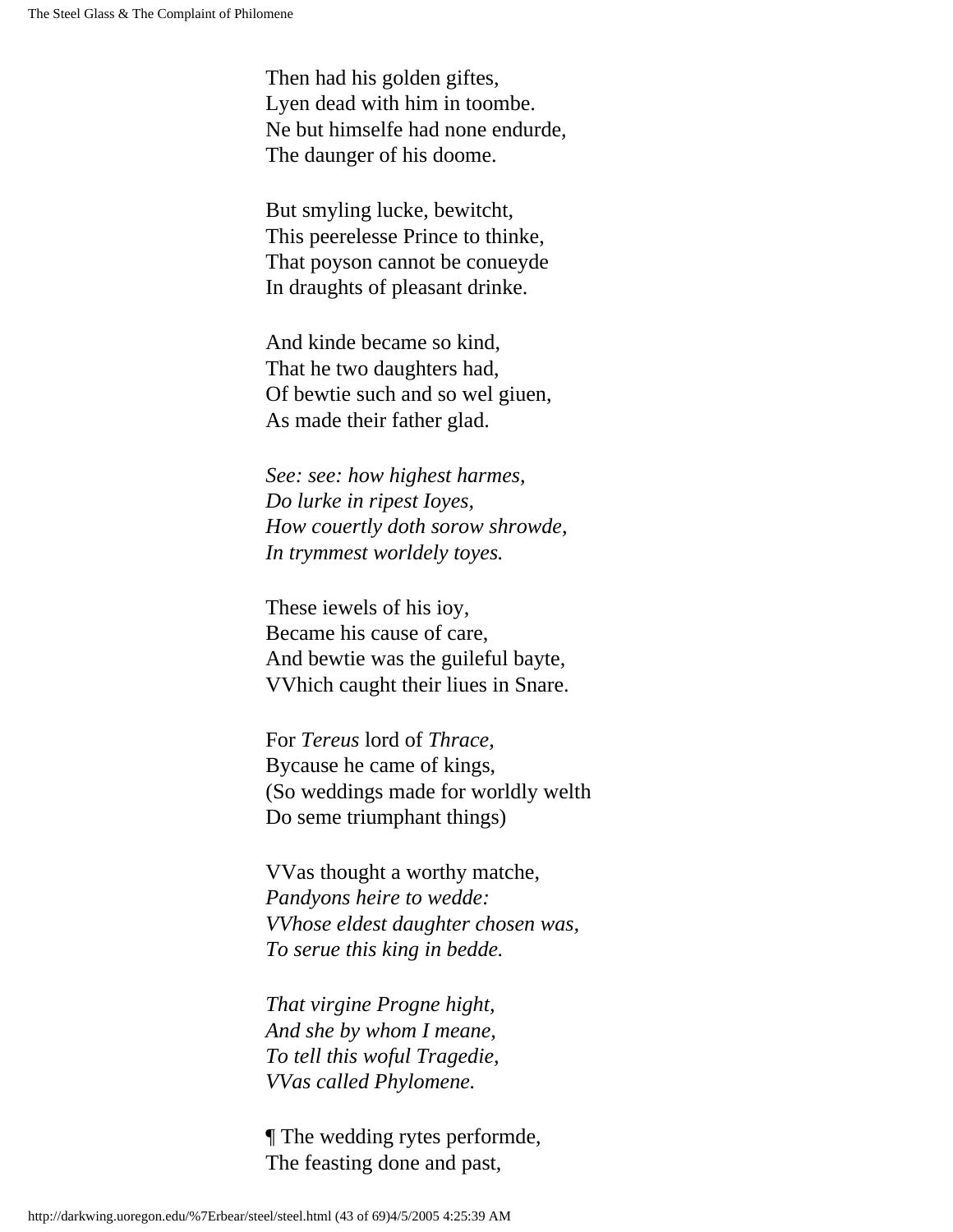Then had his golden giftes,
Lyen dead with him in toombe.
Ne but himselfe had none endurde,
The daunger of his doome.

But smyling lucke, bewitcht,
This peerelesse Prince to thinke,
That poyson cannot be conueyde
In draughts of pleasant drinke.

And kinde became so kind,
That he two daughters had,
Of bewtie such and so wel giuen,
As made their father glad.

*See: see: how highest harmes,*
*Do lurke in ripest Ioyes,*
*How couertly doth sorow shrowde,*
*In trymmest worldely toyes.*

These iewels of his ioy,
Became his cause of care,
And bewtie was the guileful bayte,
VVhich caught their liues in Snare.

For *Tereus* lord of *Thrace,*
Bycause he came of kings,
(So weddings made for worldly welth
Do seme triumphant things)

VVas thought a worthy matche,
*Pandyons heire to wedde:*
*VVhose eldest daughter chosen was,*
*To serue this king in bedde.*

*That virgine Progne hight,*
*And she by whom I meane,*
*To tell this woful Tragedie,*
*VVas called Phylomene.*

¶ The wedding rytes performde,
The feasting done and past,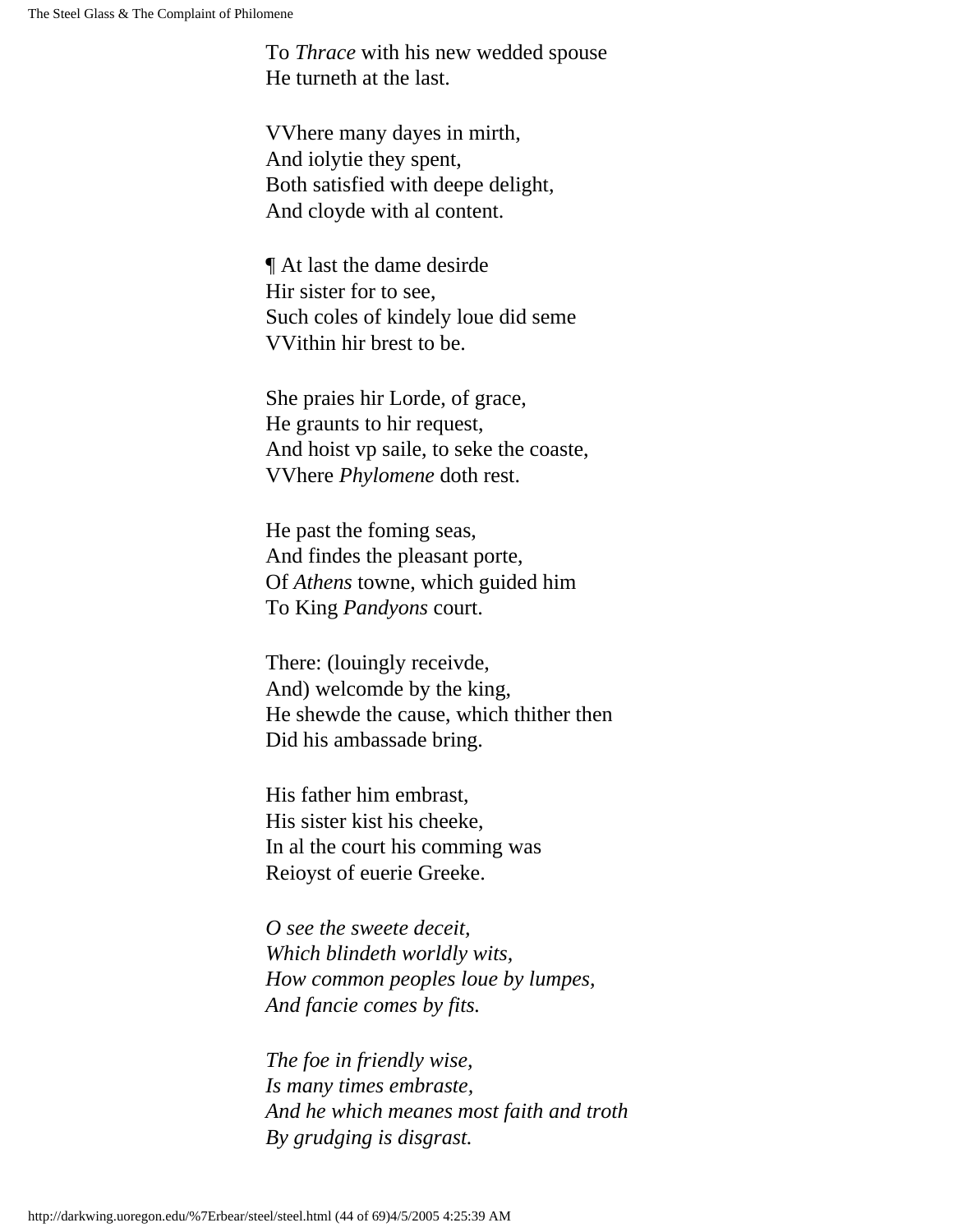To *Thrace* with his new wedded spouse  
He turneth at the last.

VVhere many dayes in mirth,  
And iolytie they spent,  
Both satisfied with deepe delight,  
And cloyde with al content.

¶ At last the dame desirde  
Hir sister for to see,  
Such coles of kindely loue did seme  
VVithin hir brest to be.

She praies hir Lorde, of grace,  
He graunts to hir request,  
And hoist vp saile, to seke the coaste,  
VVhere *Phylomene* doth rest.

He past the foming seas,  
And findes the pleasant porte,  
Of *Athens* towne, which guided him  
To King *Pandyons* court.

There: (louingly receivde,  
And) welcomde by the king,  
He shewde the cause, which thither then  
Did his ambassade bring.

His father him embrast,  
His sister kist his cheeke,  
In al the court his comming was  
Reioyst of euerie Greeke.

*O see the sweete deceit,*  
*Which blindeth worldly wits,*  
*How common peoples loue by lumpes,*  
*And fancie comes by fits.*

*The foe in friendly wise,*  
*Is many times embraste,*  
*And he which meanes most faith and troth*  
*By grudging is disgrast.*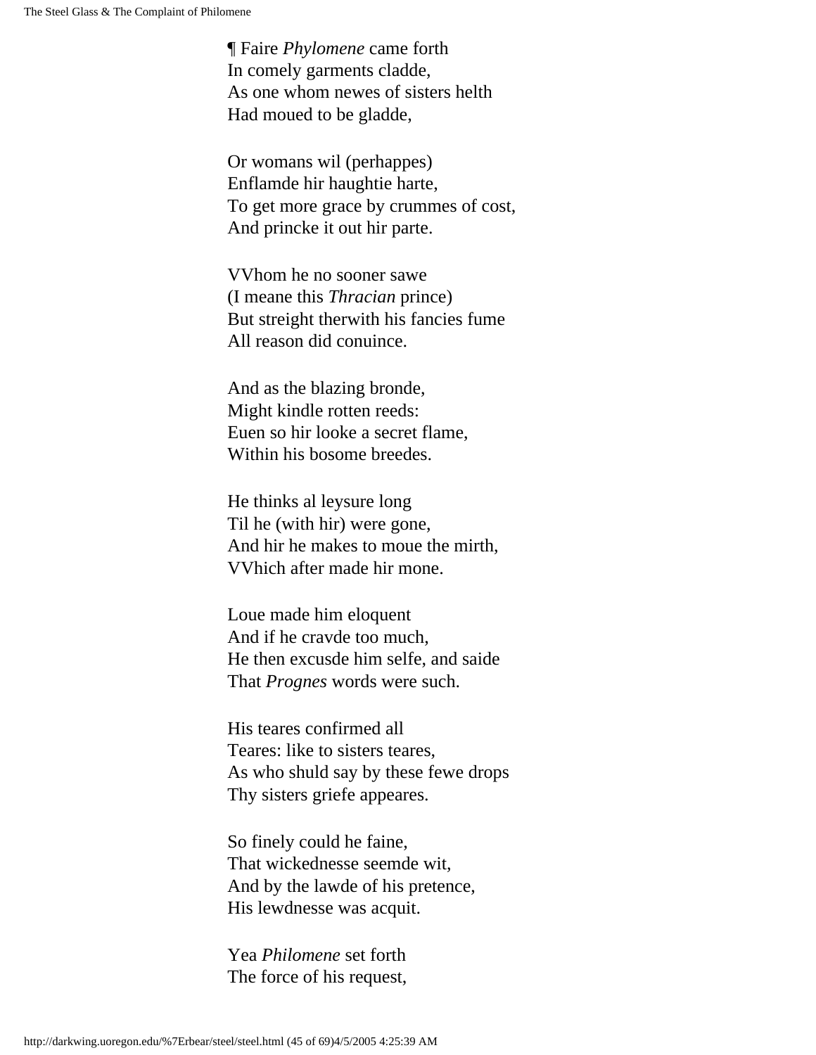¶ Faire *Phylomene* came forth
In comely garments cladde,
As one whom newes of sisters helth
Had moued to be gladde,

Or womans wil (perhappes)
Enflamde hir haughtie harte,
To get more grace by crummes of cost,
And princke it out hir parte.

VVhom he no sooner sawe
(I meane this *Thracian* prince)
But streight therwith his fancies fume
All reason did conuince.

And as the blazing bronde,
Might kindle rotten reeds:
Euen so hir looke a secret flame,
Within his bosome breedes.

He thinks al leysure long
Til he (with hir) were gone,
And hir he makes to moue the mirth,
VVhich after made hir mone.

Loue made him eloquent
And if he cravde too much,
He then excusde him selfe, and saide
That *Prognes* words were such.

His teares confirmed all
Teares: like to sisters teares,
As who shuld say by these fewe drops
Thy sisters griefe appeares.

So finely could he faine,
That wickednesse seemde wit,
And by the lawde of his pretence,
His lewdnesse was acquit.

Yea *Philomene* set forth
The force of his request,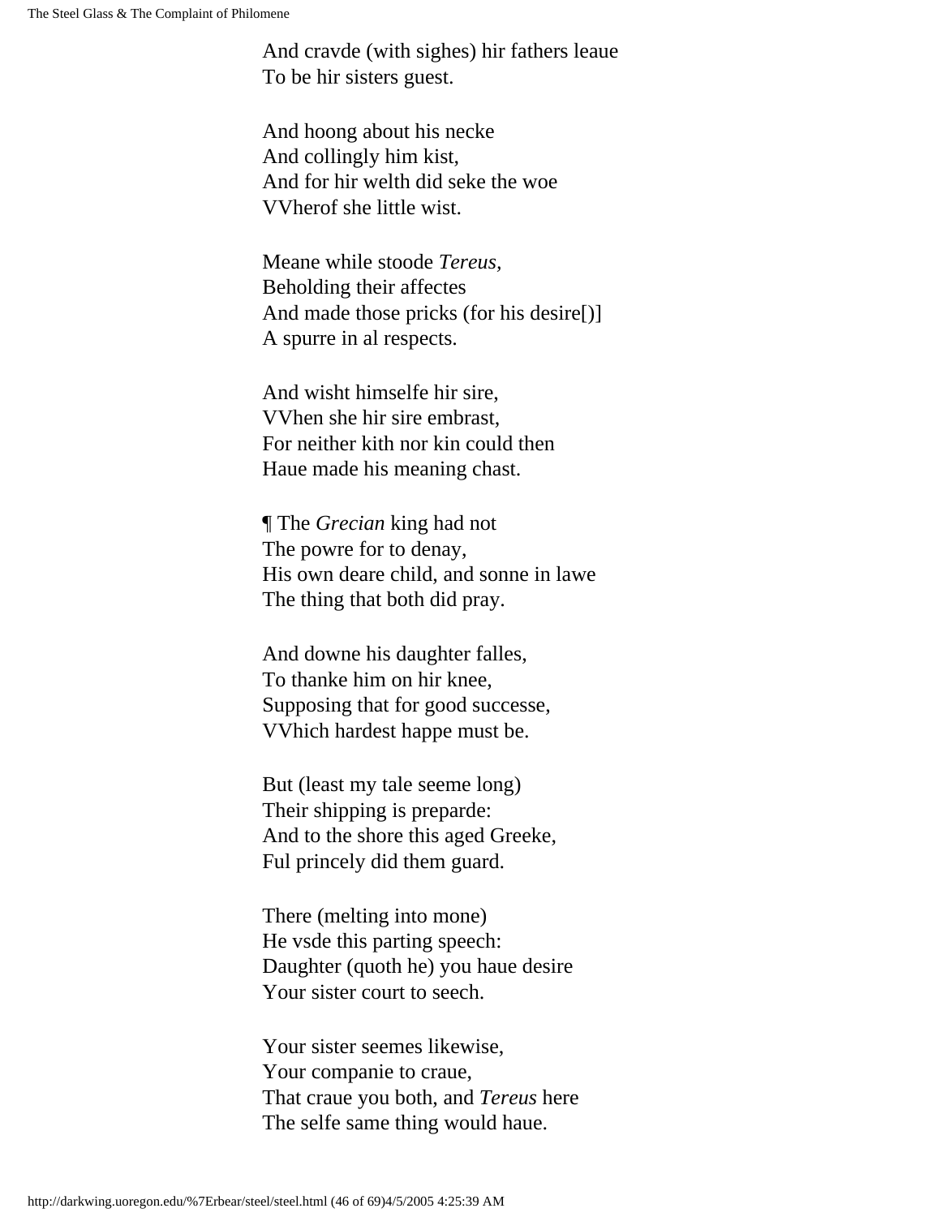And cravde (with sighes) hir fathers leaue
To be hir sisters guest.

And hoong about his necke
And collingly him kist,
And for hir welth did seke the woe
VVherof she little wist.

Meane while stoode *Tereus,*
Beholding their affectes
And made those pricks (for his desire[)]
A spurre in al respects.

And wisht himselfe hir sire,
VVhen she hir sire embrast,
For neither kith nor kin could then
Haue made his meaning chast.

¶ The *Grecian* king had not
The powre for to denay,
His own deare child, and sonne in lawe
The thing that both did pray.

And downe his daughter falles,
To thanke him on hir knee,
Supposing that for good successe,
VVhich hardest happe must be.

But (least my tale seeme long)
Their shipping is preparde:
And to the shore this aged Greeke,
Ful princely did them guard.

There (melting into mone)
He vsde this parting speech:
Daughter (quoth he) you haue desire
Your sister court to seech.

Your sister seemes likewise,
Your companie to craue,
That craue you both, and *Tereus* here
The selfe same thing would haue.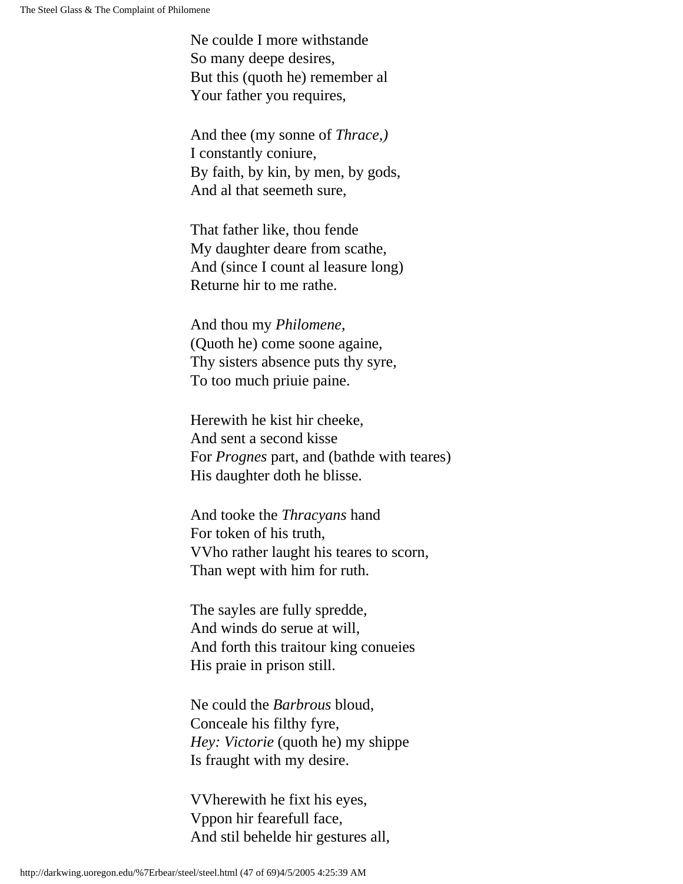Ne coulde I more withstande
So many deepe desires,
But this (quoth he) remember al
Your father you requires,

And thee (my sonne of *Thrace,)*
I constantly coniure,
By faith, by kin, by men, by gods,
And al that seemeth sure,

That father like, thou fende
My daughter deare from scathe,
And (since I count al leasure long)
Returne hir to me rathe.

And thou my *Philomene,*
(Quoth he) come soone againe,
Thy sisters absence puts thy syre,
To too much priuie paine.

Herewith he kist hir cheeke,
And sent a second kisse
For *Prognes* part, and (bathde with teares)
His daughter doth he blisse.

And tooke the *Thracyans* hand
For token of his truth,
VVho rather laught his teares to scorn,
Than wept with him for ruth.

The sayles are fully spredde,
And winds do serue at will,
And forth this traitour king conueies
His praie in prison still.

Ne could the *Barbrous* bloud,
Conceale his filthy fyre,
*Hey: Victorie* (quoth he) my shippe
Is fraught with my desire.

VVherewith he fixt his eyes,
Vppon hir fearefull face,
And stil behelde hir gestures all,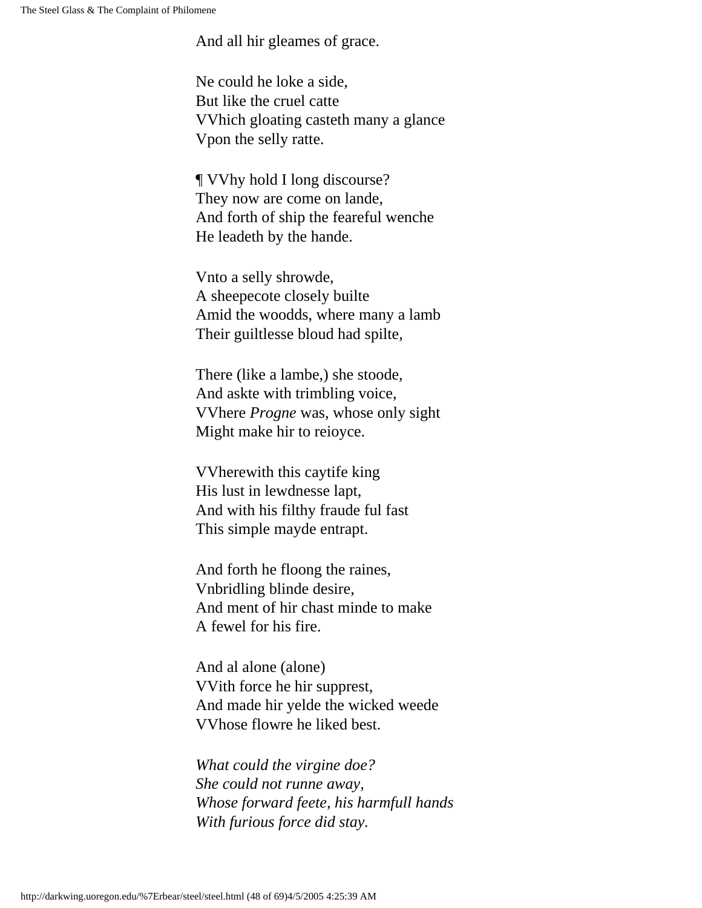And all hir gleames of grace.

Ne could he loke a side,  
But like the cruel catte  
VVhich gloating casteth many a glance  
Vpon the selly ratte.

¶ VVhy hold I long discourse?  
They now are come on lande,  
And forth of ship the feareful wenche  
He leadeth by the hande.

Vnto a selly shrowde,  
A sheepecote closely builte  
Amid the woodds, where many a lamb  
Their guiltlesse bloud had spilte,

There (like a lambe,) she stoode,  
And askte with trimbling voice,  
VVhere *Progne* was, whose only sight  
Might make hir to reioyce.

VVherewith this caytife king  
His lust in lewdnesse lapt,  
And with his filthy fraude ful fast  
This simple mayde entrapt.

And forth he floong the raines,  
Vnbridling blinde desire,  
And ment of hir chast minde to make  
A fewel for his fire.

And al alone (alone)  
VVith force he hir supprest,  
And made hir yelde the wicked weede  
VVhose flowre he liked best.

*What could the virgine doe?*  
*She could not runne away,*  
*Whose forward feete, his harmfull hands*  
*With furious force did stay.*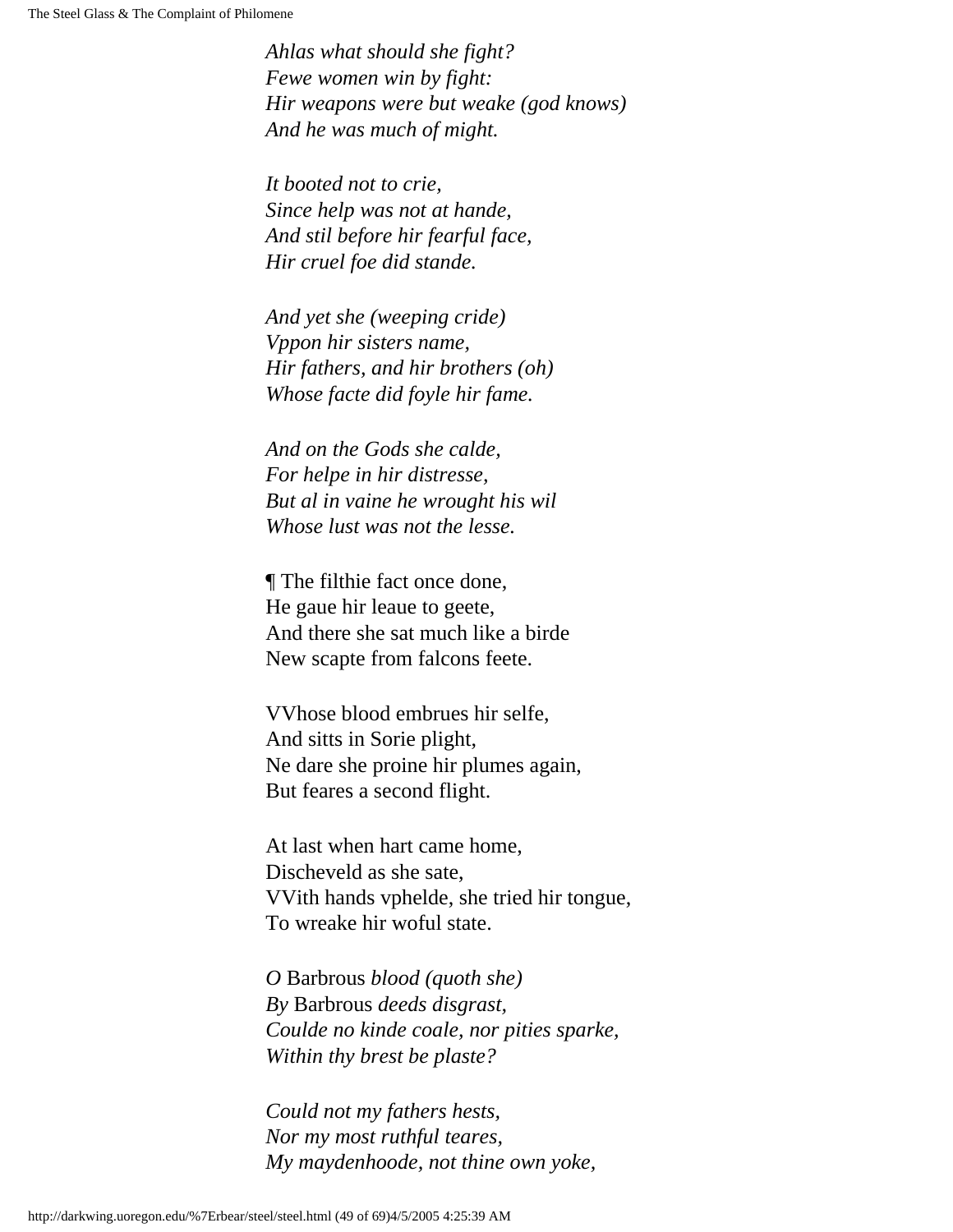*Ahlas what should she fight?*
*Fewe women win by fight:*
*Hir weapons were but weake (god knows)*
*And he was much of might.*

*It booted not to crie,*
*Since help was not at hande,*
*And stil before hir fearful face,*
*Hir cruel foe did stande.*

*And yet she (weeping cride)*
*Vppon hir sisters name,*
*Hir fathers, and hir brothers (oh)*
*Whose facte did foyle hir fame.*

*And on the Gods she calde,*
*For helpe in hir distresse,*
*But al in vaine he wrought his wil*
*Whose lust was not the lesse.*

¶ The filthie fact once done,
He gaue hir leaue to geete,
And there she sat much like a birde
New scapte from falcons feete.

VVhose blood embrues hir selfe,
And sitts in Sorie plight,
Ne dare she proine hir plumes again,
But feares a second flight.

At last when hart came home,
Discheveld as she sate,
VVith hands vphelde, she tried hir tongue,
To wreake hir woful state.

*O* Barbrous *blood (quoth she)*
*By* Barbrous *deeds disgrast,*
*Coulde no kinde coale, nor pities sparke,*
*Within thy brest be plaste?*

*Could not my fathers hests,*
*Nor my most ruthful teares,*
*My maydenhoode, not thine own yoke,*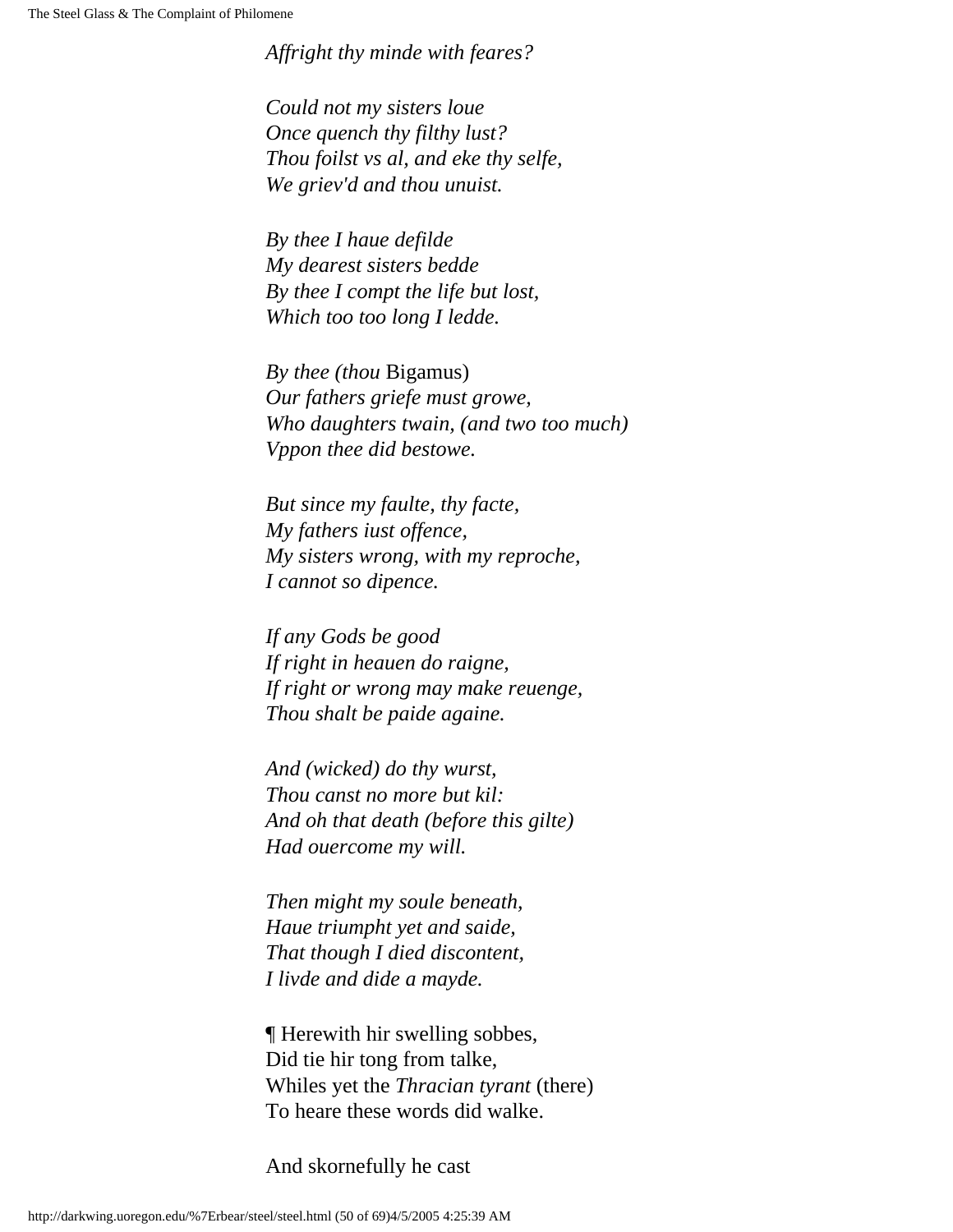*Affright thy minde with feares?*

*Could not my sisters loue*
*Once quench thy filthy lust?*
*Thou foilst vs al, and eke thy selfe,*
*We griev'd and thou vnuist.*

*By thee I haue defilde*
*My dearest sisters bedde*
*By thee I compt the life but lost,*
*Which too too long I ledde.*

*By thee (thou* Bigamus)
*Our fathers griefe must growe,*
*Who daughters twain, (and two too much)*
*Vppon thee did bestowe.*

*But since my faulte, thy facte,*
*My fathers iust offence,*
*My sisters wrong, with my reproche,*
*I cannot so dipence.*

*If any Gods be good*
*If right in heauen do raigne,*
*If right or wrong may make reuenge,*
*Thou shalt be paide againe.*

*And (wicked) do thy wurst,*
*Thou canst no more but kil:*
*And oh that death (before this gilte)*
*Had ouercome my will.*

*Then might my soule beneath,*
*Haue triumpht yet and saide,*
*That though I died discontent,*
*I livde and dide a mayde.*

¶ Herewith hir swelling sobbes,
Did tie hir tong from talke,
Whiles yet the *Thracian tyrant* (there)
To heare these words did walke.

And skornefully he cast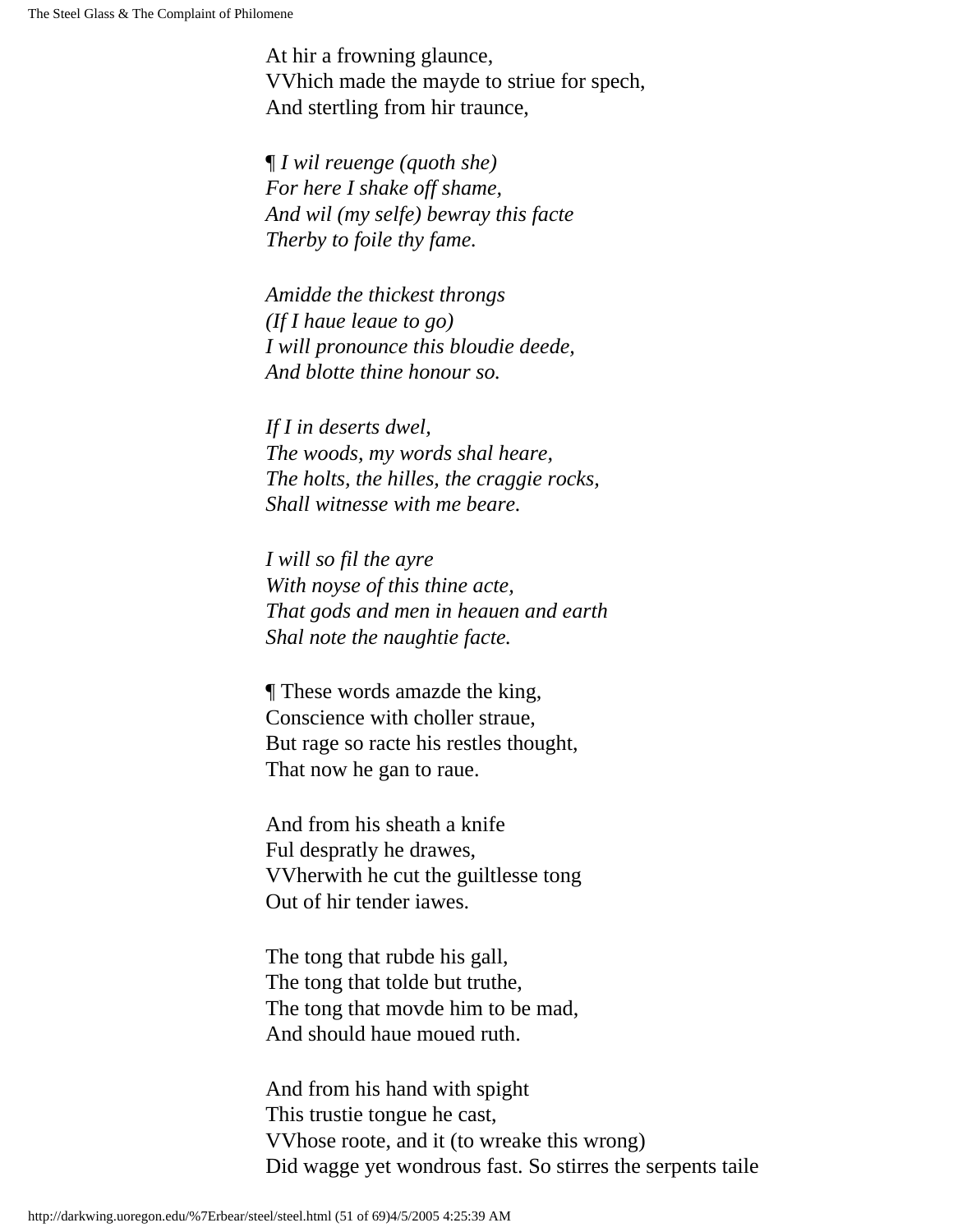At hir a frowning glaunce,
VVhich made the mayde to striue for spech,
And stertling from hir traunce,

*¶ I wil reuenge (quoth she)*
*For here I shake off shame,*
*And wil (my selfe) bewray this facte*
*Therby to foile thy fame.*

*Amidde the thickest throngs*
*(If I haue leaue to go)*
*I will pronounce this bloudie deede,*
*And blotte thine honour so.*

*If I in deserts dwel,*
*The woods, my words shal heare,*
*The holts, the hilles, the craggie rocks,*
*Shall witnesse with me beare.*

*I will so fil the ayre*
*With noyse of this thine acte,*
*That gods and men in heauen and earth*
*Shal note the naughtie facte.*

¶ These words amazde the king,
Conscience with choller straue,
But rage so racte his restles thought,
That now he gan to raue.

And from his sheath a knife
Ful despratly he drawes,
VVherwith he cut the guiltlesse tong
Out of hir tender iawes.

The tong that rubde his gall,
The tong that tolde but truthe,
The tong that movde him to be mad,
And should haue moued ruth.

And from his hand with spight
This trustie tongue he cast,
VVhose roote, and it (to wreake this wrong)
Did wagge yet wondrous fast. So stirres the serpents taile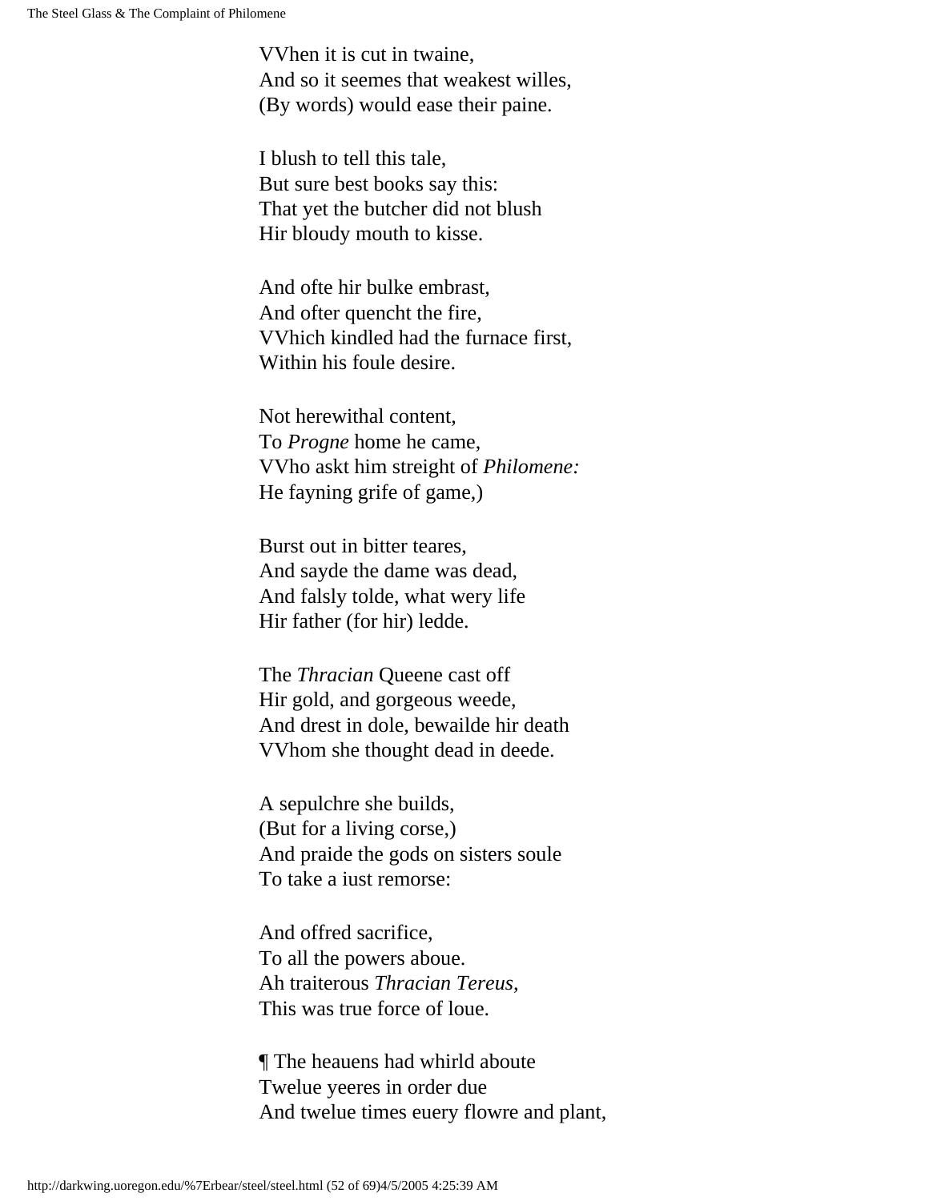VVhen it is cut in twaine,
And so it seemes that weakest willes,
(By words) would ease their paine.

I blush to tell this tale,
But sure best books say this:
That yet the butcher did not blush
Hir bloudy mouth to kisse.

And ofte hir bulke embrast,
And ofter quencht the fire,
VVhich kindled had the furnace first,
Within his foule desire.

Not herewithal content,
To *Progne* home he came,
VVho askt him streight of *Philomene:*
He fayning grife of game,)

Burst out in bitter teares,
And sayde the dame was dead,
And falsly tolde, what wery life
Hir father (for hir) ledde.

The *Thracian* Queene cast off
Hir gold, and gorgeous weede,
And drest in dole, bewailde hir death
VVhom she thought dead in deede.

A sepulchre she builds,
(But for a living corse,)
And praide the gods on sisters soule
To take a iust remorse:

And offred sacrifice,
To all the powers aboue.
Ah traiterous *Thracian Tereus,*
This was true force of loue.

¶ The heauens had whirld aboute
Twelue yeeres in order due
And twelue times euery flowre and plant,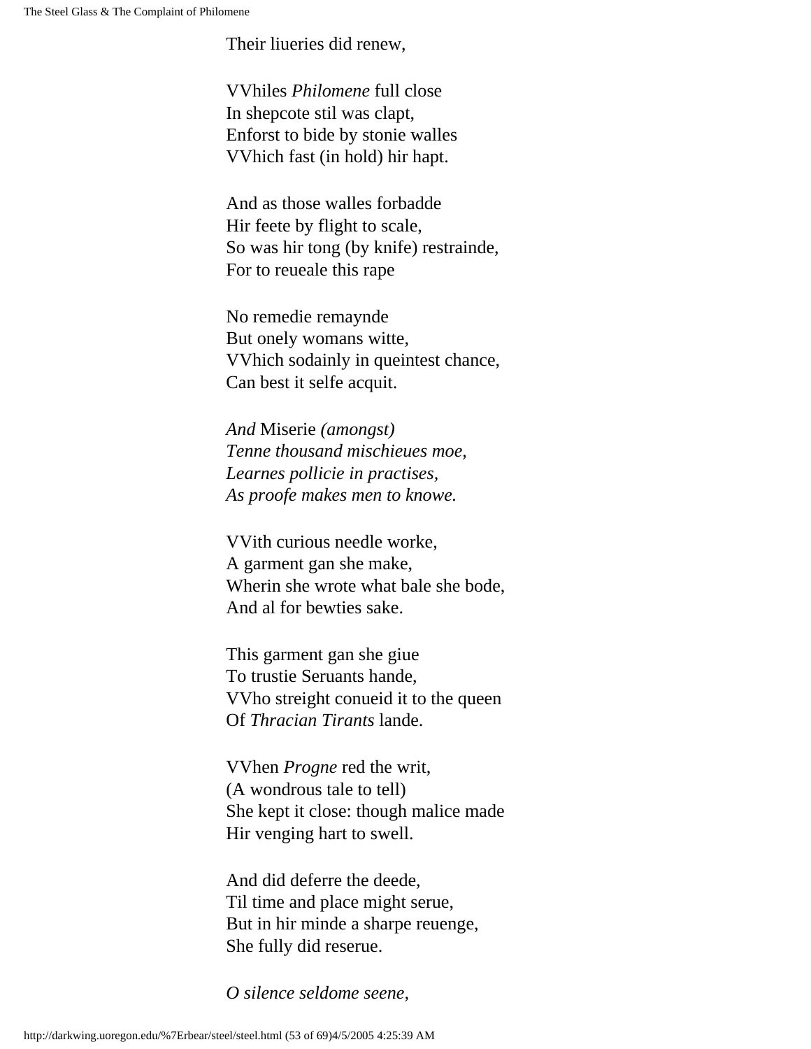Their liueries did renew,

VVhiles *Philomene* full close  
In shepcote stil was clapt,  
Enforst to bide by stonie walles  
VVhich fast (in hold) hir hapt.

And as those walles forbadde  
Hir feete by flight to scale,  
So was hir tong (by knife) restrainde,  
For to reueale this rape

No remedie remaynde  
But onely womans witte,  
VVhich sodainly in queintest chance,  
Can best it selfe acquit.

*And* Miserie *(amongst)*  
*Tenne thousand mischieues moe,*  
*Learnes pollicie in practises,*  
*As proofe makes men to knowe.*

VVith curious needle worke,  
A garment gan she make,  
Wherin she wrote what bale she bode,  
And al for bewties sake.

This garment gan she giue  
To trustie Seruants hande,  
VVho streight conueid it to the queen  
Of *Thracian Tirants* lande.

VVhen *Progne* red the writ,  
(A wondrous tale to tell)  
She kept it close: though malice made  
Hir venging hart to swell.

And did deferre the deede,  
Til time and place might serue,  
But in hir minde a sharpe reuenge,  
She fully did reserue.

*O silence seldome seene,*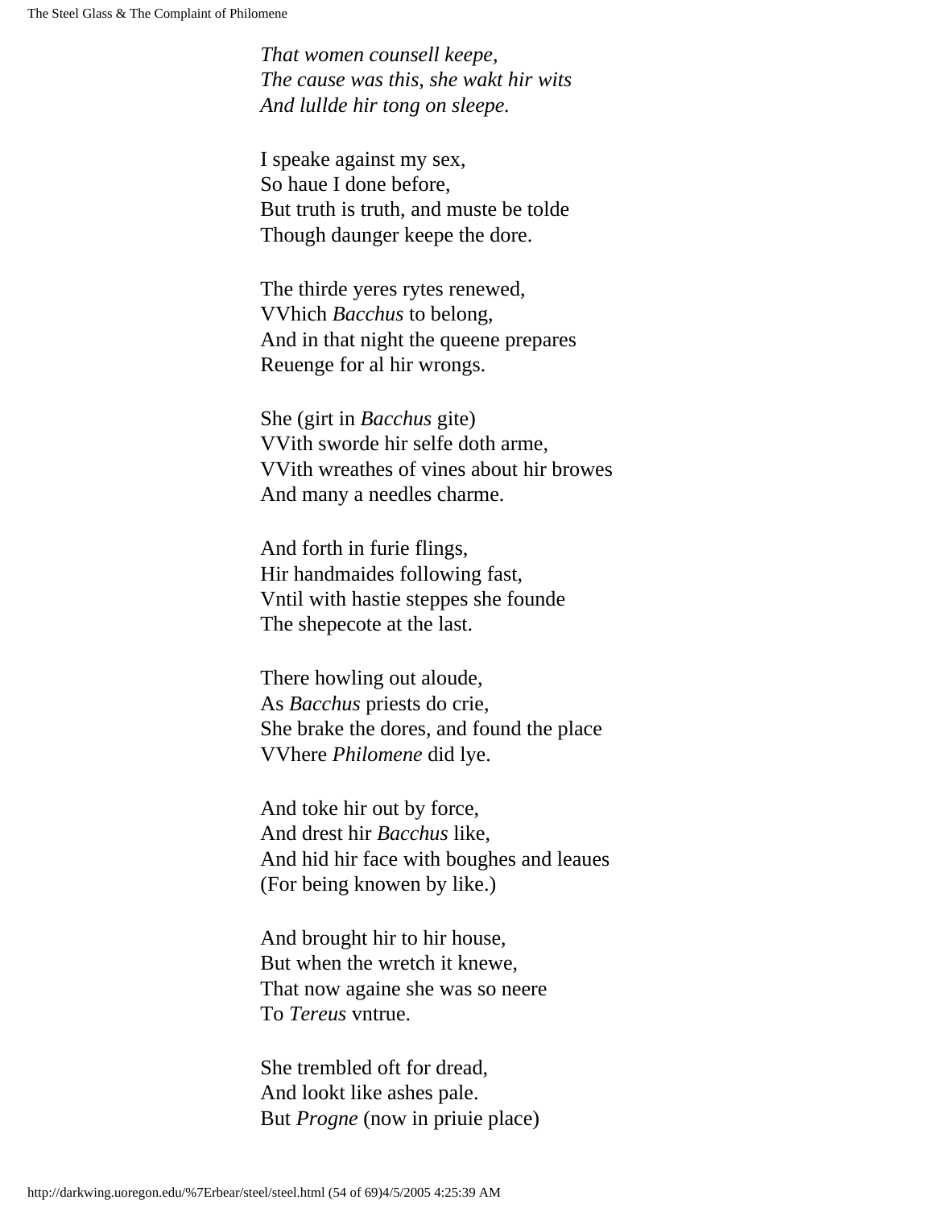*That women counsell keepe,*  
*The cause was this, she wakt hir wits*  
*And lullde hir tong on sleepe.*

I speake against my sex,  
So haue I done before,  
But truth is truth, and muste be tolde  
Though daunger keepe the dore.

The thirde yeres rytes renewed,  
VVhich *Bacchus* to belong,  
And in that night the queene prepares  
Reuenge for al hir wrongs.

She (girt in *Bacchus* gite)  
VVith sworde hir selfe doth arme,  
VVith wreathes of vines about hir browes  
And many a needles charme.

And forth in furie flings,  
Hir handmaides following fast,  
Vntil with hastie steppes she founde  
The shepecote at the last.

There howling out aloude,  
As *Bacchus* priests do crie,  
She brake the dores, and found the place  
VVhere *Philomene* did lye.

And toke hir out by force,  
And drest hir *Bacchus* like,  
And hid hir face with boughes and leaues  
(For being knowen by like.)

And brought hir to hir house,  
But when the wretch it knewe,  
That now againe she was so neere  
To *Tereus* vntrue.

She trembled oft for dread,  
And lookt like ashes pale.  
But *Progne* (now in priuie place)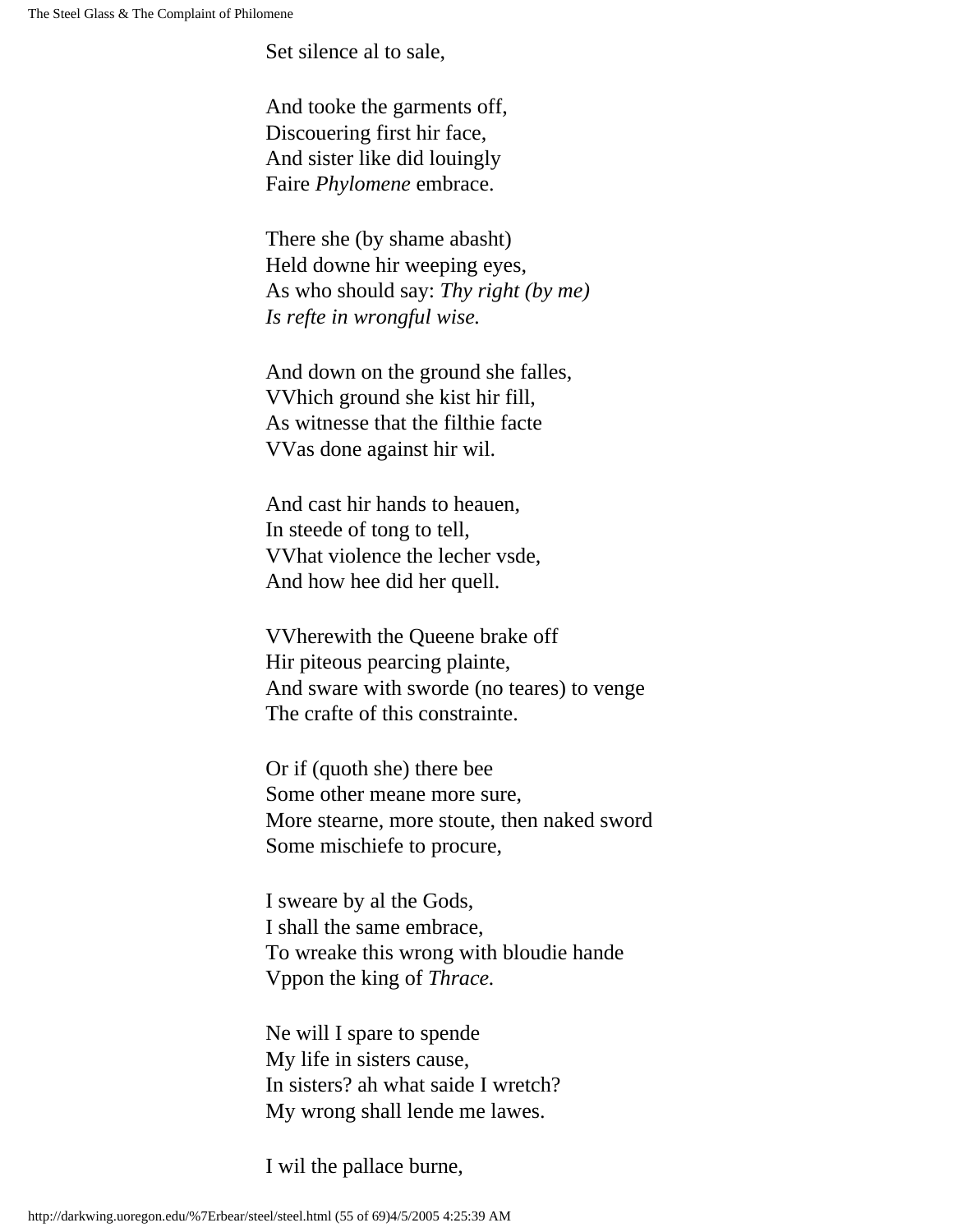Set silence al to sale,

And tooke the garments off,  
Discouering first hir face,  
And sister like did louingly  
Faire *Phylomene* embrace.

There she (by shame abasht)  
Held downe hir weeping eyes,  
As who should say: *Thy right (by me)*  
*Is refte in wrongful wise.*

And down on the ground she falles,  
VVhich ground she kist hir fill,  
As witnesse that the filthie facte  
VVas done against hir wil.

And cast hir hands to heauen,  
In steede of tong to tell,  
VVhat violence the lecher vsde,  
And how hee did her quell.

VVherewith the Queene brake off  
Hir piteous pearcing plainte,  
And sware with sworde (no teares) to venge  
The crafte of this constrainte.

Or if (quoth she) there bee  
Some other meane more sure,  
More stearne, more stoute, then naked sword  
Some mischiefe to procure,

I sweare by al the Gods,  
I shall the same embrace,  
To wreake this wrong with bloudie hande  
Vppon the king of *Thrace.*

Ne will I spare to spende  
My life in sisters cause,  
In sisters? ah what saide I wretch?  
My wrong shall lende me lawes.

I wil the pallace burne,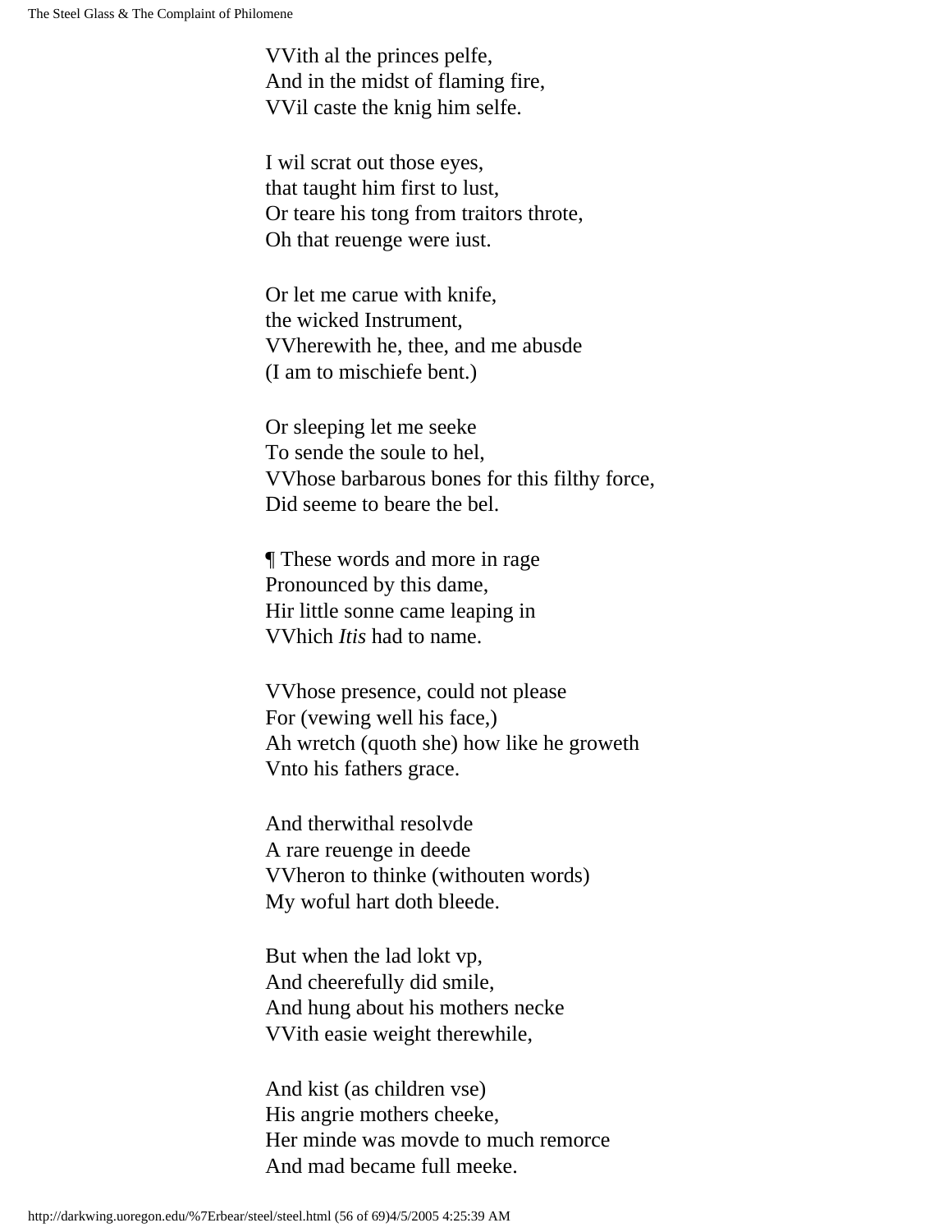VVith al the princes pelfe,  
And in the midst of flaming fire,  
VVil caste the knig him selfe.

I wil scrat out those eyes,  
that taught him first to lust,  
Or teare his tong from traitors throte,  
Oh that reuenge were iust.

Or let me carue with knife,  
the wicked Instrument,  
VVherewith he, thee, and me abusde  
(I am to mischiefe bent.)

Or sleeping let me seeke  
To sende the soule to hel,  
VVhose barbarous bones for this filthy force,  
Did seeme to beare the bel.

¶ These words and more in rage  
Pronounced by this dame,  
Hir little sonne came leaping in  
VVhich *Itis* had to name.

VVhose presence, could not please  
For (vewing well his face,)  
Ah wretch (quoth she) how like he groweth  
Vnto his fathers grace.

And therwithal resolvde  
A rare reuenge in deede  
VVheron to thinke (withouten words)  
My woful hart doth bleede.

But when the lad lokt vp,  
And cheerefully did smile,  
And hung about his mothers necke  
VVith easie weight therewhile,

And kist (as children vse)  
His angrie mothers cheeke,  
Her minde was movde to much remorce  
And mad became full meeke.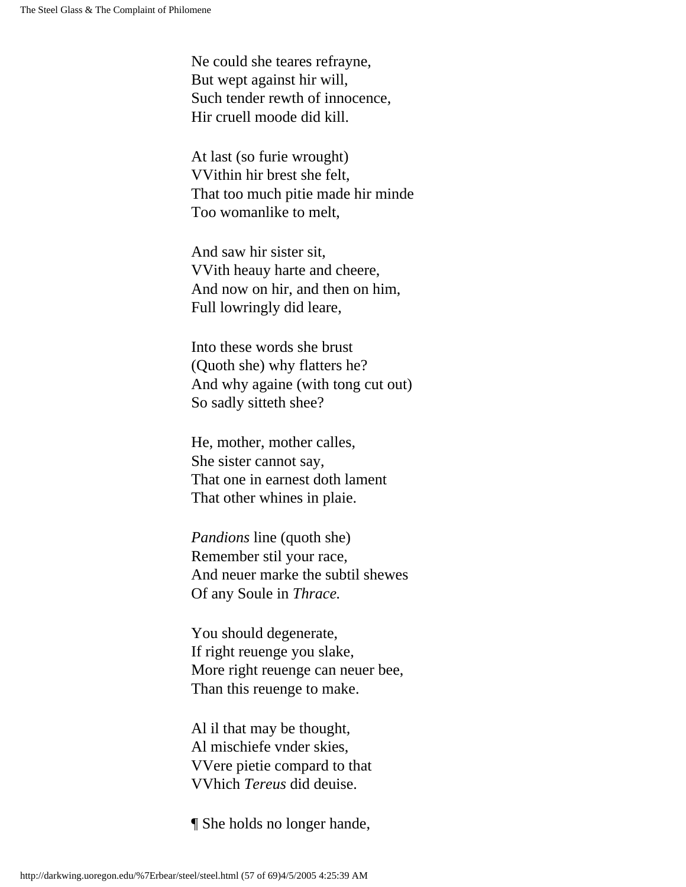Ne could she teares refrayne,
But wept against hir will,
Such tender rewth of innocence,
Hir cruell moode did kill.

At last (so furie wrought)
VVithin hir brest she felt,
That too much pitie made hir minde
Too womanlike to melt,

And saw hir sister sit,
VVith heauy harte and cheere,
And now on hir, and then on him,
Full lowringly did leare,

Into these words she brust
(Quoth she) why flatters he?
And why againe (with tong cut out)
So sadly sitteth shee?

He, mother, mother calles,
She sister cannot say,
That one in earnest doth lament
That other whines in plaie.

*Pandions* line (quoth she)
Remember stil your race,
And neuer marke the subtil shewes
Of any Soule in *Thrace.*

You should degenerate,
If right reuenge you slake,
More right reuenge can neuer bee,
Than this reuenge to make.

Al il that may be thought,
Al mischiefe vnder skies,
VVere pietie compard to that
VVhich *Tereus* did deuise.

¶ She holds no longer hande,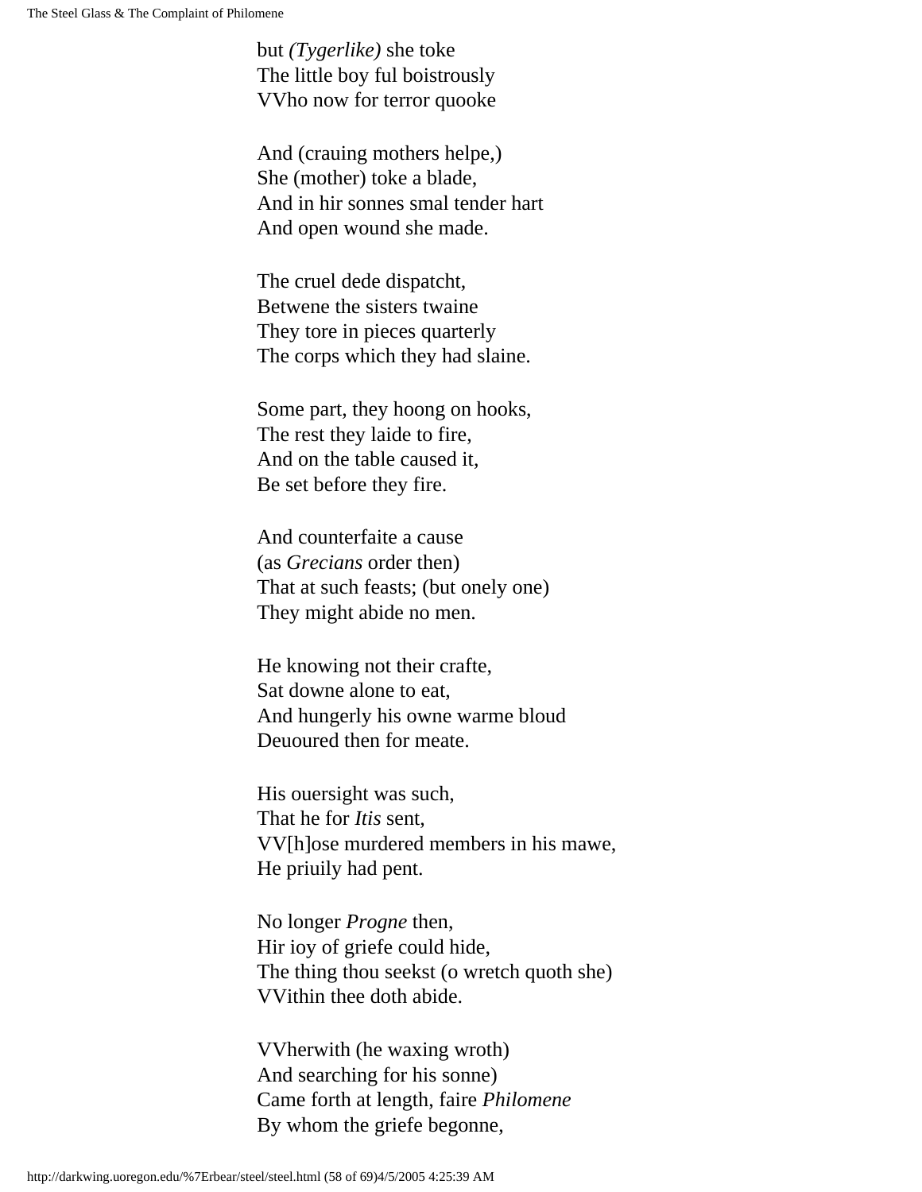but *(Tygerlike)* she toke
The little boy ful boistrously
VVho now for terror quooke

And (crauing mothers helpe,)
She (mother) toke a blade,
And in hir sonnes smal tender hart
And open wound she made.

The cruel dede dispatcht,
Betwene the sisters twaine
They tore in pieces quarterly
The corps which they had slaine.

Some part, they hoong on hooks,
The rest they laide to fire,
And on the table caused it,
Be set before they fire.

And counterfaite a cause
(as *Grecians* order then)
That at such feasts; (but onely one)
They might abide no men.

He knowing not their crafte,
Sat downe alone to eat,
And hungerly his owne warme bloud
Deuoured then for meate.

His ouersight was such,
That he for *Itis* sent,
VV[h]ose murdered members in his mawe,
He priuily had pent.

No longer *Progne* then,
Hir ioy of griefe could hide,
The thing thou seekst (o wretch quoth she)
VVithin thee doth abide.

VVherwith (he waxing wroth)
And searching for his sonne)
Came forth at length, faire *Philomene*
By whom the griefe begonne,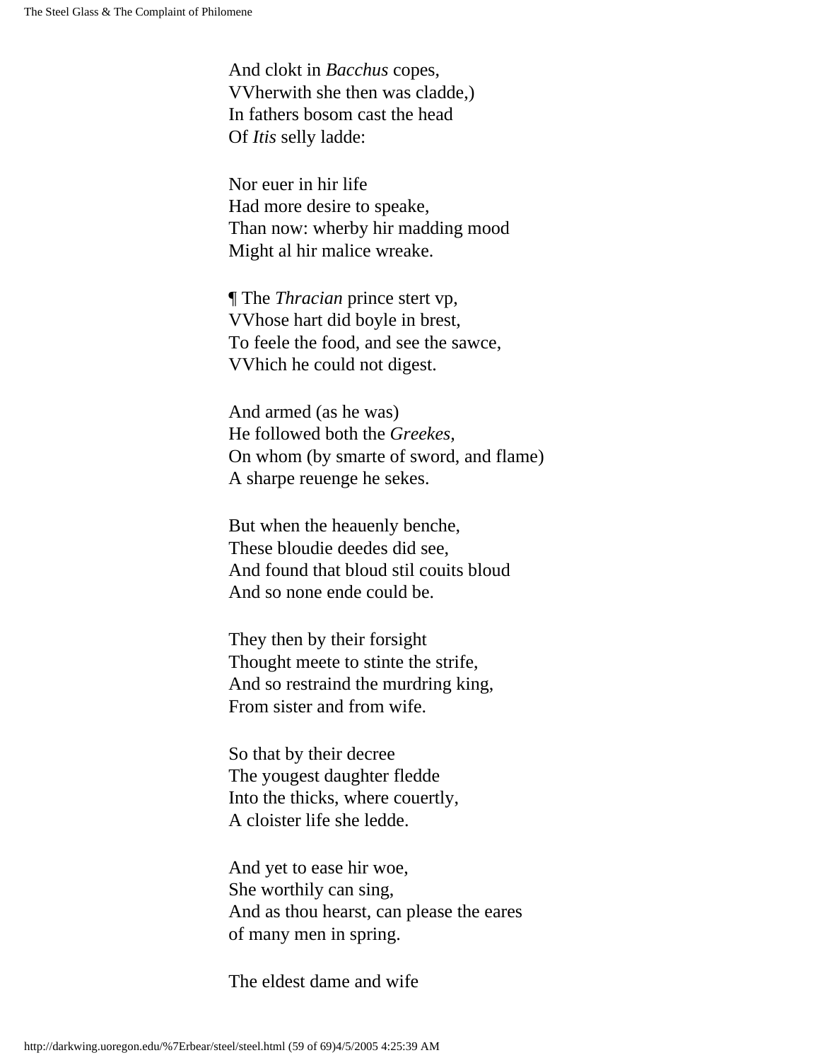And clokt in *Bacchus* copes,
VVherwith she then was cladde,)
In fathers bosom cast the head
Of *Itis* selly ladde:

Nor euer in hir life
Had more desire to speake,
Than now: wherby hir madding mood
Might al hir malice wreake.

¶ The *Thracian* prince stert vp,
VVhose hart did boyle in brest,
To feele the food, and see the sawce,
VVhich he could not digest.

And armed (as he was)
He followed both the *Greekes,*
On whom (by smarte of sword, and flame)
A sharpe reuenge he sekes.

But when the heauenly benche,
These bloudie deedes did see,
And found that bloud stil couits bloud
And so none ende could be.

They then by their forsight
Thought meete to stinte the strife,
And so restraind the murdring king,
From sister and from wife.

So that by their decree
The yougest daughter fledde
Into the thicks, where couertly,
A cloister life she ledde.

And yet to ease hir woe,
She worthily can sing,
And as thou hearst, can please the eares
of many men in spring.

The eldest dame and wife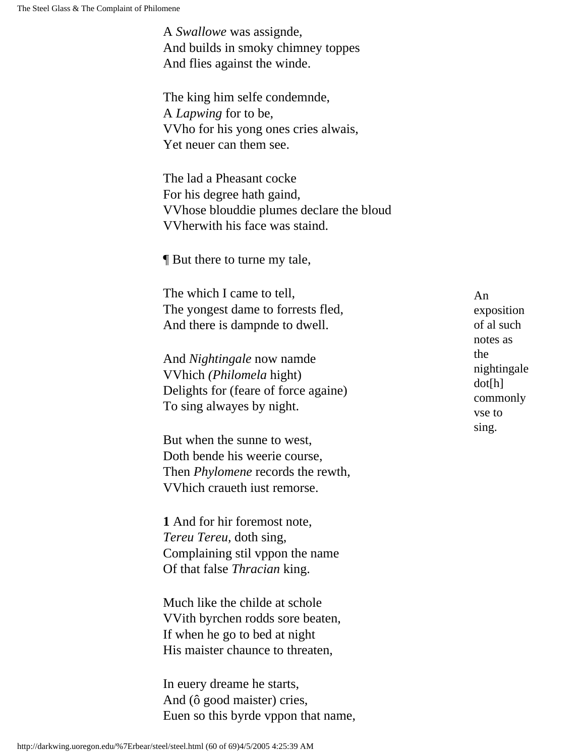A *Swallowe* was assignde,
And builds in smoky chimney toppes
And flies against the winde.

The king him selfe condemnde,
A *Lapwing* for to be,
VVho for his yong ones cries alwais,
Yet neuer can them see.

The lad a Pheasant cocke
For his degree hath gaind,
VVhose blouddie plumes declare the bloud
VVherwith his face was staind.

¶ But there to turne my tale,

The which I came to tell,
The yongest dame to forrests fled,
And there is dampnde to dwell.

An exposition of al such notes as the nightingale dot[h] commonly vse to sing.

And *Nightingale* now namde
VVhich *(Philomela* hight)
Delights for (feare of force againe)
To sing alwayes by night.

But when the sunne to west,
Doth bende his weerie course,
Then *Phylomene* records the rewth,
VVhich craueth iust remorse.

**1** And for hir foremost note,
*Tereu Tereu*, doth sing,
Complaining stil vppon the name
Of that false *Thracian* king.

Much like the childe at schole
VVith byrchen rodds sore beaten,
If when he go to bed at night
His maister chaunce to threaten,

In euery dreame he starts,
And (ô good maister) cries,
Euen so this byrde vppon that name,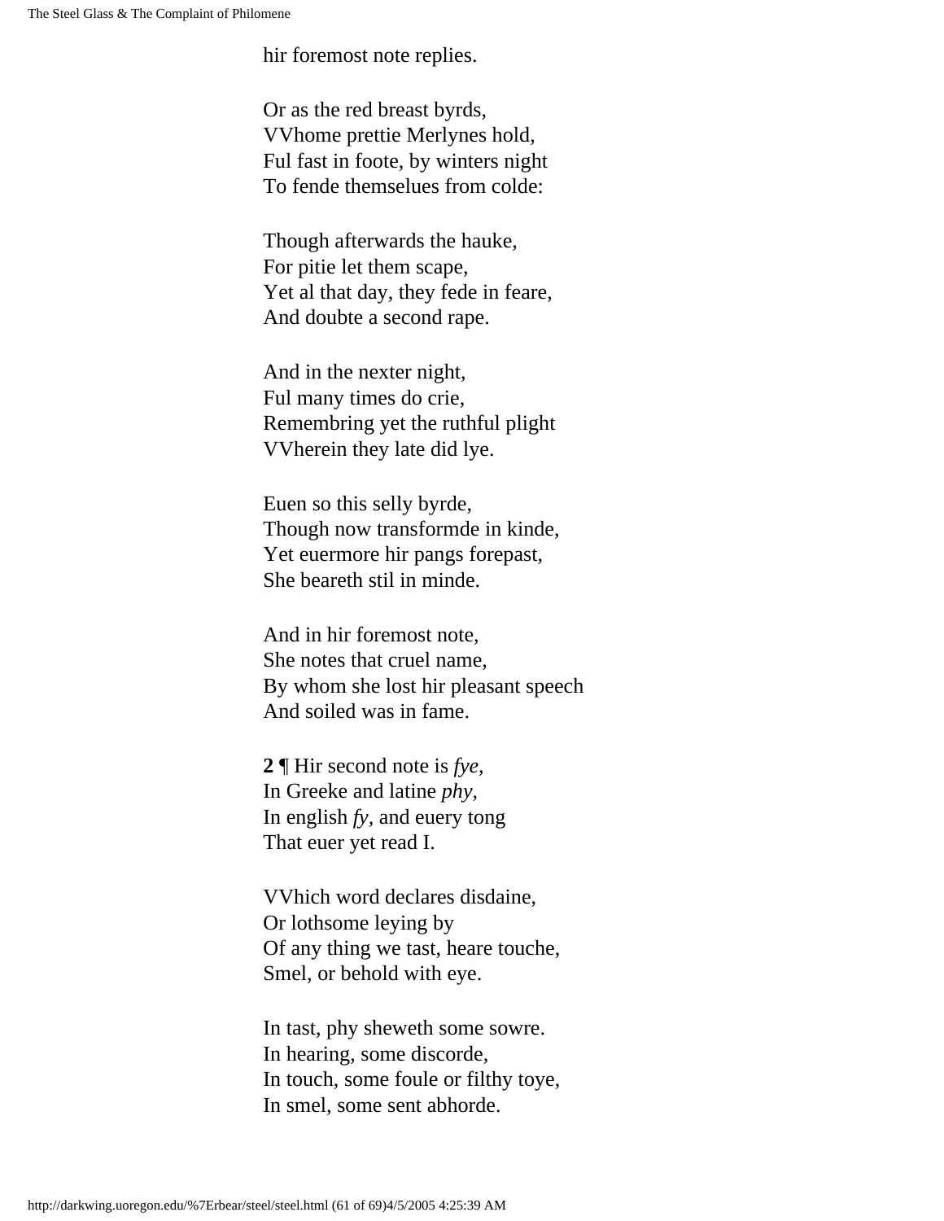hir foremost note replies.

Or as the red breast byrds,
VVhome prettie Merlynes hold,
Ful fast in foote, by winters night
To fende themselues from colde:

Though afterwards the hauke,
For pitie let them scape,
Yet al that day, they fede in feare,
And doubte a second rape.

And in the nexter night,
Ful many times do crie,
Remembring yet the ruthful plight
VVherein they late did lye.

Euen so this selly byrde,
Though now transformde in kinde,
Yet euermore hir pangs forepast,
She beareth stil in minde.

And in hir foremost note,
She notes that cruel name,
By whom she lost hir pleasant speech
And soiled was in fame.

**2** ¶ Hir second note is *fye*,
In Greeke and latine *phy*,
In english *fy*, and euery tong
That euer yet read I.

VVhich word declares disdaine,
Or lothsome leying by
Of any thing we tast, heare touche,
Smel, or behold with eye.

In tast, phy sheweth some sowre.
In hearing, some discorde,
In touch, some foule or filthy toye,
In smel, some sent abhorde.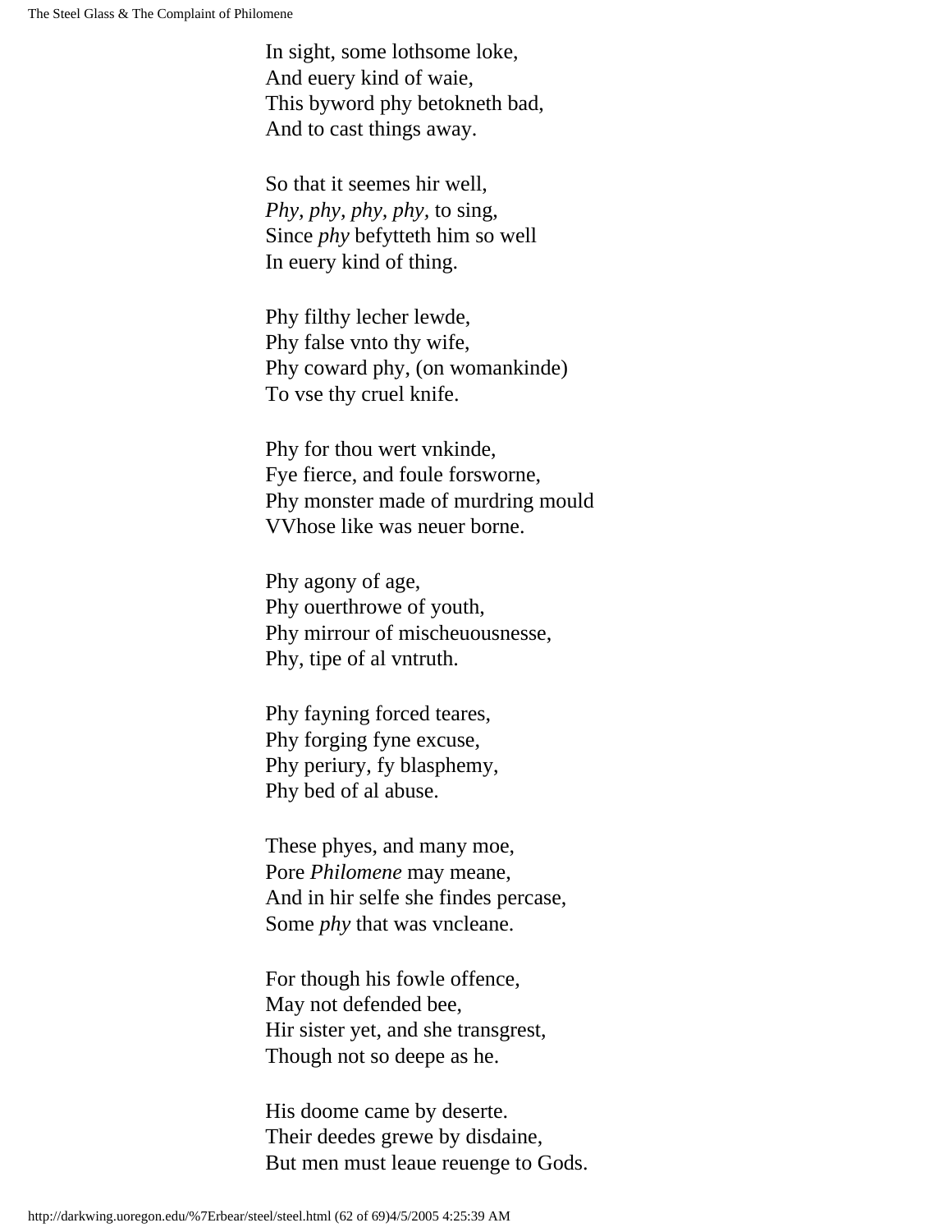In sight, some lothsome loke,  
And euery kind of waie,  
This byword phy betokneth bad,  
And to cast things away.

So that it seemes hir well,  
*Phy, phy, phy, phy*, to sing,  
Since *phy* befytteth him so well  
In euery kind of thing.

Phy filthy lecher lewde,  
Phy false vnto thy wife,  
Phy coward phy, (on womankinde)  
To vse thy cruel knife.

Phy for thou wert vnkinde,  
Fye fierce, and foule forsworne,  
Phy monster made of murdring mould  
VVhose like was neuer borne.

Phy agony of age,  
Phy ouerthrowe of youth,  
Phy mirrour of mischeuousnesse,  
Phy, tipe of al vntruth.

Phy fayning forced teares,  
Phy forging fyne excuse,  
Phy periury, fy blasphemy,  
Phy bed of al abuse.

These phyes, and many moe,  
Pore *Philomene* may meane,  
And in hir selfe she findes percase,  
Some *phy* that was vncleane.

For though his fowle offence,  
May not defended bee,  
Hir sister yet, and she transgrest,  
Though not so deepe as he.

His doome came by deserte.  
Their deedes grewe by disdaine,  
But men must leaue reuenge to Gods.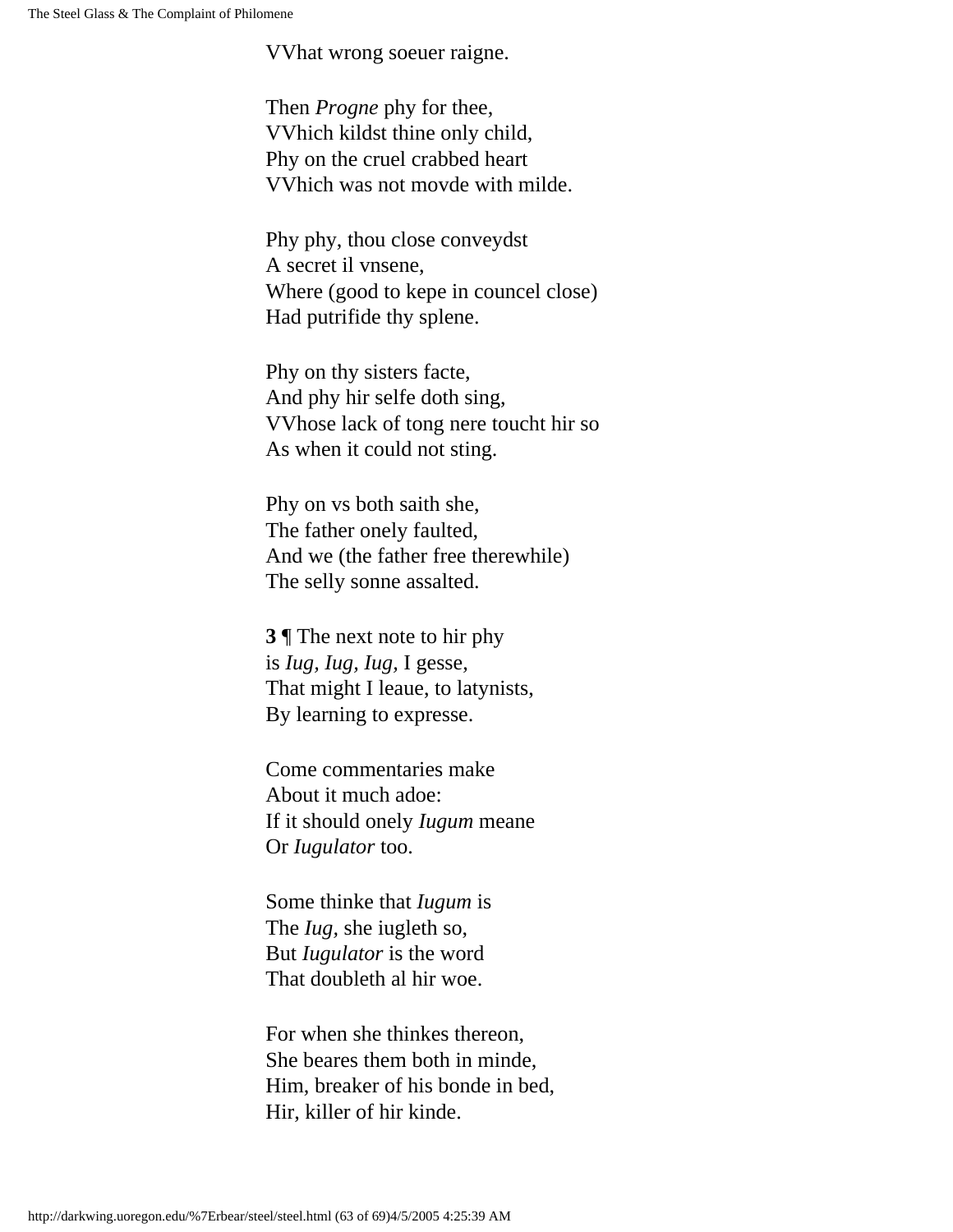VVhat wrong soeuer raigne.

Then *Progne* phy for thee,  
VVhich kildst thine only child,  
Phy on the cruel crabbed heart  
VVhich was not movde with milde.

Phy phy, thou close conveydst  
A secret il vnsene,  
Where (good to kepe in councel close)  
Had putrifide thy splene.

Phy on thy sisters facte,  
And phy hir selfe doth sing,  
VVhose lack of tong nere toucht hir so  
As when it could not sting.

Phy on vs both saith she,  
The father onely faulted,  
And we (the father free therewhile)  
The selly sonne assalted.

**3** ¶ The next note to hir phy  
is *Iug, Iug, Iug,* I gesse,  
That might I leaue, to latynists,  
By learning to expresse.

Come commentaries make  
About it much adoe:  
If it should onely *Iugum* meane  
Or *Iugulator* too.

Some thinke that *Iugum* is  
The *Iug,* she iugleth so,  
But *Iugulator* is the word  
That doubleth al hir woe.

For when she thinkes thereon,  
She beares them both in minde,  
Him, breaker of his bonde in bed,  
Hir, killer of hir kinde.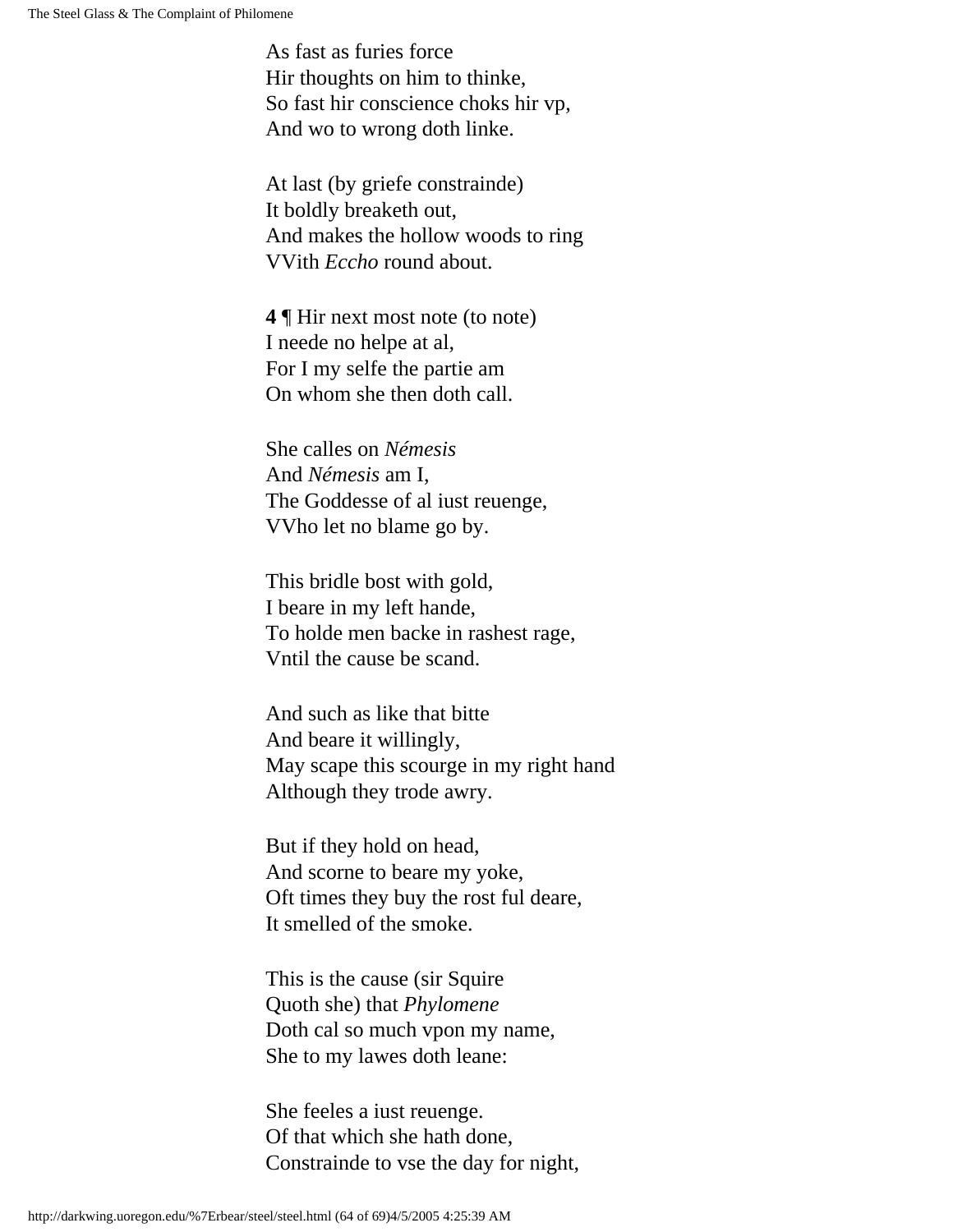As fast as furies force
Hir thoughts on him to thinke,
So fast hir conscience choks hir vp,
And wo to wrong doth linke.

At last (by griefe constrainde)
It boldly breaketh out,
And makes the hollow woods to ring
VVith *Eccho* round about.

**4** ¶ Hir next most note (to note)
I neede no helpe at al,
For I my selfe the partie am
On whom she then doth call.

She calles on *Némesis*
And *Némesis* am I,
The Goddesse of al iust reuenge,
VVho let no blame go by.

This bridle bost with gold,
I beare in my left hande,
To holde men backe in rashest rage,
Vntil the cause be scand.

And such as like that bitte
And beare it willingly,
May scape this scourge in my right hand
Although they trode awry.

But if they hold on head,
And scorne to beare my yoke,
Oft times they buy the rost ful deare,
It smelled of the smoke.

This is the cause (sir Squire
Quoth she) that *Phylomene*
Doth cal so much vpon my name,
She to my lawes doth leane:

She feeles a iust reuenge.
Of that which she hath done,
Constrainde to vse the day for night,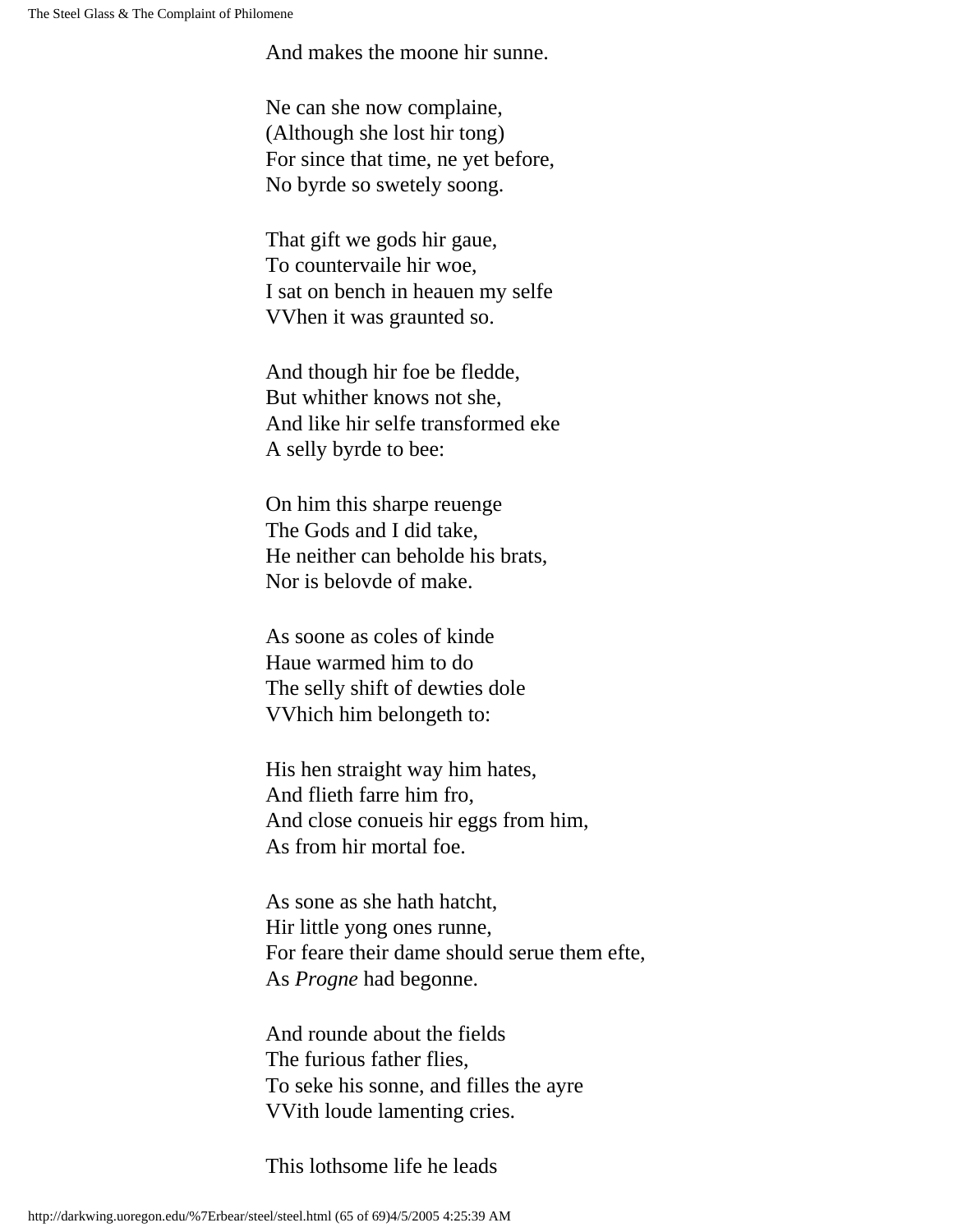And makes the moone hir sunne.

Ne can she now complaine,  
(Although she lost hir tong)  
For since that time, ne yet before,  
No byrde so swetely soong.

That gift we gods hir gaue,  
To countervaile hir woe,  
I sat on bench in heauen my selfe  
VVhen it was graunted so.

And though hir foe be fledde,  
But whither knows not she,  
And like hir selfe transformed eke  
A selly byrde to bee:

On him this sharpe reuenge  
The Gods and I did take,  
He neither can beholde his brats,  
Nor is belovde of make.

As soone as coles of kinde  
Haue warmed him to do  
The selly shift of dewties dole  
VVhich him belongeth to:

His hen straight way him hates,  
And flieth farre him fro,  
And close conueis hir eggs from him,  
As from hir mortal foe.

As sone as she hath hatcht,  
Hir little yong ones runne,  
For feare their dame should serue them efte,  
As *Progne* had begonne.

And rounde about the fields  
The furious father flies,  
To seke his sonne, and filles the ayre  
VVith loude lamenting cries.

This lothsome life he leads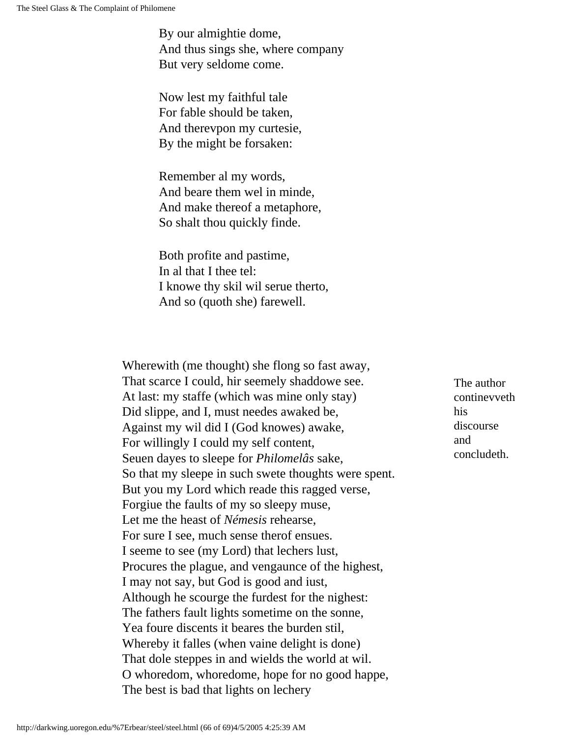By our almightie dome,  
And thus sings she, where company  
But very seldome come.

Now lest my faithful tale  
For fable should be taken,  
And therevpon my curtesie,  
By the might be forsaken:

Remember al my words,  
And beare them wel in minde,  
And make thereof a metaphore,  
So shalt thou quickly finde.

Both profite and pastime,  
In al that I thee tel:  
I knowe thy skil wil serue therto,  
And so (quoth she) farewell.

The author continevveth his discourse and concludeth.

Wherewith (me thought) she flong so fast away,  
That scarce I could, hir seemely shaddowe see.  
At last: my staffe (which was mine only stay)  
Did slippe, and I, must needes awaked be,  
Against my wil did I (God knowes) awake,  
For willingly I could my self content,  
Seuen dayes to sleepe for *Philomelâs* sake,  
So that my sleepe in such swete thoughts were spent.  
But you my Lord which reade this ragged verse,  
Forgiue the faults of my so sleepy muse,  
Let me the heast of *Némesis* rehearse,  
For sure I see, much sense therof ensues.  
I seeme to see (my Lord) that lechers lust,  
Procures the plague, and vengaunce of the highest,  
I may not say, but God is good and iust,  
Although he scourge the furdest for the nighest:  
The fathers fault lights sometime on the sonne,  
Yea foure discents it beares the burden stil,  
Whereby it falles (when vaine delight is done)  
That dole steppes in and wields the world at wil.  
O whoredom, whoredome, hope for no good happe,  
The best is bad that lights on lechery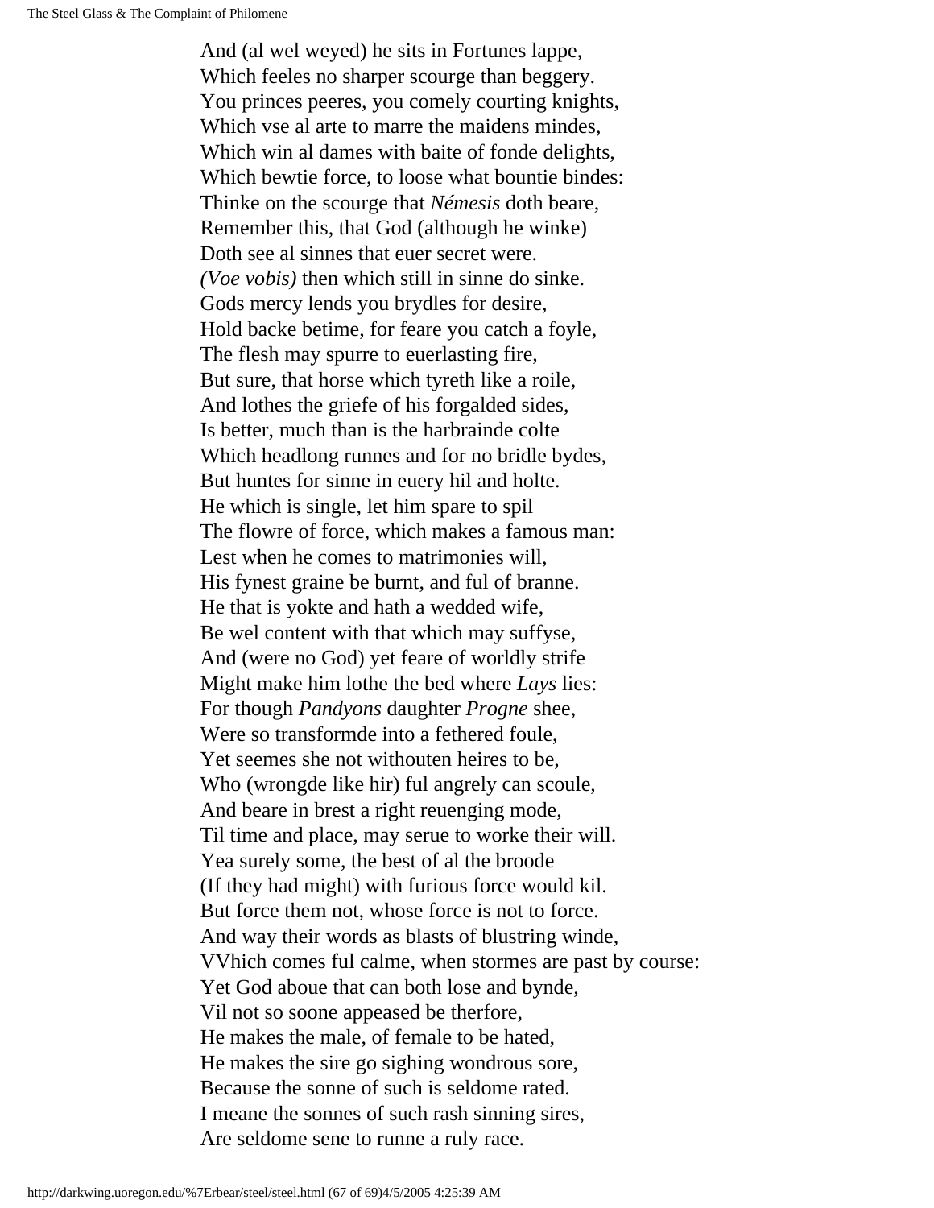And (al wel weyed) he sits in Fortunes lappe,
Which feeles no sharper scourge than beggery.
You princes peeres, you comely courting knights,
Which vse al arte to marre the maidens mindes,
Which win al dames with baite of fonde delights,
Which bewtie force, to loose what bountie bindes:
Thinke on the scourge that *Némesis* doth beare,
Remember this, that God (although he winke)
Doth see al sinnes that euer secret were.
*(Voe vobis)* then which still in sinne do sinke.
Gods mercy lends you brydles for desire,
Hold backe betime, for feare you catch a foyle,
The flesh may spurre to euerlasting fire,
But sure, that horse which tyreth like a roile,
And lothes the griefe of his forgalded sides,
Is better, much than is the harbrainde colte
Which headlong runnes and for no bridle bydes,
But huntes for sinne in euery hil and holte.
He which is single, let him spare to spil
The flowre of force, which makes a famous man:
Lest when he comes to matrimonies will,
His fynest graine be burnt, and ful of branne.
He that is yokte and hath a wedded wife,
Be wel content with that which may suffyse,
And (were no God) yet feare of worldly strife
Might make him lothe the bed where *Lays* lies:
For though *Pandyons* daughter *Progne* shee,
Were so transformde into a fethered foule,
Yet seemes she not withouten heires to be,
Who (wrongde like hir) ful angrely can scoule,
And beare in brest a right reuenging mode,
Til time and place, may serue to worke their will.
Yea surely some, the best of al the broode
(If they had might) with furious force would kil.
But force them not, whose force is not to force.
And way their words as blasts of blustring winde,
VVhich comes ful calme, when stormes are past by course:
Yet God aboue that can both lose and bynde,
Vil not so soone appeased be therfore,
He makes the male, of female to be hated,
He makes the sire go sighing wondrous sore,
Because the sonne of such is seldome rated.
I meane the sonnes of such rash sinning sires,
Are seldome sene to runne a ruly race.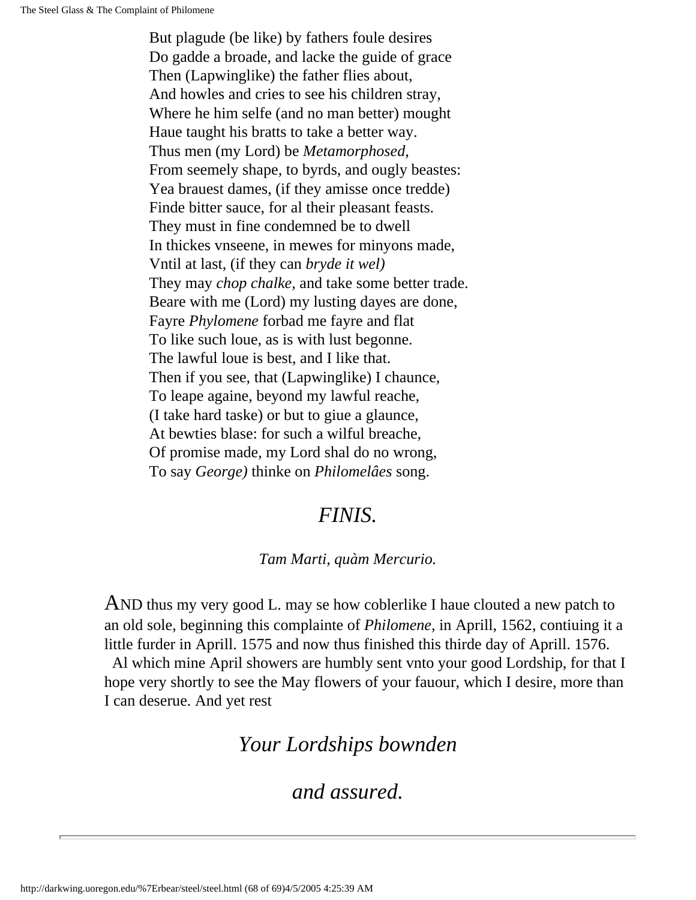But plagude (be like) by fathers foule desires  
Do gadde a broade, and lacke the guide of grace  
Then (Lapwinglike) the father flies about,  
And howles and cries to see his children stray,  
Where he him selfe (and no man better) mought  
Haue taught his bratts to take a better way.  
Thus men (my Lord) be *Metamorphosed,*  
From seemely shape, to byrds, and ougly beastes:  
Yea brauest dames, (if they amisse once tredde)  
Finde bitter sauce, for al their pleasant feasts.  
They must in fine condemned be to dwell  
In thickes vnseene, in mewes for minyons made,  
Vntil at last, (if they can *bryde it wel)*  
They may *chop chalke,* and take some better trade.  
Beare with me (Lord) my lusting dayes are done,  
Fayre *Phylomene* forbad me fayre and flat  
To like such loue, as is with lust begonne.  
The lawful loue is best, and I like that.  
Then if you see, that (Lapwinglike) I chaunce,  
To leape againe, beyond my lawful reache,  
(I take hard taske) or but to giue a glaunce,  
At bewties blase: for such a wilful breache,  
Of promise made, my Lord shal do no wrong,  
To say *George)* thinke on *Philomelâes* song.

*FINIS.*

*Tam Marti, quàm Mercurio.*

AND thus my very good L. may se how coblerlike I haue clouted a new patch to an old sole, beginning this complainte of *Philomene,* in Aprill, 1562, contiuing it a little furder in Aprill. 1575 and now thus finished this thirde day of Aprill. 1576.

Al which mine April showers are humbly sent vnto your good Lordship, for that I hope very shortly to see the May flowers of your fauour, which I desire, more than I can deserue. And yet rest

*Your Lordships bownden*

*and assured.*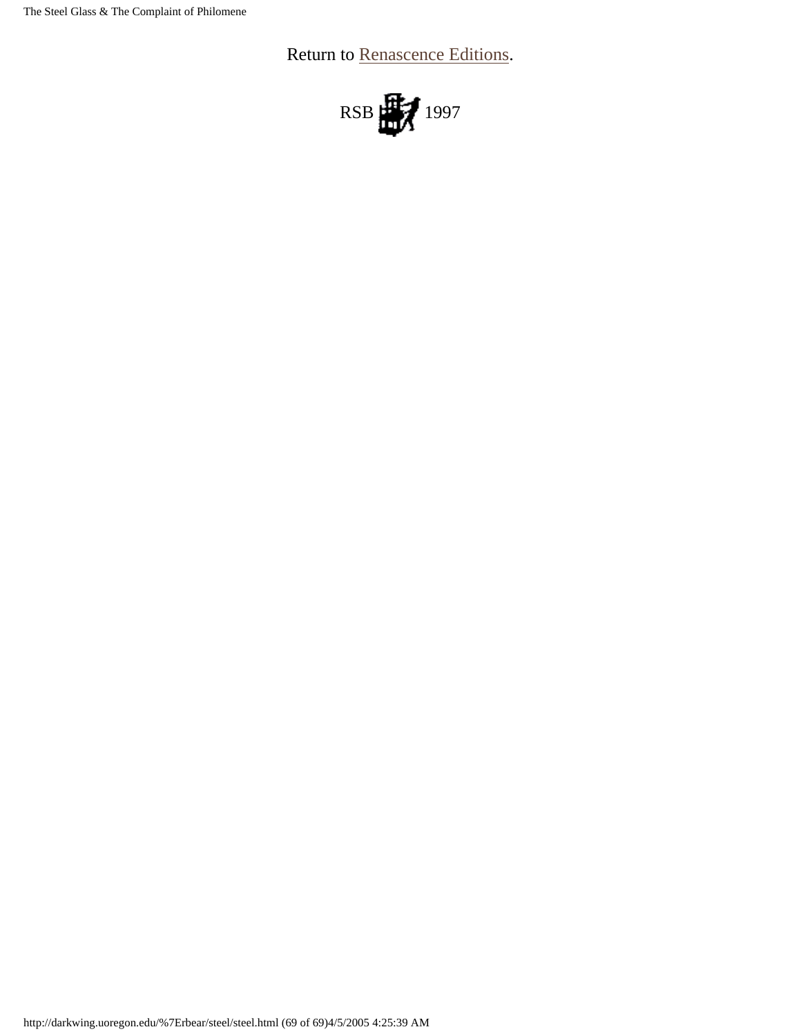Return to Renascence Editions.

RSB 1997